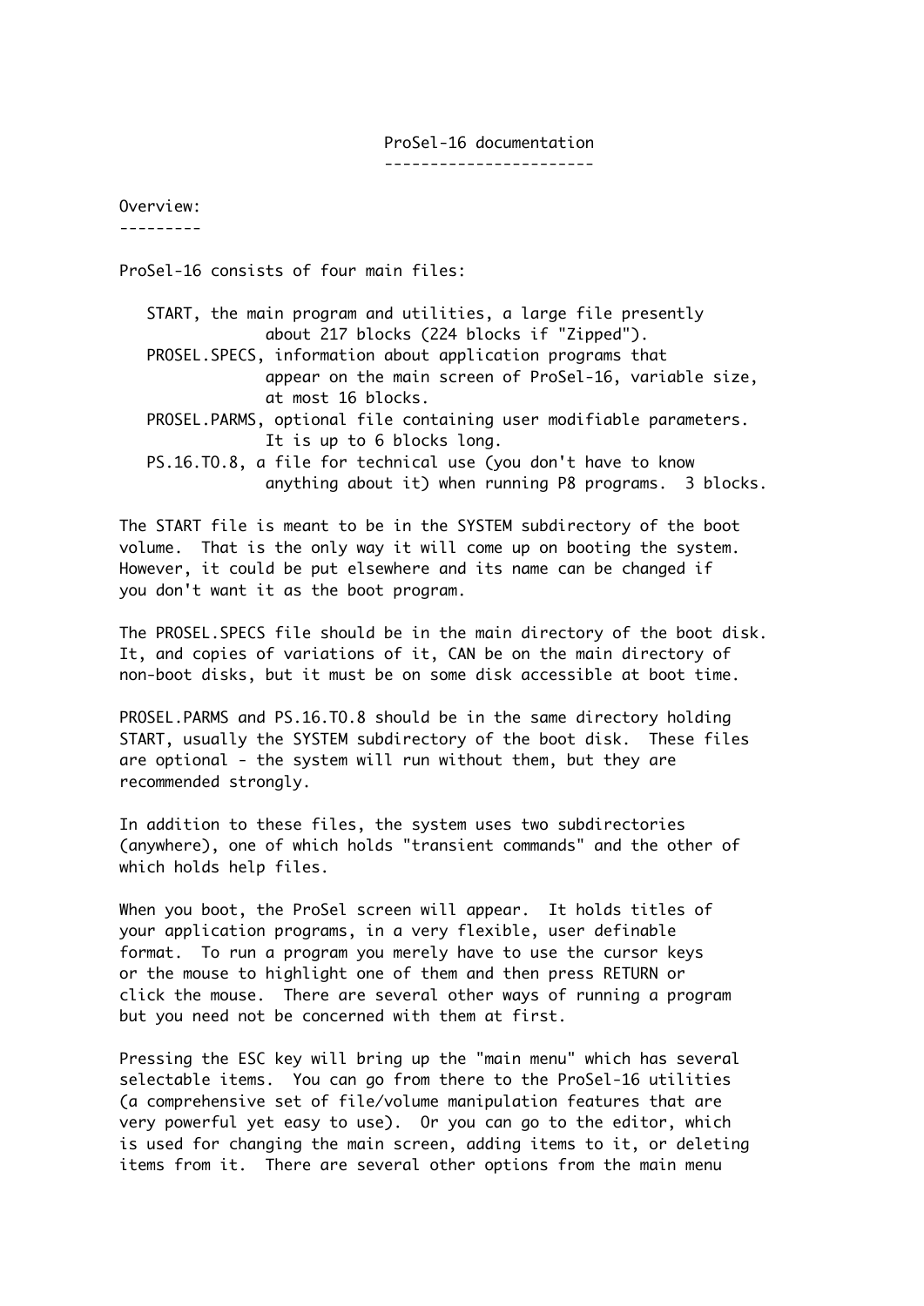# ProSel-16 documentation

## Overview:

ProSel-16 consists of four main files:

- START, the main program and utilities, a large file presently about 217 blocks (224 blocks if "Zipped").
- PROSEL.SPECS, information about application programs that appear on the main screen of ProSel-16, variable size, at most 16 blocks.
- PROSEL.PARMS, optional file containing user modifiable parameters. It is up to 6 blocks long.
- PS.16.TO.8, a file for technical use (you don't have to know anything about it) when running P8 programs. 3 blocks.

The START file is meant to be in the SYSTEM subdirectory of the boot volume. That is the only way it will come up on booting the system. However, it could be put elsewhere and its name can be changed if you don't want it as the boot program.

The PROSEL.SPECS file should be in the main directory of the boot disk. It, and copies of variations of it, CAN be on the main directory of non-boot disks, but it must be on some disk accessible at boot time.

PROSEL.PARMS and PS.16.TO.8 should be in the same directory holding START, usually the SYSTEM subdirectory of the boot disk. These files are optional - the system will run without them, but they are recommended strongly.

In addition to these files, the system uses two subdirectories (anywhere), one of which holds "transient commands" and the other of which holds help files.

When you boot, the ProSel screen will appear. It holds titles of your application programs, in a very flexible, user definable format. To run a program you merely have to use the cursor keys or the mouse to highlight one of them and then press RETURN or click the mouse. There are several other ways of running a program but you need not be concerned with them at first.

Pressing the ESC key will bring up the "main menu" which has several selectable items. You can go from there to the ProSel-16 utilities (a comprehensive set of file/volume manipulation features that are very powerful yet easy to use). Or you can go to the editor, which is used for changing the main screen, adding items to it, or deleting items from it. There are several other options from the main menu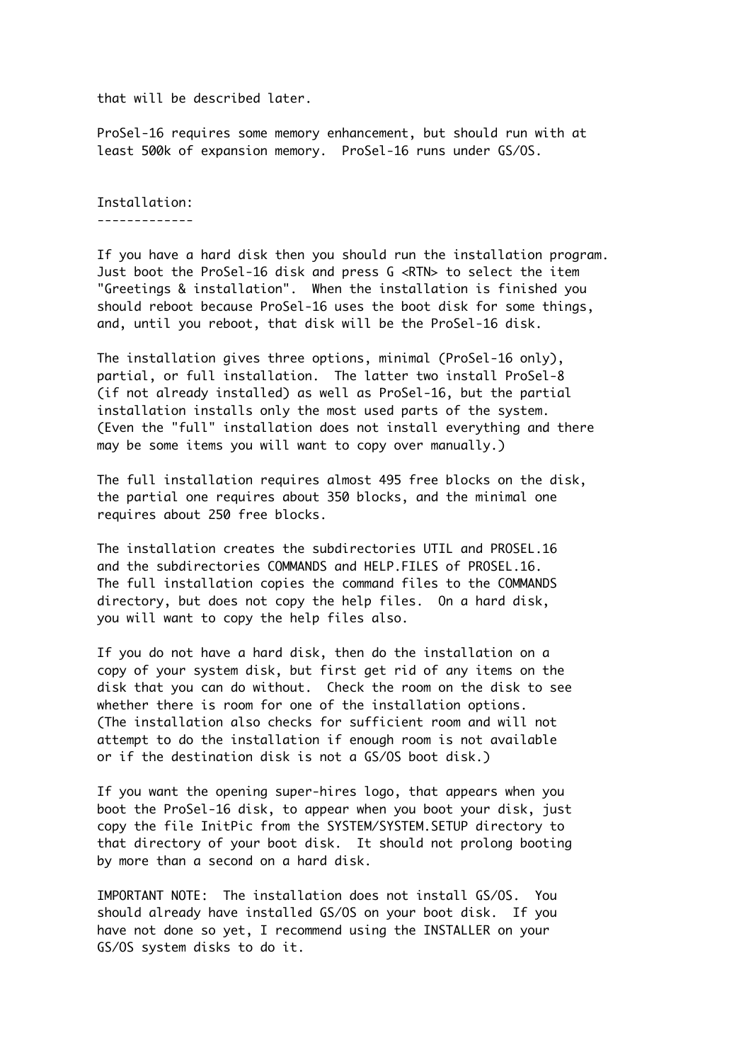that will be described later.

ProSel-16 requires some memory enhancement, but should run with at least 500k of expansion memory. ProSel-16 runs under GS/OS.

## Installation:

If you have a hard disk then you should run the installation program. Just boot the ProSel-16 disk and press G <RTN> to select the item "Greetings & installation". When the installation is finished you should reboot because ProSel-16 uses the boot disk for some things, and, until you reboot, that disk will be the ProSel-16 disk.

The installation gives three options, minimal (ProSel-16 only), partial, or full installation. The latter two install ProSel-8 (if not already installed) as well as ProSel-16, but the partial installation installs only the most used parts of the system. (Even the "full" installation does not install everything and there may be some items you will want to copy over manually.)

The full installation requires almost 495 free blocks on the disk, the partial one requires about 350 blocks, and the minimal one requires about 250 free blocks.

The installation creates the subdirectories UTIL and PROSEL.16 and the subdirectories COMMANDS and HELP.FILES of PROSEL.16. The full installation copies the command files to the COMMANDS directory, but does not copy the help files. On a hard disk, you will want to copy the help files also.

If you do not have a hard disk, then do the installation on a copy of your system disk, but first get rid of any items on the disk that you can do without. Check the room on the disk to see whether there is room for one of the installation options. (The installation also checks for sufficient room and will not attempt to do the installation if enough room is not available or if the destination disk is not a GS/OS boot disk.)

If you want the opening super-hires logo, that appears when you boot the ProSel-16 disk, to appear when you boot your disk, just copy the file InitPic from the SYSTEM/SYSTEM.SETUP directory to that directory of your boot disk. It should not prolong booting by more than a second on a hard disk.

IMPORTANT NOTE: The installation does not install GS/OS. You should already have installed GS/OS on your boot disk. If you have not done so yet, I recommend using the INSTALLER on your GS/OS system disks to do it.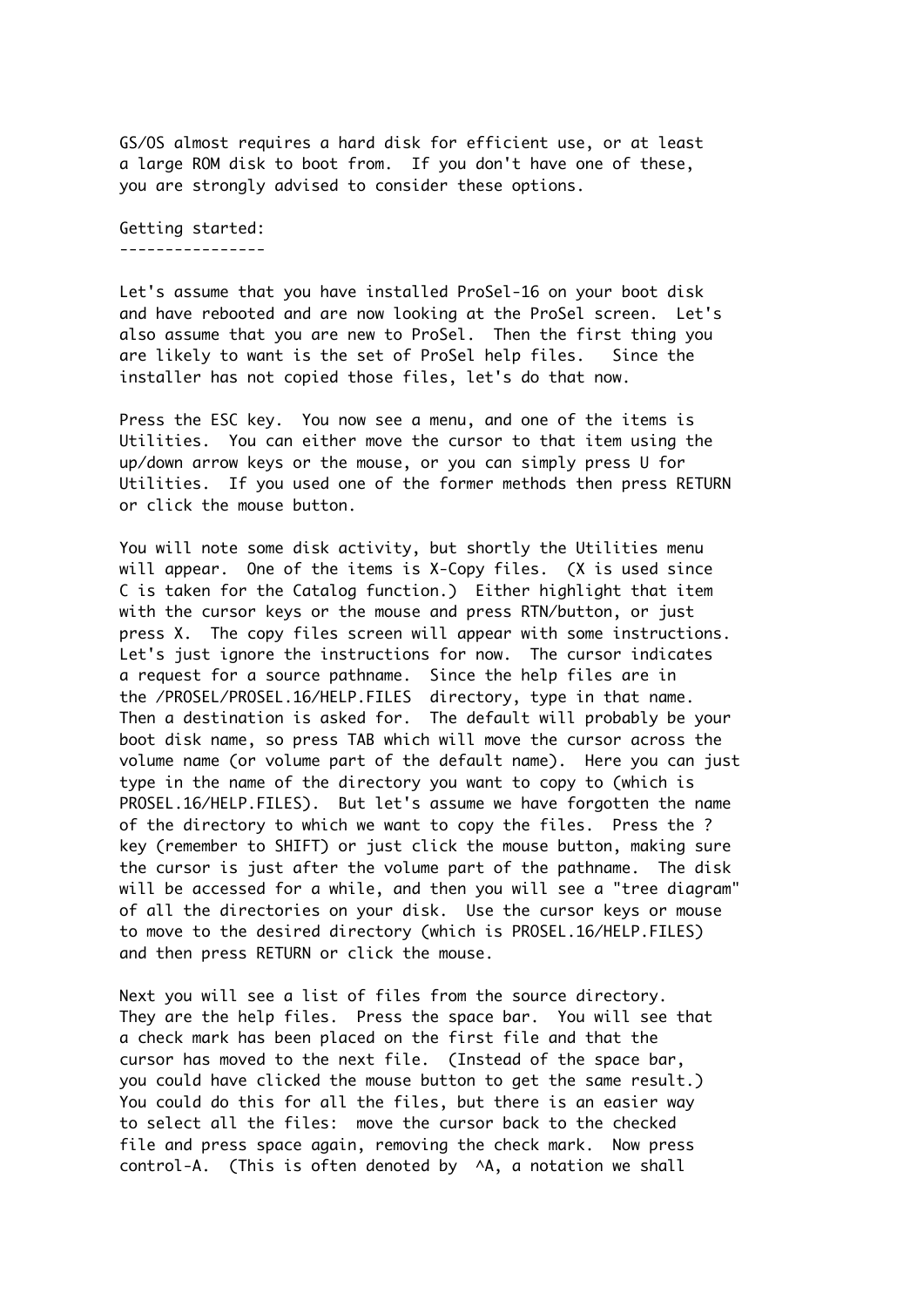GS/OS almost requires a hard disk for efficient use, or at least a large ROM disk to boot from. If you don't have one of these, you are strongly advised to consider these options.

## Getting started:

Let's assume that you have installed ProSel-16 on your boot disk and have rebooted and are now looking at the ProSel screen. Let's also assume that you are new to ProSel. Then the first thing you are likely to want is the set of ProSel help files. Since the installer has not copied those files, let's do that now.

Press the ESC key. You now see a menu, and one of the items is Utilities. You can either move the cursor to that item using the up/down arrow keys or the mouse, or you can simply press U for Utilities. If you used one of the former methods then press RETURN or click the mouse button.

You will note some disk activity, but shortly the Utilities menu will appear. One of the items is X-Copy files. (X is used since C is taken for the Catalog function.) Either highlight that item with the cursor keys or the mouse and press RTN/button, or just press X. The copy files screen will appear with some instructions. Let's just ignore the instructions for now. The cursor indicates a request for a source pathname. Since the help files are in the /PROSEL/PROSEL.16/HELP.FILES directory, type in that name. Then a destination is asked for. The default will probably be your boot disk name, so press TAB which will move the cursor across the volume name (or volume part of the default name). Here you can just type in the name of the directory you want to copy to (which is PROSEL.16/HELP.FILES). But let's assume we have forgotten the name of the directory to which we want to copy the files. Press the ? key (remember to SHIFT) or just click the mouse button, making sure the cursor is just after the volume part of the pathname. The disk will be accessed for a while, and then you will see a "tree diagram" of all the directories on your disk. Use the cursor keys or mouse to move to the desired directory (which is PROSEL.16/HELP.FILES) and then press RETURN or click the mouse.

Next you will see a list of files from the source directory. They are the help files. Press the space bar. You will see that a check mark has been placed on the first file and that the cursor has moved to the next file. (Instead of the space bar, you could have clicked the mouse button to get the same result.) You could do this for all the files, but there is an easier way to select all the files: move the cursor back to the checked file and press space again, removing the check mark. Now press control-A. (This is often denoted by ^A, a notation we shall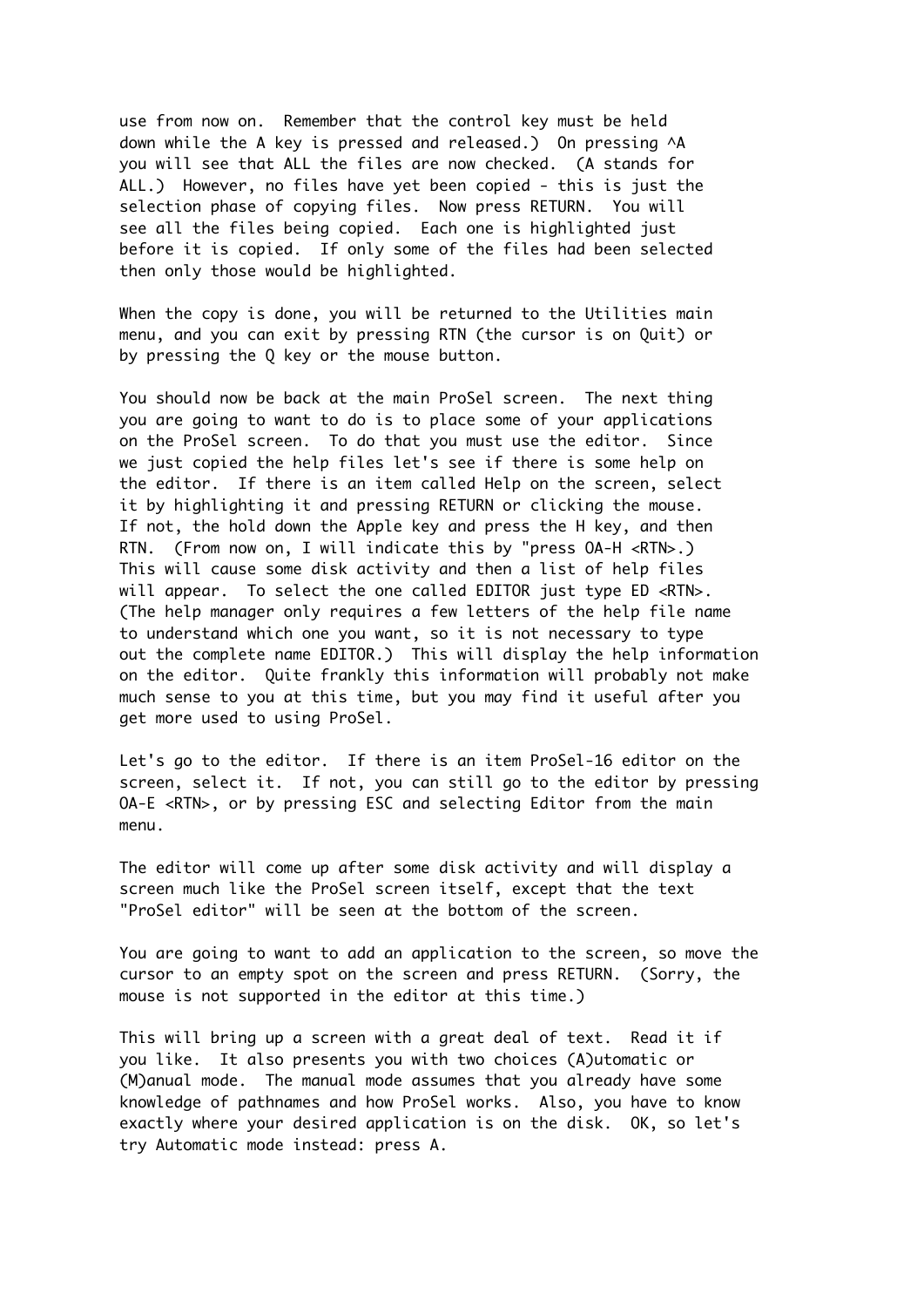use from now on. Remember that the control key must be held down while the A key is pressed and released.) On pressing ^A you will see that ALL the files are now checked. (A stands for ALL.) However, no files have yet been copied - this is just the selection phase of copying files. Now press RETURN. You will see all the files being copied. Each one is highlighted just before it is copied. If only some of the files had been selected then only those would be highlighted.

When the copy is done, you will be returned to the Utilities main menu, and you can exit by pressing RTN (the cursor is on Quit) or by pressing the Q key or the mouse button.

You should now be back at the main ProSel screen. The next thing you are going to want to do is to place some of your applications on the ProSel screen. To do that you must use the editor. Since we just copied the help files let's see if there is some help on the editor. If there is an item called Help on the screen, select it by highlighting it and pressing RETURN or clicking the mouse. If not, the hold down the Apple key and press the H key, and then RTN. (From now on, I will indicate this by "press OA-H <RTN>.) This will cause some disk activity and then a list of help files will appear. To select the one called EDITOR just type ED <RTN>. (The help manager only requires a few letters of the help file name to understand which one you want, so it is not necessary to type out the complete name EDITOR.) This will display the help information on the editor. Quite frankly this information will probably not make much sense to you at this time, but you may find it useful after you get more used to using ProSel.

Let's go to the editor. If there is an item ProSel-16 editor on the screen, select it. If not, you can still go to the editor by pressing OA-E <RTN>, or by pressing ESC and selecting Editor from the main menu.

The editor will come up after some disk activity and will display a screen much like the ProSel screen itself, except that the text "ProSel editor" will be seen at the bottom of the screen.

You are going to want to add an application to the screen, so move the cursor to an empty spot on the screen and press RETURN. (Sorry, the mouse is not supported in the editor at this time.)

This will bring up a screen with a great deal of text. Read it if you like. It also presents you with two choices (A)utomatic or (M)anual mode. The manual mode assumes that you already have some knowledge of pathnames and how ProSel works. Also, you have to know exactly where your desired application is on the disk. OK, so let's try Automatic mode instead: press A.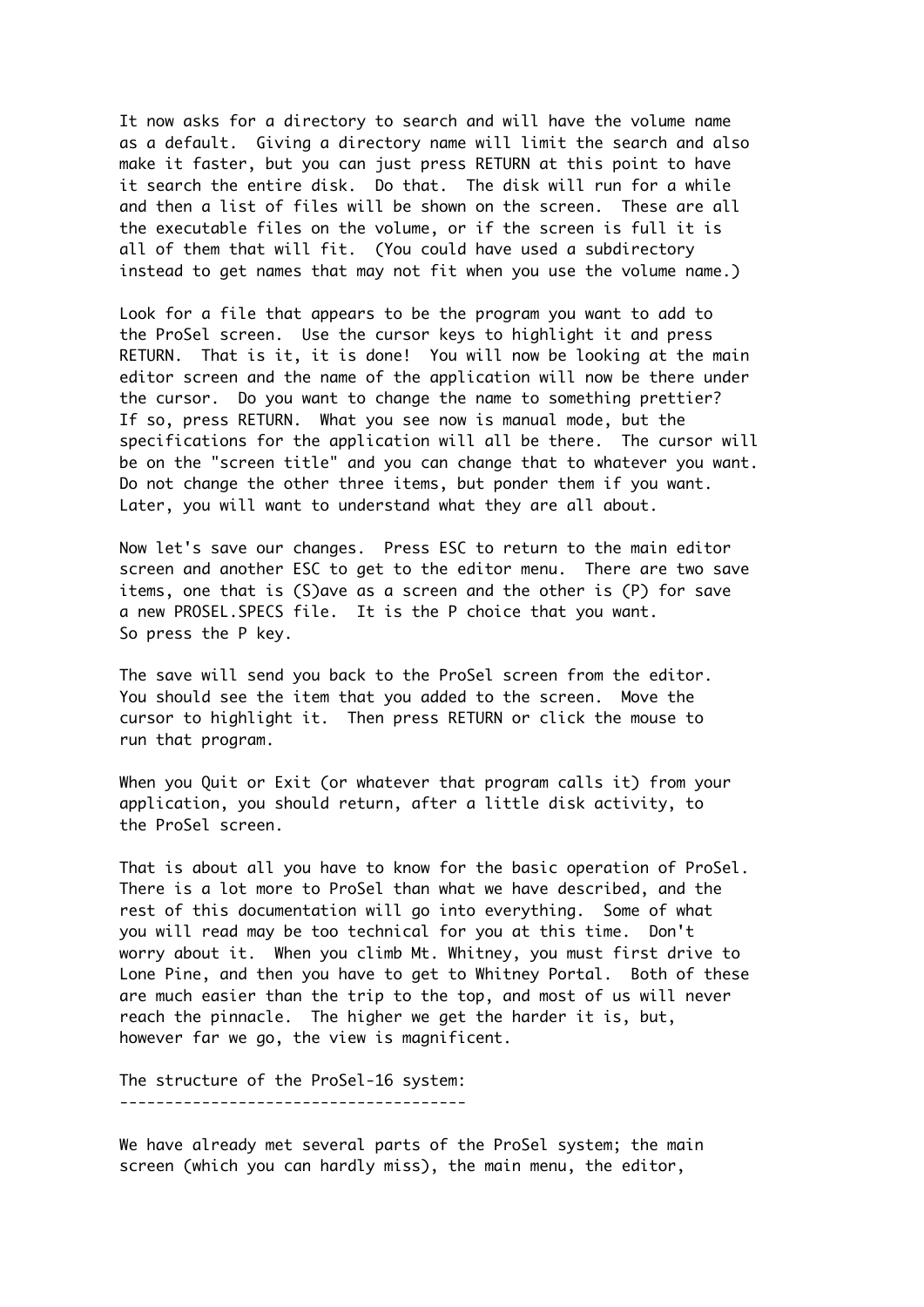It now asks for a directory to search and will have the volume name as a default. Giving a directory name will limit the search and also make it faster, but you can just press RETURN at this point to have it search the entire disk. Do that. The disk will run for a while and then a list of files will be shown on the screen. These are all the executable files on the volume, or if the screen is full it is all of them that will fit. (You could have used a subdirectory instead to get names that may not fit when you use the volume name.)

Look for a file that appears to be the program you want to add to the ProSel screen. Use the cursor keys to highlight it and press RETURN. That is it, it is done! You will now be looking at the main editor screen and the name of the application will now be there under the cursor. Do you want to change the name to something prettier? If so, press RETURN. What you see now is manual mode, but the specifications for the application will all be there. The cursor will be on the "screen title" and you can change that to whatever you want. Do not change the other three items, but ponder them if you want. Later, you will want to understand what they are all about.

Now let's save our changes. Press ESC to return to the main editor screen and another ESC to get to the editor menu. There are two save items, one that is (S)ave as a screen and the other is (P) for save a new PROSEL.SPECS file. It is the P choice that you want. So press the P key.

The save will send you back to the ProSel screen from the editor. You should see the item that you added to the screen. Move the cursor to highlight it. Then press RETURN or click the mouse to run that program.

When you Quit or Exit (or whatever that program calls it) from your application, you should return, after a little disk activity, to the ProSel screen.

That is about all you have to know for the basic operation of ProSel. There is a lot more to ProSel than what we have described, and the rest of this documentation will go into everything. Some of what you will read may be too technical for you at this time. Don't worry about it. When you climb Mt. Whitney, you must first drive to Lone Pine, and then you have to get to Whitney Portal. Both of these are much easier than the trip to the top, and most of us will never reach the pinnacle. The higher we get the harder it is, but, however far we go, the view is magnificent.

## The structure of the ProSel-16 system:

We have already met several parts of the ProSel system; the main screen (which you can hardly miss), the main menu, the editor,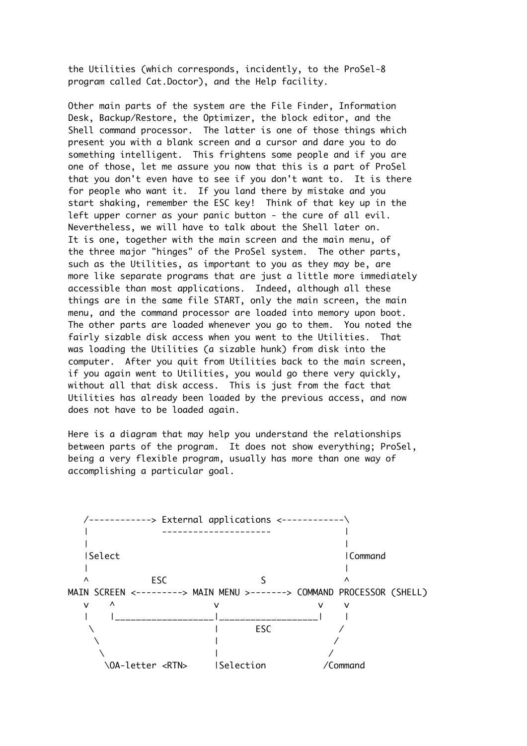the Utilities (which corresponds, incidently, to the ProSel-8 program called Cat.Doctor), and the Help facility.

Other main parts of the system are the File Finder, Information Desk, Backup/Restore, the Optimizer, the block editor, and the Shell command processor. The latter is one of those things which present you with a blank screen and a cursor and dare you to do something intelligent. This frightens some people and if you are one of those, let me assure you now that this is a part of ProSel that you don't even have to see if you don't want to. It is there for people who want it. If you land there by mistake and you start shaking, remember the ESC key! Think of that key up in the left upper corner as your panic button - the cure of all evil. Nevertheless, we will have to talk about the Shell later on. It is one, together with the main screen and the main menu, of the three major "hinges" of the ProSel system. The other parts, such as the Utilities, as important to you as they may be, are more like separate programs that are just a little more immediately accessible than most applications. Indeed, although all these things are in the same file START, only the main screen, the main menu, and the command processor are loaded into memory upon boot. The other parts are loaded whenever you go to them. You noted the fairly sizable disk access when you went to the Utilities. That was loading the Utilities (a sizable hunk) from disk into the computer. After you quit from Utilities back to the main screen, if you again went to Utilities, you would go there very quickly, without all that disk access. This is just from the fact that Utilities has already been loaded by the previous access, and now does not have to be loaded again.

Here is a diagram that may help you understand the relationships between parts of the program. It does not show everything; ProSel, being a very flexible program, usually has more than one way of accomplishing a particular goal.

```
   /------------> External applications <------------\
   |              ---------------------               |
   |                                                  |
   |Select                                            |Command
   |                                                  |
   ^           ESC                S                   ^
MAIN SCREEN <---------> MAIN MENU >-------> COMMAND PROCESSOR (SHELL)
   v    ^                 v                   v    v
   |    |_________________|___________________|    |
    \                     |       ESC             /
     \                    |                      /
      \                   |                     /
       \OA-letter <RTN>   |Selection           /Command
```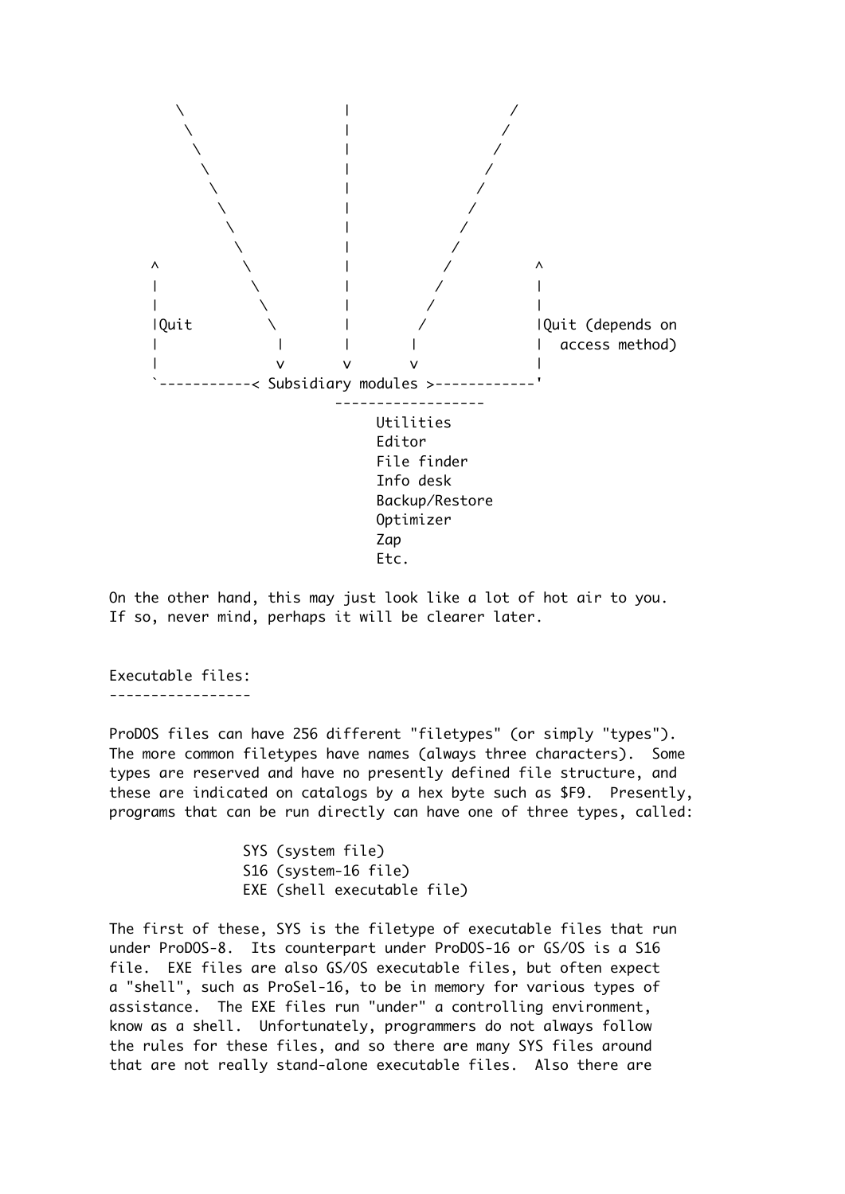```
        \               |               /
         \              |              /
          \             |             /
           \            |            /
            \           |           /
             \          |          /
              \         |         /
               \        |        /
     ^          \       |       /         ^
     |           \      |      /          |
     |            \     |     /           |
     |Quit         \    |    /            |Quit (depends on
     |              |   |   |             |  access method)
     |              v   v   v             |
     `-----------< Subsidiary modules >------------'
                         -----------------
                             Utilities
                             Editor
                             File finder
                             Info desk
                             Backup/Restore
                             Optimizer
                             Zap
                             Etc.
```

On the other hand, this may just look like a lot of hot air to you. If so, never mind, perhaps it will be clearer later.

## Executable files:

ProDOS files can have 256 different "filetypes" (or simply "types"). The more common filetypes have names (always three characters). Some types are reserved and have no presently defined file structure, and these are indicated on catalogs by a hex byte such as $F9. Presently, programs that can be run directly can have one of three types, called:

```
SYS (system file)
S16 (system-16 file)
EXE (shell executable file)
```

The first of these, SYS is the filetype of executable files that run under ProDOS-8. Its counterpart under ProDOS-16 or GS/OS is a S16 file. EXE files are also GS/OS executable files, but often expect a "shell", such as ProSel-16, to be in memory for various types of assistance. The EXE files run "under" a controlling environment, know as a shell. Unfortunately, programmers do not always follow the rules for these files, and so there are many SYS files around that are not really stand-alone executable files. Also there are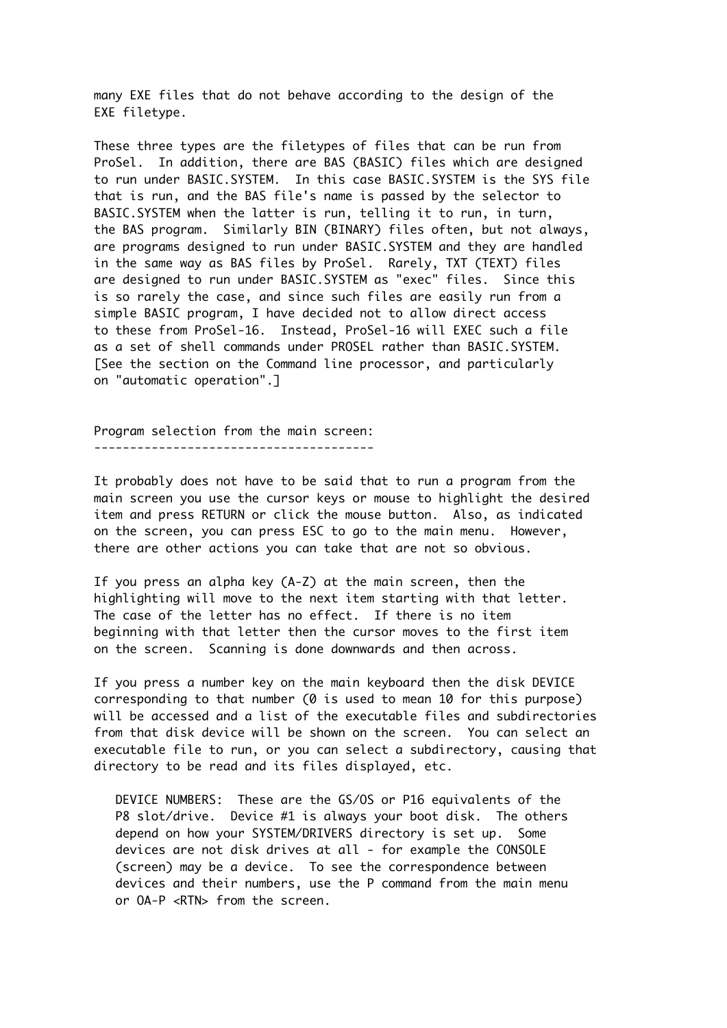many EXE files that do not behave according to the design of the EXE filetype.

These three types are the filetypes of files that can be run from ProSel. In addition, there are BAS (BASIC) files which are designed to run under BASIC.SYSTEM. In this case BASIC.SYSTEM is the SYS file that is run, and the BAS file's name is passed by the selector to BASIC.SYSTEM when the latter is run, telling it to run, in turn, the BAS program. Similarly BIN (BINARY) files often, but not always, are programs designed to run under BASIC.SYSTEM and they are handled in the same way as BAS files by ProSel. Rarely, TXT (TEXT) files are designed to run under BASIC.SYSTEM as "exec" files. Since this is so rarely the case, and since such files are easily run from a simple BASIC program, I have decided not to allow direct access to these from ProSel-16. Instead, ProSel-16 will EXEC such a file as a set of shell commands under PROSEL rather than BASIC.SYSTEM. [See the section on the Command line processor, and particularly on "automatic operation".]

## Program selection from the main screen:

It probably does not have to be said that to run a program from the main screen you use the cursor keys or mouse to highlight the desired item and press RETURN or click the mouse button. Also, as indicated on the screen, you can press ESC to go to the main menu. However, there are other actions you can take that are not so obvious.

If you press an alpha key (A-Z) at the main screen, then the highlighting will move to the next item starting with that letter. The case of the letter has no effect. If there is no item beginning with that letter then the cursor moves to the first item on the screen. Scanning is done downwards and then across.

If you press a number key on the main keyboard then the disk DEVICE corresponding to that number (0 is used to mean 10 for this purpose) will be accessed and a list of the executable files and subdirectories from that disk device will be shown on the screen. You can select an executable file to run, or you can select a subdirectory, causing that directory to be read and its files displayed, etc.

> DEVICE NUMBERS: These are the GS/OS or P16 equivalents of the P8 slot/drive. Device #1 is always your boot disk. The others depend on how your SYSTEM/DRIVERS directory is set up. Some devices are not disk drives at all - for example the CONSOLE (screen) may be a device. To see the correspondence between devices and their numbers, use the P command from the main menu or OA-P <RTN> from the screen.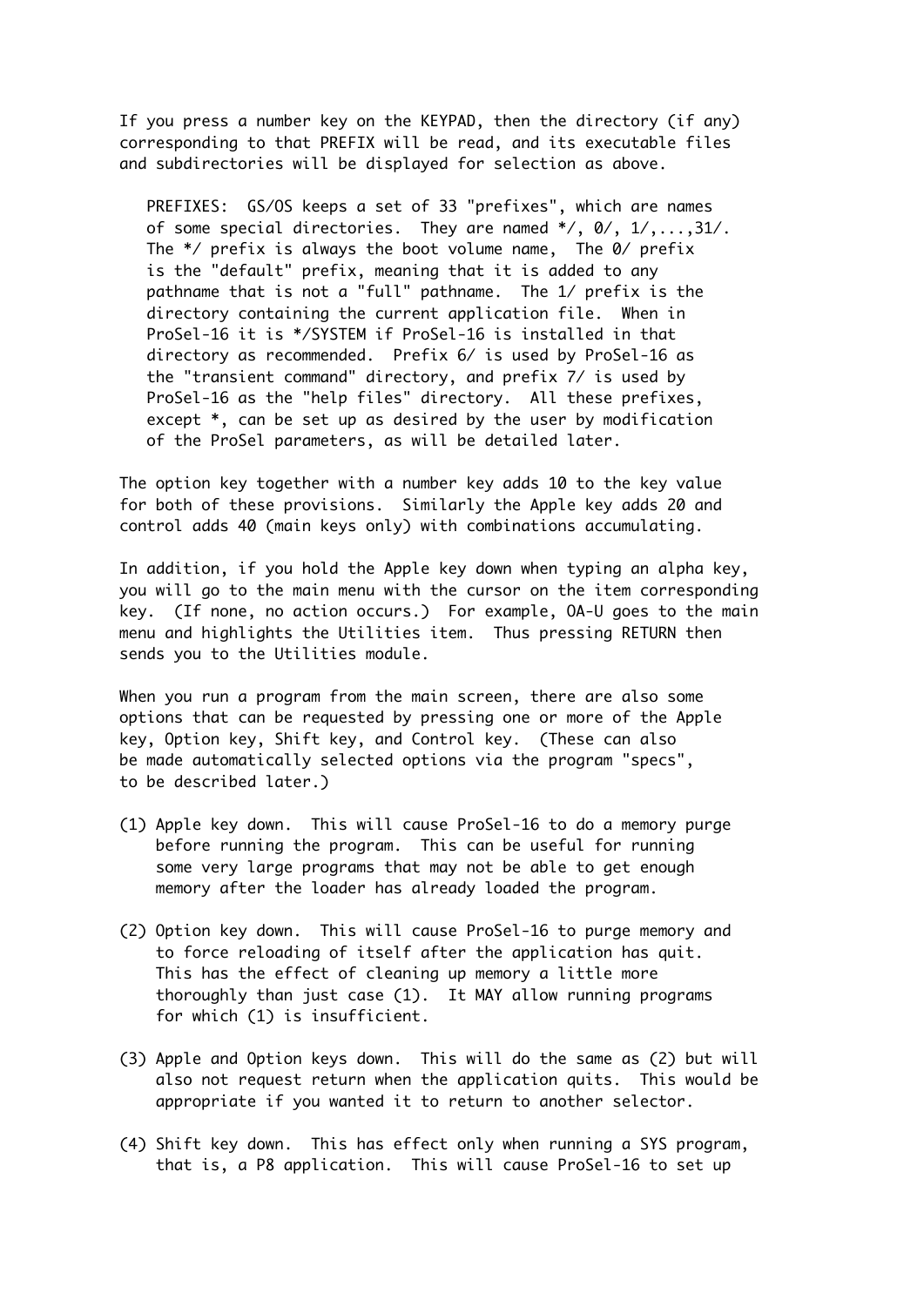If you press a number key on the KEYPAD, then the directory (if any) corresponding to that PREFIX will be read, and its executable files and subdirectories will be displayed for selection as above.

> PREFIXES: GS/OS keeps a set of 33 "prefixes", which are names of some special directories. They are named */, 0/, 1/,...,31/. The */ prefix is always the boot volume name, The 0/ prefix is the "default" prefix, meaning that it is added to any pathname that is not a "full" pathname. The 1/ prefix is the directory containing the current application file. When in ProSel-16 it is */SYSTEM if ProSel-16 is installed in that directory as recommended. Prefix 6/ is used by ProSel-16 as the "transient command" directory, and prefix 7/ is used by ProSel-16 as the "help files" directory. All these prefixes, except *, can be set up as desired by the user by modification of the ProSel parameters, as will be detailed later.

The option key together with a number key adds 10 to the key value for both of these provisions. Similarly the Apple key adds 20 and control adds 40 (main keys only) with combinations accumulating.

In addition, if you hold the Apple key down when typing an alpha key, you will go to the main menu with the cursor on the item corresponding key. (If none, no action occurs.) For example, OA-U goes to the main menu and highlights the Utilities item. Thus pressing RETURN then sends you to the Utilities module.

When you run a program from the main screen, there are also some options that can be requested by pressing one or more of the Apple key, Option key, Shift key, and Control key. (These can also be made automatically selected options via the program "specs", to be described later.)

(1) Apple key down. This will cause ProSel-16 to do a memory purge before running the program. This can be useful for running some very large programs that may not be able to get enough memory after the loader has already loaded the program.

(2) Option key down. This will cause ProSel-16 to purge memory and to force reloading of itself after the application has quit. This has the effect of cleaning up memory a little more thoroughly than just case (1). It MAY allow running programs for which (1) is insufficient.

(3) Apple and Option keys down. This will do the same as (2) but will also not request return when the application quits. This would be appropriate if you wanted it to return to another selector.

(4) Shift key down. This has effect only when running a SYS program, that is, a P8 application. This will cause ProSel-16 to set up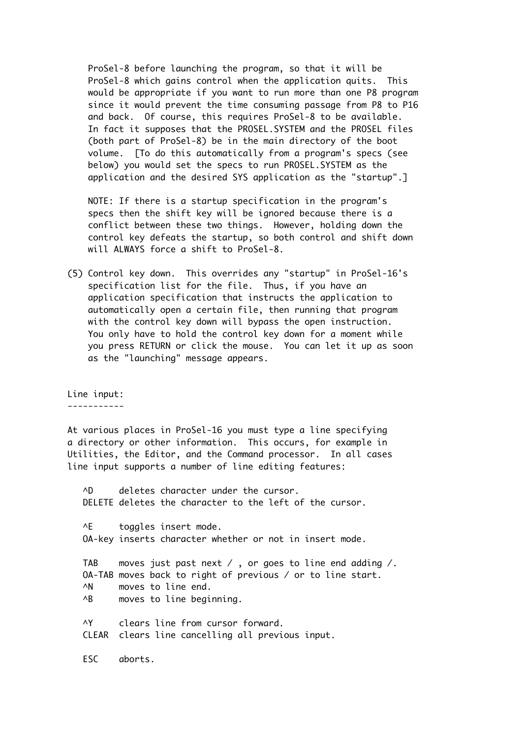ProSel-8 before launching the program, so that it will be ProSel-8 which gains control when the application quits. This would be appropriate if you want to run more than one P8 program since it would prevent the time consuming passage from P8 to P16 and back. Of course, this requires ProSel-8 to be available. In fact it supposes that the PROSEL.SYSTEM and the PROSEL files (both part of ProSel-8) be in the main directory of the boot volume. [To do this automatically from a program's specs (see below) you would set the specs to run PROSEL.SYSTEM as the application and the desired SYS application as the "startup".]

NOTE: If there is a startup specification in the program's specs then the shift key will be ignored because there is a conflict between these two things. However, holding down the control key defeats the startup, so both control and shift down will ALWAYS force a shift to ProSel-8.

(5) Control key down. This overrides any "startup" in ProSel-16's specification list for the file. Thus, if you have an application specification that instructs the application to automatically open a certain file, then running that program with the control key down will bypass the open instruction. You only have to hold the control key down for a moment while you press RETURN or click the mouse. You can let it up as soon as the "launching" message appears.

## Line input:

At various places in ProSel-16 you must type a line specifying a directory or other information. This occurs, for example in Utilities, the Editor, and the Command processor. In all cases line input supports a number of line editing features:

```
   ^D     deletes character under the cursor.
   DELETE deletes the character to the left of the cursor.

   ^E     toggles insert mode.
   OA-key inserts character whether or not in insert mode.

   TAB    moves just past next / , or goes to line end adding /.
   OA-TAB moves back to right of previous / or to line start.
   ^N     moves to line end.
   ^B     moves to line beginning.

   ^Y     clears line from cursor forward.
   CLEAR  clears line cancelling all previous input.

   ESC    aborts.
```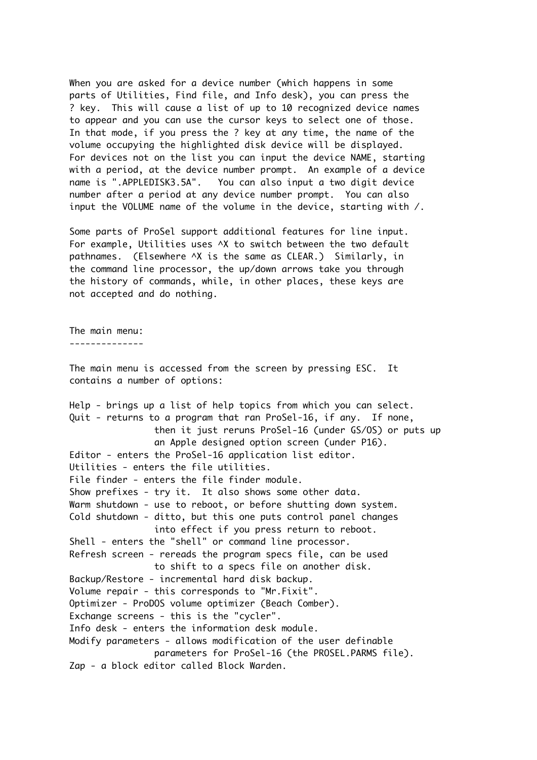When you are asked for a device number (which happens in some parts of Utilities, Find file, and Info desk), you can press the ? key. This will cause a list of up to 10 recognized device names to appear and you can use the cursor keys to select one of those. In that mode, if you press the ? key at any time, the name of the volume occupying the highlighted disk device will be displayed. For devices not on the list you can input the device NAME, starting with a period, at the device number prompt. An example of a device name is ".APPLEDISK3.5A". You can also input a two digit device number after a period at any device number prompt. You can also input the VOLUME name of the volume in the device, starting with /.

Some parts of ProSel support additional features for line input. For example, Utilities uses ^X to switch between the two default pathnames. (Elsewhere ^X is the same as CLEAR.) Similarly, in the command line processor, the up/down arrows take you through the history of commands, while, in other places, these keys are not accepted and do nothing.

## The main menu:

The main menu is accessed from the screen by pressing ESC. It contains a number of options:

```
Help - brings up a list of help topics from which you can select.
Quit - returns to a program that ran ProSel-16, if any.  If none,
                then it just reruns ProSel-16 (under GS/OS) or puts up
                an Apple designed option screen (under P16).
Editor - enters the ProSel-16 application list editor.
Utilities - enters the file utilities.
File finder - enters the file finder module.
Show prefixes - try it.  It also shows some other data.
Warm shutdown - use to reboot, or before shutting down system.
Cold shutdown - ditto, but this one puts control panel changes
                into effect if you press return to reboot.
Shell - enters the "shell" or command line processor.
Refresh screen - rereads the program specs file, can be used
                to shift to a specs file on another disk.
Backup/Restore - incremental hard disk backup.
Volume repair - this corresponds to "Mr.Fixit".
Optimizer - ProDOS volume optimizer (Beach Comber).
Exchange screens - this is the "cycler".
Info desk - enters the information desk module.
Modify parameters - allows modification of the user definable
                parameters for ProSel-16 (the PROSEL.PARMS file).
Zap - a block editor called Block Warden.
```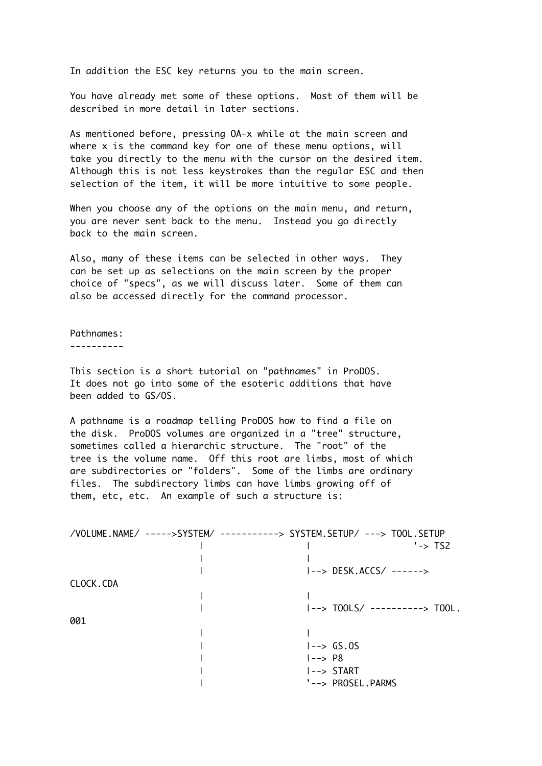In addition the ESC key returns you to the main screen.

You have already met some of these options. Most of them will be described in more detail in later sections.

As mentioned before, pressing OA-x while at the main screen and where x is the command key for one of these menu options, will take you directly to the menu with the cursor on the desired item. Although this is not less keystrokes than the regular ESC and then selection of the item, it will be more intuitive to some people.

When you choose any of the options on the main menu, and return, you are never sent back to the menu. Instead you go directly back to the main screen.

Also, many of these items can be selected in other ways. They can be set up as selections on the main screen by the proper choice of "specs", as we will discuss later. Some of them can also be accessed directly for the command processor.

## Pathnames:

This section is a short tutorial on "pathnames" in ProDOS. It does not go into some of the esoteric additions that have been added to GS/OS.

A pathname is a roadmap telling ProDOS how to find a file on the disk. ProDOS volumes are organized in a "tree" structure, sometimes called a hierarchic structure. The "root" of the tree is the volume name. Off this root are limbs, most of which are subdirectories or "folders". Some of the limbs are ordinary files. The subdirectory limbs can have limbs growing off of them, etc, etc. An example of such a structure is:

```
/VOLUME.NAME/ ----->SYSTEM/ -----------> SYSTEM.SETUP/ ---> TOOL.SETUP
                      |                  |                    '-> TS2
                      |                  |
                      |                  |--> DESK.ACCS/ ------>
CLOCK.CDA
                      |                  |
                      |                  |--> TOOLS/ ----------> TOOL.
001
                      |                  |
                      |                  |--> GS.OS
                      |                  |--> P8
                      |                  |--> START
                      |                  '--> PROSEL.PARMS
```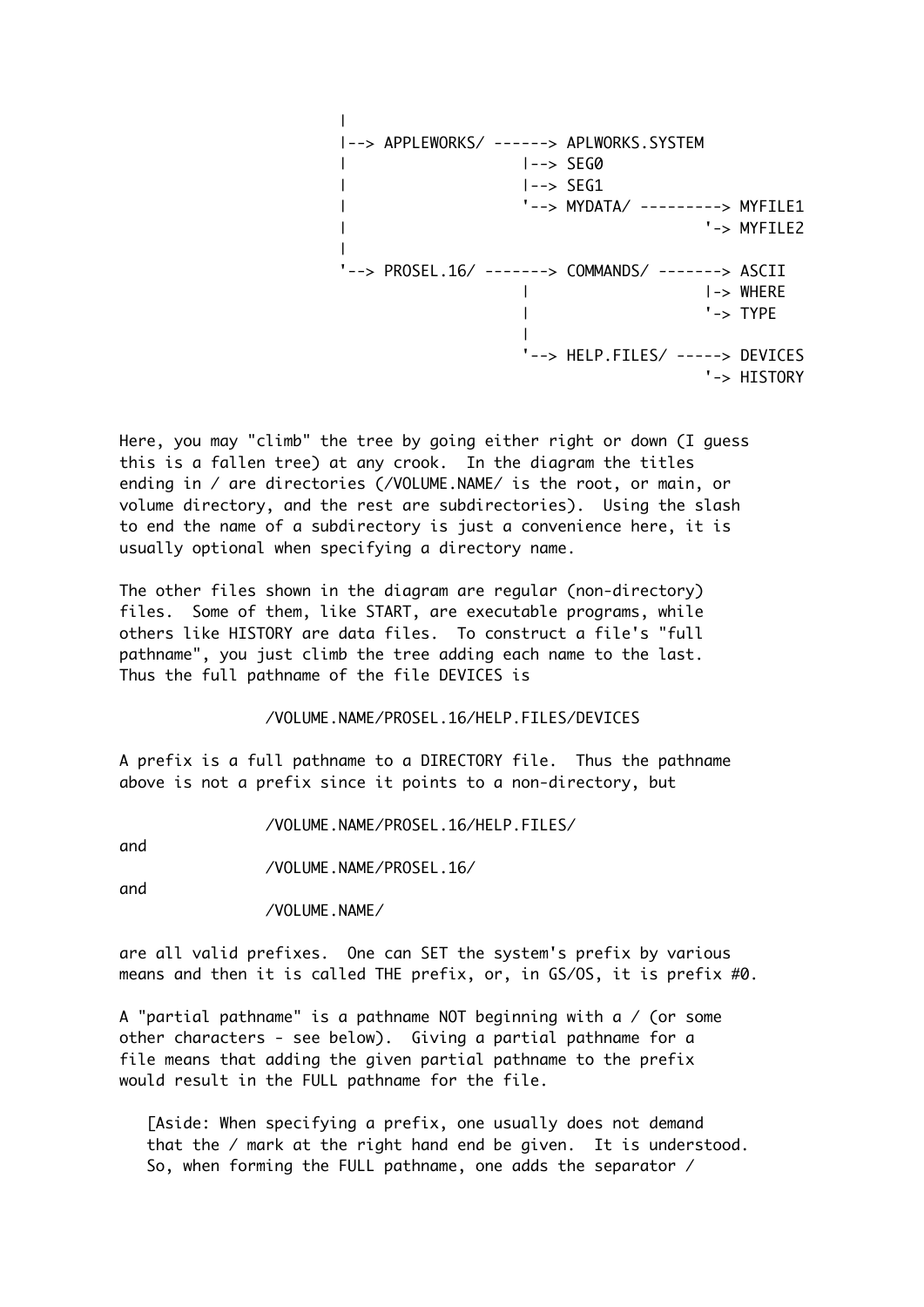```
                  |
                  |--> APPLEWORKS/ ------> APLWORKS.SYSTEM
                  |                  |--> SEG0
                  |                  |--> SEG1
                  |                  '--> MYDATA/ ---------> MYFILE1
                  |                                     '-> MYFILE2
                  |
                  '--> PROSEL.16/ -------> COMMANDS/ -------> ASCII
                                     |                  |-> WHERE
                                     |                  '-> TYPE
                                     |
                                     '--> HELP.FILES/ -----> DEVICES
                                                        '-> HISTORY
```

Here, you may "climb" the tree by going either right or down (I guess this is a fallen tree) at any crook. In the diagram the titles ending in / are directories (/VOLUME.NAME/ is the root, or main, or volume directory, and the rest are subdirectories). Using the slash to end the name of a subdirectory is just a convenience here, it is usually optional when specifying a directory name.

The other files shown in the diagram are regular (non-directory) files. Some of them, like START, are executable programs, while others like HISTORY are data files. To construct a file's "full pathname", you just climb the tree adding each name to the last. Thus the full pathname of the file DEVICES is

```
/VOLUME.NAME/PROSEL.16/HELP.FILES/DEVICES
```

A prefix is a full pathname to a DIRECTORY file. Thus the pathname above is not a prefix since it points to a non-directory, but

```
/VOLUME.NAME/PROSEL.16/HELP.FILES/
```

and

```
/VOLUME.NAME/PROSEL.16/
```

and

```
/VOLUME.NAME/
```

are all valid prefixes. One can SET the system's prefix by various means and then it is called THE prefix, or, in GS/OS, it is prefix #0.

A "partial pathname" is a pathname NOT beginning with a / (or some other characters - see below). Giving a partial pathname for a file means that adding the given partial pathname to the prefix would result in the FULL pathname for the file.

[Aside: When specifying a prefix, one usually does not demand that the / mark at the right hand end be given. It is understood. So, when forming the FULL pathname, one adds the separator /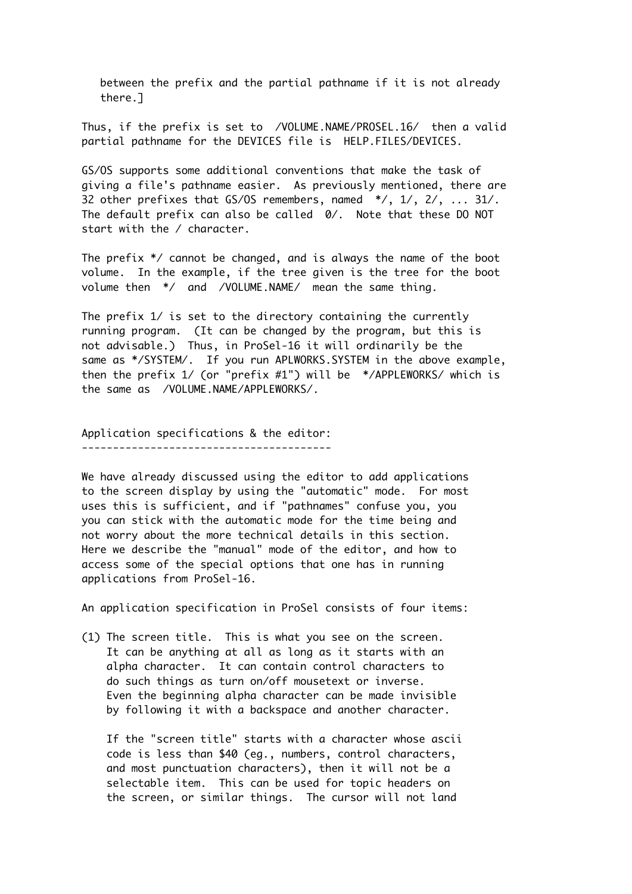between the prefix and the partial pathname if it is not already there.]

Thus, if the prefix is set to /VOLUME.NAME/PROSEL.16/ then a valid partial pathname for the DEVICES file is HELP.FILES/DEVICES.

GS/OS supports some additional conventions that make the task of giving a file's pathname easier. As previously mentioned, there are 32 other prefixes that GS/OS remembers, named */, 1/, 2/, ... 31/. The default prefix can also be called 0/. Note that these DO NOT start with the / character.

The prefix */ cannot be changed, and is always the name of the boot volume. In the example, if the tree given is the tree for the boot volume then */ and /VOLUME.NAME/ mean the same thing.

The prefix 1/ is set to the directory containing the currently running program. (It can be changed by the program, but this is not advisable.) Thus, in ProSel-16 it will ordinarily be the same as */SYSTEM/. If you run APLWORKS.SYSTEM in the above example, then the prefix 1/ (or "prefix #1") will be */APPLEWORKS/ which is the same as /VOLUME.NAME/APPLEWORKS/.

## Application specifications & the editor:

We have already discussed using the editor to add applications to the screen display by using the "automatic" mode. For most uses this is sufficient, and if "pathnames" confuse you, you you can stick with the automatic mode for the time being and not worry about the more technical details in this section. Here we describe the "manual" mode of the editor, and how to access some of the special options that one has in running applications from ProSel-16.

An application specification in ProSel consists of four items:

(1) The screen title. This is what you see on the screen. It can be anything at all as long as it starts with an alpha character. It can contain control characters to do such things as turn on/off mousetext or inverse. Even the beginning alpha character can be made invisible by following it with a backspace and another character.

If the "screen title" starts with a character whose ascii code is less than $40 (eg., numbers, control characters, and most punctuation characters), then it will not be a selectable item. This can be used for topic headers on the screen, or similar things. The cursor will not land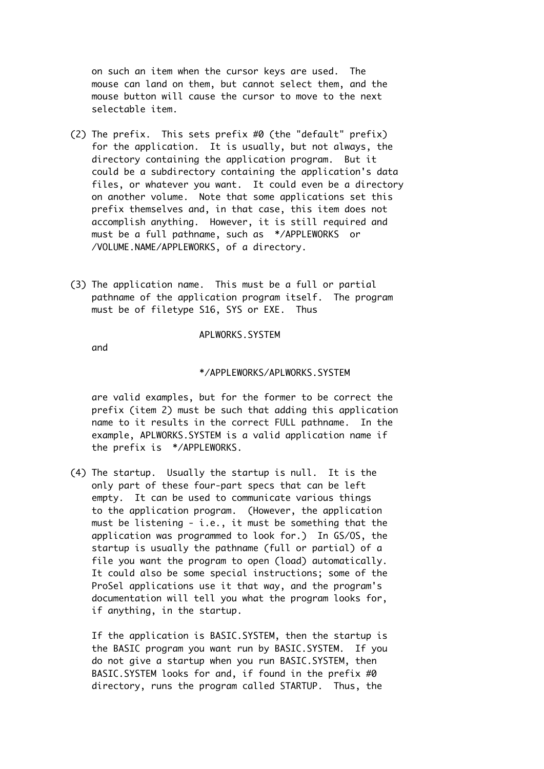on such an item when the cursor keys are used. The mouse can land on them, but cannot select them, and the mouse button will cause the cursor to move to the next selectable item.

(2) The prefix. This sets prefix #0 (the "default" prefix) for the application. It is usually, but not always, the directory containing the application program. But it could be a subdirectory containing the application's data files, or whatever you want. It could even be a directory on another volume. Note that some applications set this prefix themselves and, in that case, this item does not accomplish anything. However, it is still required and must be a full pathname, such as */APPLEWORKS or /VOLUME.NAME/APPLEWORKS, of a directory.

(3) The application name. This must be a full or partial pathname of the application program itself. The program must be of filetype S16, SYS or EXE. Thus

```
APLWORKS.SYSTEM
```

and

```
*/APPLEWORKS/APLWORKS.SYSTEM
```

are valid examples, but for the former to be correct the prefix (item 2) must be such that adding this application name to it results in the correct FULL pathname. In the example, APLWORKS.SYSTEM is a valid application name if the prefix is */APPLEWORKS.

(4) The startup. Usually the startup is null. It is the only part of these four-part specs that can be left empty. It can be used to communicate various things to the application program. (However, the application must be listening - i.e., it must be something that the application was programmed to look for.) In GS/OS, the startup is usually the pathname (full or partial) of a file you want the program to open (load) automatically. It could also be some special instructions; some of the ProSel applications use it that way, and the program's documentation will tell you what the program looks for, if anything, in the startup.

If the application is BASIC.SYSTEM, then the startup is the BASIC program you want run by BASIC.SYSTEM. If you do not give a startup when you run BASIC.SYSTEM, then BASIC.SYSTEM looks for and, if found in the prefix #0 directory, runs the program called STARTUP. Thus, the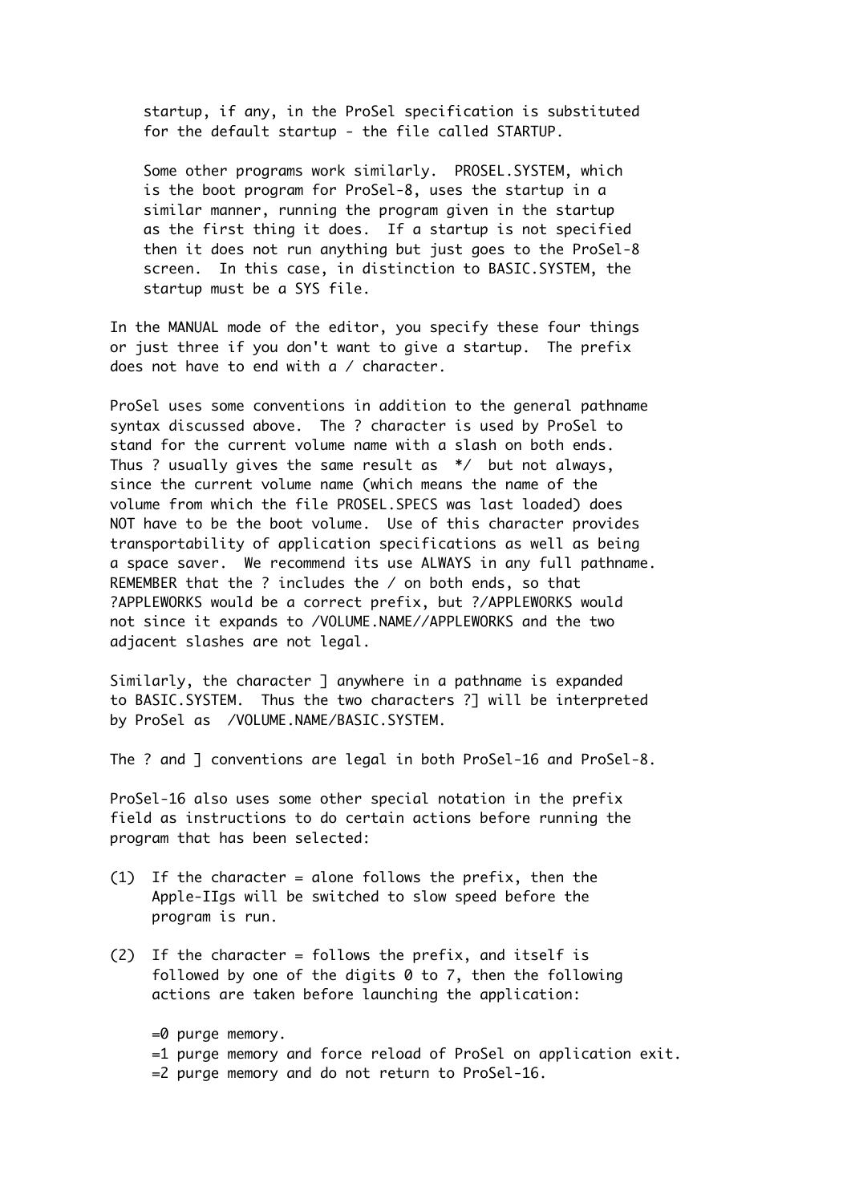startup, if any, in the ProSel specification is substituted for the default startup - the file called STARTUP.

Some other programs work similarly. PROSEL.SYSTEM, which is the boot program for ProSel-8, uses the startup in a similar manner, running the program given in the startup as the first thing it does. If a startup is not specified then it does not run anything but just goes to the ProSel-8 screen. In this case, in distinction to BASIC.SYSTEM, the startup must be a SYS file.

In the MANUAL mode of the editor, you specify these four things or just three if you don't want to give a startup. The prefix does not have to end with a / character.

ProSel uses some conventions in addition to the general pathname syntax discussed above. The ? character is used by ProSel to stand for the current volume name with a slash on both ends. Thus ? usually gives the same result as */ but not always, since the current volume name (which means the name of the volume from which the file PROSEL.SPECS was last loaded) does NOT have to be the boot volume. Use of this character provides transportability of application specifications as well as being a space saver. We recommend its use ALWAYS in any full pathname. REMEMBER that the ? includes the / on both ends, so that ?APPLEWORKS would be a correct prefix, but ?/APPLEWORKS would not since it expands to /VOLUME.NAME//APPLEWORKS and the two adjacent slashes are not legal.

Similarly, the character ] anywhere in a pathname is expanded to BASIC.SYSTEM. Thus the two characters ?] will be interpreted by ProSel as /VOLUME.NAME/BASIC.SYSTEM.

The ? and ] conventions are legal in both ProSel-16 and ProSel-8.

ProSel-16 also uses some other special notation in the prefix field as instructions to do certain actions before running the program that has been selected:

(1) If the character = alone follows the prefix, then the Apple-IIgs will be switched to slow speed before the program is run.

(2) If the character = follows the prefix, and itself is followed by one of the digits 0 to 7, then the following actions are taken before launching the application:

=0 purge memory.
=1 purge memory and force reload of ProSel on application exit.
=2 purge memory and do not return to ProSel-16.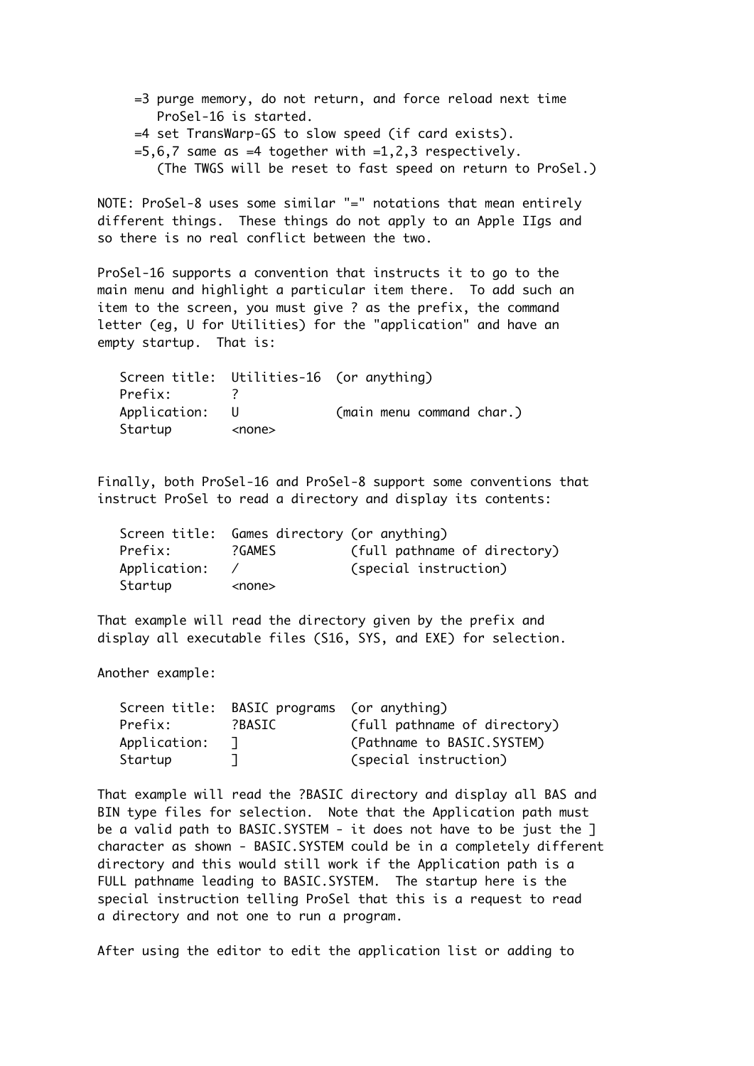=3 purge memory, do not return, and force reload next time
   ProSel-16 is started.
=4 set TransWarp-GS to slow speed (if card exists).
=5,6,7 same as =4 together with =1,2,3 respectively.
   (The TWGS will be reset to fast speed on return to ProSel.)

NOTE: ProSel-8 uses some similar "=" notations that mean entirely different things. These things do not apply to an Apple IIgs and so there is no real conflict between the two.

ProSel-16 supports a convention that instructs it to go to the main menu and highlight a particular item there. To add such an item to the screen, you must give ? as the prefix, the command letter (eg, U for Utilities) for the "application" and have an empty startup. That is:

```
Screen title:  Utilities-16  (or anything)
Prefix:        ?
Application:   U             (main menu command char.)
Startup        <none>
```

Finally, both ProSel-16 and ProSel-8 support some conventions that instruct ProSel to read a directory and display its contents:

```
Screen title:  Games directory (or anything)
Prefix:        ?GAMES          (full pathname of directory)
Application:   /               (special instruction)
Startup        <none>
```

That example will read the directory given by the prefix and display all executable files (S16, SYS, and EXE) for selection.

Another example:

```
Screen title:  BASIC programs  (or anything)
Prefix:        ?BASIC          (full pathname of directory)
Application:   ]               (Pathname to BASIC.SYSTEM)
Startup        ]               (special instruction)
```

That example will read the ?BASIC directory and display all BAS and BIN type files for selection. Note that the Application path must be a valid path to BASIC.SYSTEM - it does not have to be just the ] character as shown - BASIC.SYSTEM could be in a completely different directory and this would still work if the Application path is a FULL pathname leading to BASIC.SYSTEM. The startup here is the special instruction telling ProSel that this is a request to read a directory and not one to run a program.

After using the editor to edit the application list or adding to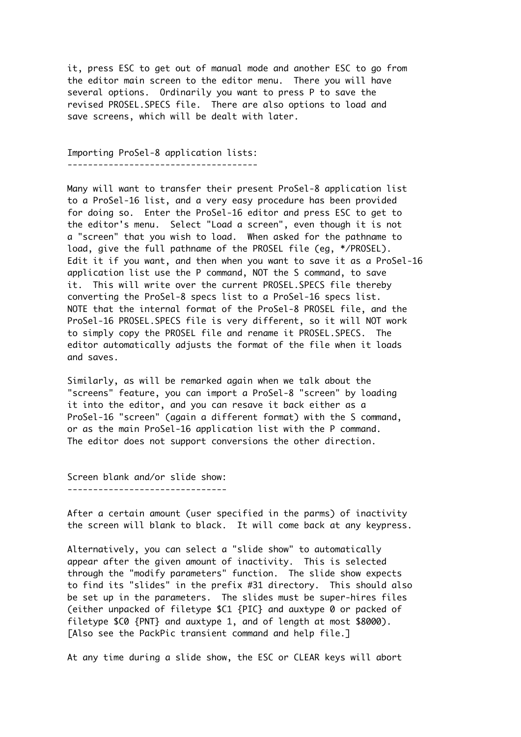it, press ESC to get out of manual mode and another ESC to go from the editor main screen to the editor menu. There you will have several options. Ordinarily you want to press P to save the revised PROSEL.SPECS file. There are also options to load and save screens, which will be dealt with later.

## Importing ProSel-8 application lists:

Many will want to transfer their present ProSel-8 application list to a ProSel-16 list, and a very easy procedure has been provided for doing so. Enter the ProSel-16 editor and press ESC to get to the editor's menu. Select "Load a screen", even though it is not a "screen" that you wish to load. When asked for the pathname to load, give the full pathname of the PROSEL file (eg, */PROSEL). Edit it if you want, and then when you want to save it as a ProSel-16 application list use the P command, NOT the S command, to save it. This will write over the current PROSEL.SPECS file thereby converting the ProSel-8 specs list to a ProSel-16 specs list. NOTE that the internal format of the ProSel-8 PROSEL file, and the ProSel-16 PROSEL.SPECS file is very different, so it will NOT work to simply copy the PROSEL file and rename it PROSEL.SPECS. The editor automatically adjusts the format of the file when it loads and saves.

Similarly, as will be remarked again when we talk about the "screens" feature, you can import a ProSel-8 "screen" by loading it into the editor, and you can resave it back either as a ProSel-16 "screen" (again a different format) with the S command, or as the main ProSel-16 application list with the P command. The editor does not support conversions the other direction.

## Screen blank and/or slide show:

After a certain amount (user specified in the parms) of inactivity the screen will blank to black. It will come back at any keypress.

Alternatively, you can select a "slide show" to automatically appear after the given amount of inactivity. This is selected through the "modify parameters" function. The slide show expects to find its "slides" in the prefix #31 directory. This should also be set up in the parameters. The slides must be super-hires files (either unpacked of filetype $C1 {PIC} and auxtype 0 or packed of filetype $C0 {PNT} and auxtype 1, and of length at most $8000). [Also see the PackPic transient command and help file.]

At any time during a slide show, the ESC or CLEAR keys will abort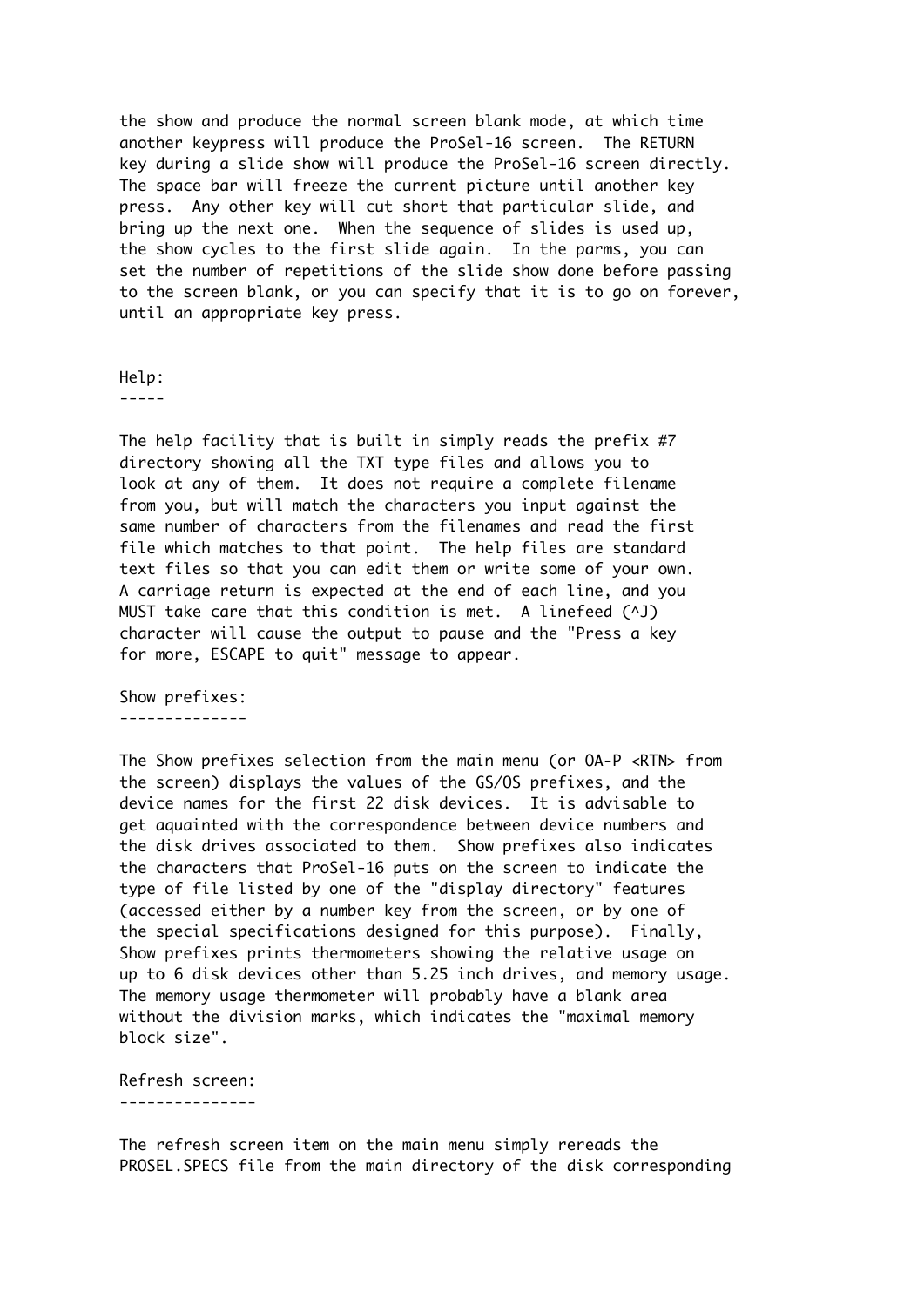the show and produce the normal screen blank mode, at which time another keypress will produce the ProSel-16 screen. The RETURN key during a slide show will produce the ProSel-16 screen directly. The space bar will freeze the current picture until another key press. Any other key will cut short that particular slide, and bring up the next one. When the sequence of slides is used up, the show cycles to the first slide again. In the parms, you can set the number of repetitions of the slide show done before passing to the screen blank, or you can specify that it is to go on forever, until an appropriate key press.

## Help:

The help facility that is built in simply reads the prefix #7 directory showing all the TXT type files and allows you to look at any of them. It does not require a complete filename from you, but will match the characters you input against the same number of characters from the filenames and read the first file which matches to that point. The help files are standard text files so that you can edit them or write some of your own. A carriage return is expected at the end of each line, and you MUST take care that this condition is met. A linefeed (^J) character will cause the output to pause and the "Press a key for more, ESCAPE to quit" message to appear.

## Show prefixes:

The Show prefixes selection from the main menu (or OA-P <RTN> from the screen) displays the values of the GS/OS prefixes, and the device names for the first 22 disk devices. It is advisable to get aquainted with the correspondence between device numbers and the disk drives associated to them. Show prefixes also indicates the characters that ProSel-16 puts on the screen to indicate the type of file listed by one of the "display directory" features (accessed either by a number key from the screen, or by one of the special specifications designed for this purpose). Finally, Show prefixes prints thermometers showing the relative usage on up to 6 disk devices other than 5.25 inch drives, and memory usage. The memory usage thermometer will probably have a blank area without the division marks, which indicates the "maximal memory block size".

## Refresh screen:

The refresh screen item on the main menu simply rereads the PROSEL.SPECS file from the main directory of the disk corresponding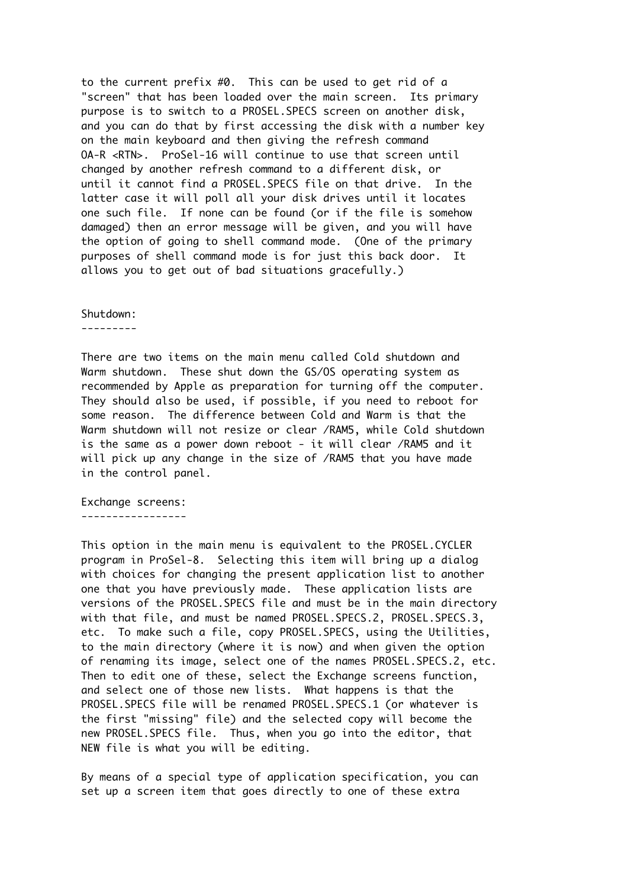to the current prefix #0. This can be used to get rid of a "screen" that has been loaded over the main screen. Its primary purpose is to switch to a PROSEL.SPECS screen on another disk, and you can do that by first accessing the disk with a number key on the main keyboard and then giving the refresh command OA-R <RTN>. ProSel-16 will continue to use that screen until changed by another refresh command to a different disk, or until it cannot find a PROSEL.SPECS file on that drive. In the latter case it will poll all your disk drives until it locates one such file. If none can be found (or if the file is somehow damaged) then an error message will be given, and you will have the option of going to shell command mode. (One of the primary purposes of shell command mode is for just this back door. It allows you to get out of bad situations gracefully.)

## Shutdown:

There are two items on the main menu called Cold shutdown and Warm shutdown. These shut down the GS/OS operating system as recommended by Apple as preparation for turning off the computer. They should also be used, if possible, if you need to reboot for some reason. The difference between Cold and Warm is that the Warm shutdown will not resize or clear /RAM5, while Cold shutdown is the same as a power down reboot - it will clear /RAM5 and it will pick up any change in the size of /RAM5 that you have made in the control panel.

## Exchange screens:

This option in the main menu is equivalent to the PROSEL.CYCLER program in ProSel-8. Selecting this item will bring up a dialog with choices for changing the present application list to another one that you have previously made. These application lists are versions of the PROSEL.SPECS file and must be in the main directory with that file, and must be named PROSEL.SPECS.2, PROSEL.SPECS.3, etc. To make such a file, copy PROSEL.SPECS, using the Utilities, to the main directory (where it is now) and when given the option of renaming its image, select one of the names PROSEL.SPECS.2, etc. Then to edit one of these, select the Exchange screens function, and select one of those new lists. What happens is that the PROSEL.SPECS file will be renamed PROSEL.SPECS.1 (or whatever is the first "missing" file) and the selected copy will become the new PROSEL.SPECS file. Thus, when you go into the editor, that NEW file is what you will be editing.

By means of a special type of application specification, you can set up a screen item that goes directly to one of these extra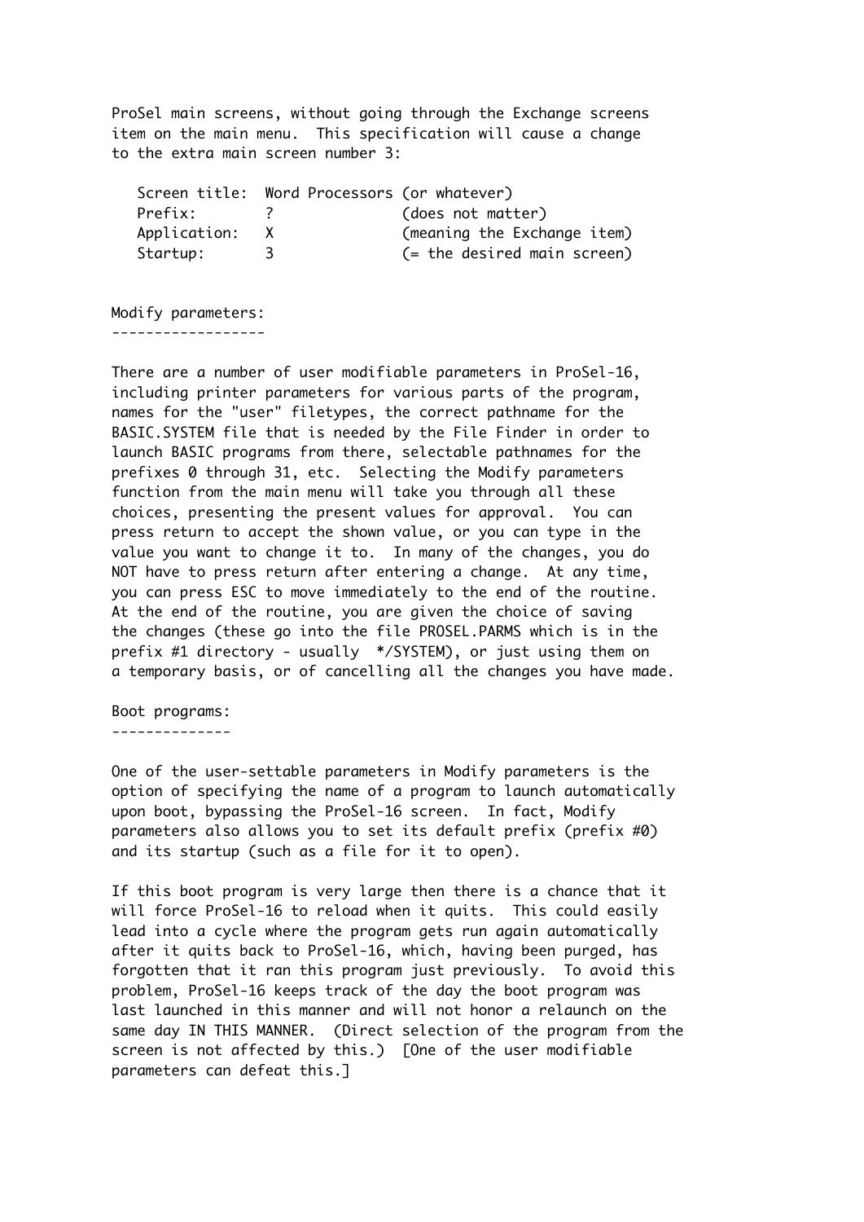ProSel main screens, without going through the Exchange screens item on the main menu. This specification will cause a change to the extra main screen number 3:

```
   Screen title:  Word Processors (or whatever)
   Prefix:        ?               (does not matter)
   Application:   X               (meaning the Exchange item)
   Startup:       3               (= the desired main screen)
```

## Modify parameters:

There are a number of user modifiable parameters in ProSel-16, including printer parameters for various parts of the program, names for the "user" filetypes, the correct pathname for the BASIC.SYSTEM file that is needed by the File Finder in order to launch BASIC programs from there, selectable pathnames for the prefixes 0 through 31, etc. Selecting the Modify parameters function from the main menu will take you through all these choices, presenting the present values for approval. You can press return to accept the shown value, or you can type in the value you want to change it to. In many of the changes, you do NOT have to press return after entering a change. At any time, you can press ESC to move immediately to the end of the routine. At the end of the routine, you are given the choice of saving the changes (these go into the file PROSEL.PARMS which is in the prefix #1 directory - usually */SYSTEM), or just using them on a temporary basis, or of cancelling all the changes you have made.

## Boot programs:

One of the user-settable parameters in Modify parameters is the option of specifying the name of a program to launch automatically upon boot, bypassing the ProSel-16 screen. In fact, Modify parameters also allows you to set its default prefix (prefix #0) and its startup (such as a file for it to open).

If this boot program is very large then there is a chance that it will force ProSel-16 to reload when it quits. This could easily lead into a cycle where the program gets run again automatically after it quits back to ProSel-16, which, having been purged, has forgotten that it ran this program just previously. To avoid this problem, ProSel-16 keeps track of the day the boot program was last launched in this manner and will not honor a relaunch on the same day IN THIS MANNER. (Direct selection of the program from the screen is not affected by this.) [One of the user modifiable parameters can defeat this.]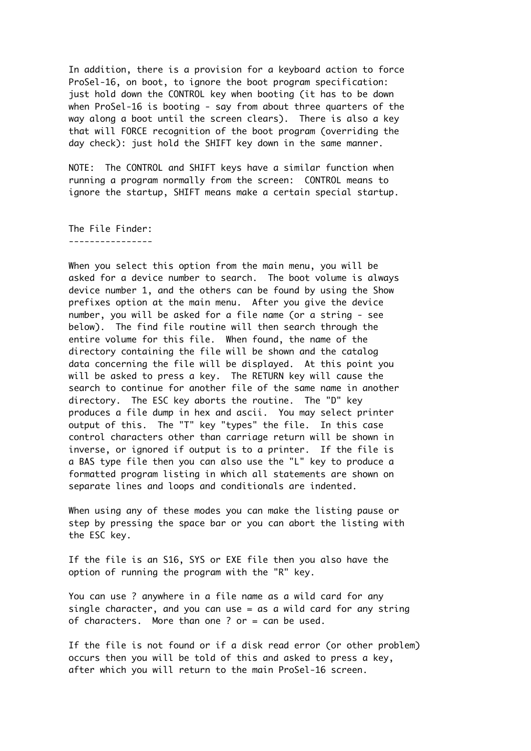In addition, there is a provision for a keyboard action to force ProSel-16, on boot, to ignore the boot program specification: just hold down the CONTROL key when booting (it has to be down when ProSel-16 is booting - say from about three quarters of the way along a boot until the screen clears). There is also a key that will FORCE recognition of the boot program (overriding the day check): just hold the SHIFT key down in the same manner.

NOTE: The CONTROL and SHIFT keys have a similar function when running a program normally from the screen: CONTROL means to ignore the startup, SHIFT means make a certain special startup.

## The File Finder:

When you select this option from the main menu, you will be asked for a device number to search. The boot volume is always device number 1, and the others can be found by using the Show prefixes option at the main menu. After you give the device number, you will be asked for a file name (or a string - see below). The find file routine will then search through the entire volume for this file. When found, the name of the directory containing the file will be shown and the catalog data concerning the file will be displayed. At this point you will be asked to press a key. The RETURN key will cause the search to continue for another file of the same name in another directory. The ESC key aborts the routine. The "D" key produces a file dump in hex and ascii. You may select printer output of this. The "T" key "types" the file. In this case control characters other than carriage return will be shown in inverse, or ignored if output is to a printer. If the file is a BAS type file then you can also use the "L" key to produce a formatted program listing in which all statements are shown on separate lines and loops and conditionals are indented.

When using any of these modes you can make the listing pause or step by pressing the space bar or you can abort the listing with the ESC key.

If the file is an S16, SYS or EXE file then you also have the option of running the program with the "R" key.

You can use ? anywhere in a file name as a wild card for any single character, and you can use = as a wild card for any string of characters. More than one ? or = can be used.

If the file is not found or if a disk read error (or other problem) occurs then you will be told of this and asked to press a key, after which you will return to the main ProSel-16 screen.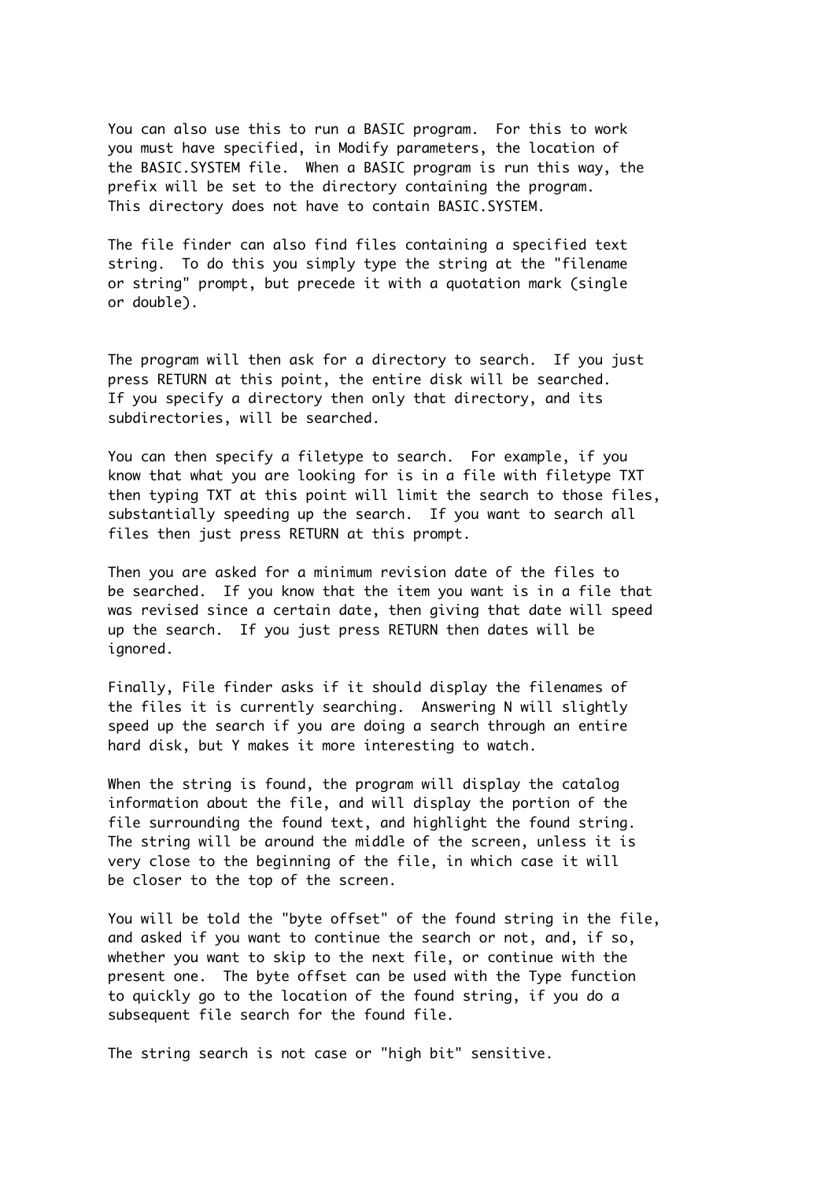You can also use this to run a BASIC program. For this to work you must have specified, in Modify parameters, the location of the BASIC.SYSTEM file. When a BASIC program is run this way, the prefix will be set to the directory containing the program. This directory does not have to contain BASIC.SYSTEM.

The file finder can also find files containing a specified text string. To do this you simply type the string at the "filename or string" prompt, but precede it with a quotation mark (single or double).

The program will then ask for a directory to search. If you just press RETURN at this point, the entire disk will be searched. If you specify a directory then only that directory, and its subdirectories, will be searched.

You can then specify a filetype to search. For example, if you know that what you are looking for is in a file with filetype TXT then typing TXT at this point will limit the search to those files, substantially speeding up the search. If you want to search all files then just press RETURN at this prompt.

Then you are asked for a minimum revision date of the files to be searched. If you know that the item you want is in a file that was revised since a certain date, then giving that date will speed up the search. If you just press RETURN then dates will be ignored.

Finally, File finder asks if it should display the filenames of the files it is currently searching. Answering N will slightly speed up the search if you are doing a search through an entire hard disk, but Y makes it more interesting to watch.

When the string is found, the program will display the catalog information about the file, and will display the portion of the file surrounding the found text, and highlight the found string. The string will be around the middle of the screen, unless it is very close to the beginning of the file, in which case it will be closer to the top of the screen.

You will be told the "byte offset" of the found string in the file, and asked if you want to continue the search or not, and, if so, whether you want to skip to the next file, or continue with the present one. The byte offset can be used with the Type function to quickly go to the location of the found string, if you do a subsequent file search for the found file.

The string search is not case or "high bit" sensitive.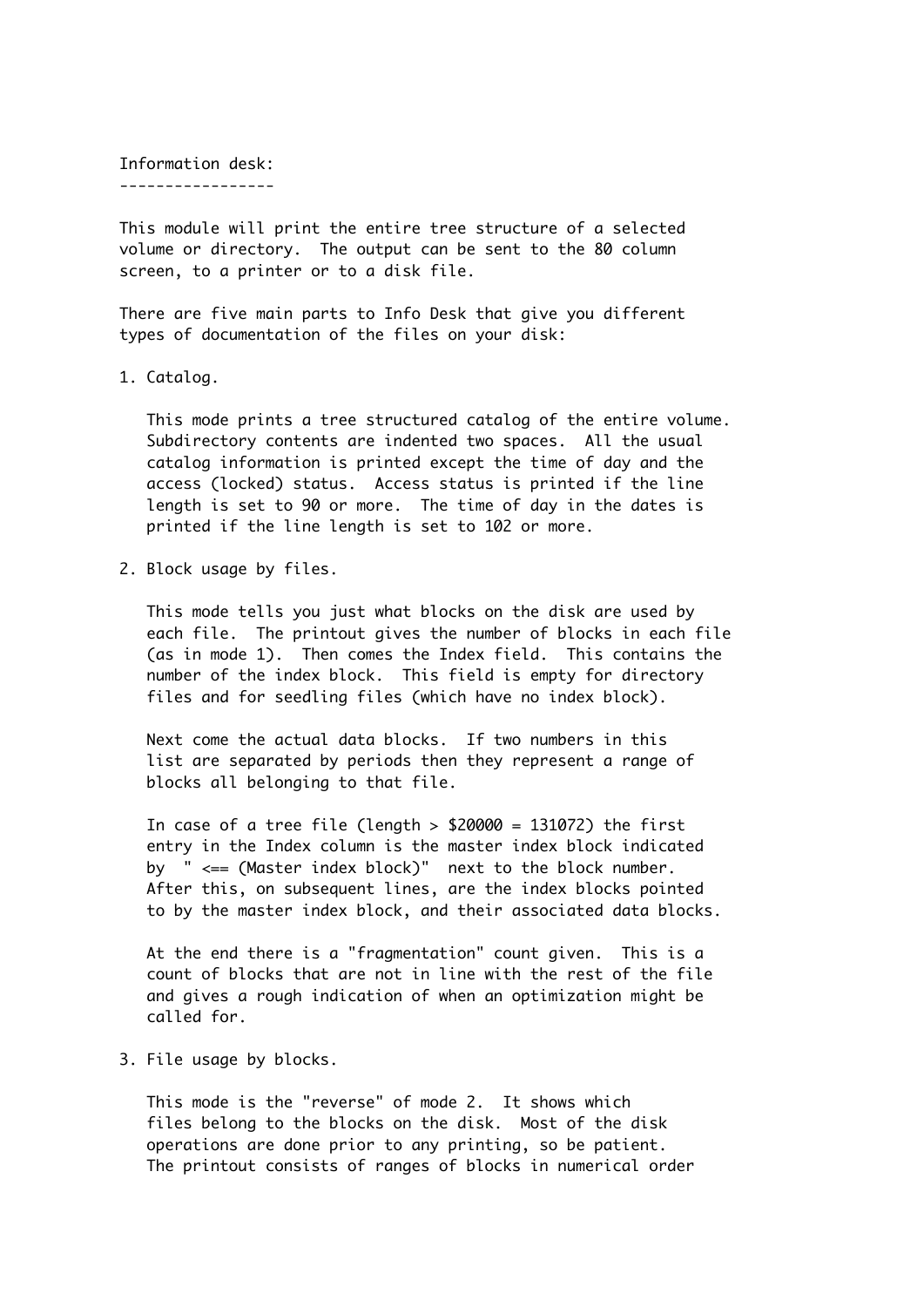## Information desk:

This module will print the entire tree structure of a selected volume or directory. The output can be sent to the 80 column screen, to a printer or to a disk file.

There are five main parts to Info Desk that give you different types of documentation of the files on your disk:

1. Catalog.

   This mode prints a tree structured catalog of the entire volume. Subdirectory contents are indented two spaces. All the usual catalog information is printed except the time of day and the access (locked) status. Access status is printed if the line length is set to 90 or more. The time of day in the dates is printed if the line length is set to 102 or more.

2. Block usage by files.

   This mode tells you just what blocks on the disk are used by each file. The printout gives the number of blocks in each file (as in mode 1). Then comes the Index field. This contains the number of the index block. This field is empty for directory files and for seedling files (which have no index block).

   Next come the actual data blocks. If two numbers in this list are separated by periods then they represent a range of blocks all belonging to that file.

   In case of a tree file (length > $20000 = 131072) the first entry in the Index column is the master index block indicated by " <== (Master index block)" next to the block number. After this, on subsequent lines, are the index blocks pointed to by the master index block, and their associated data blocks.

   At the end there is a "fragmentation" count given. This is a count of blocks that are not in line with the rest of the file and gives a rough indication of when an optimization might be called for.

3. File usage by blocks.

   This mode is the "reverse" of mode 2. It shows which files belong to the blocks on the disk. Most of the disk operations are done prior to any printing, so be patient. The printout consists of ranges of blocks in numerical order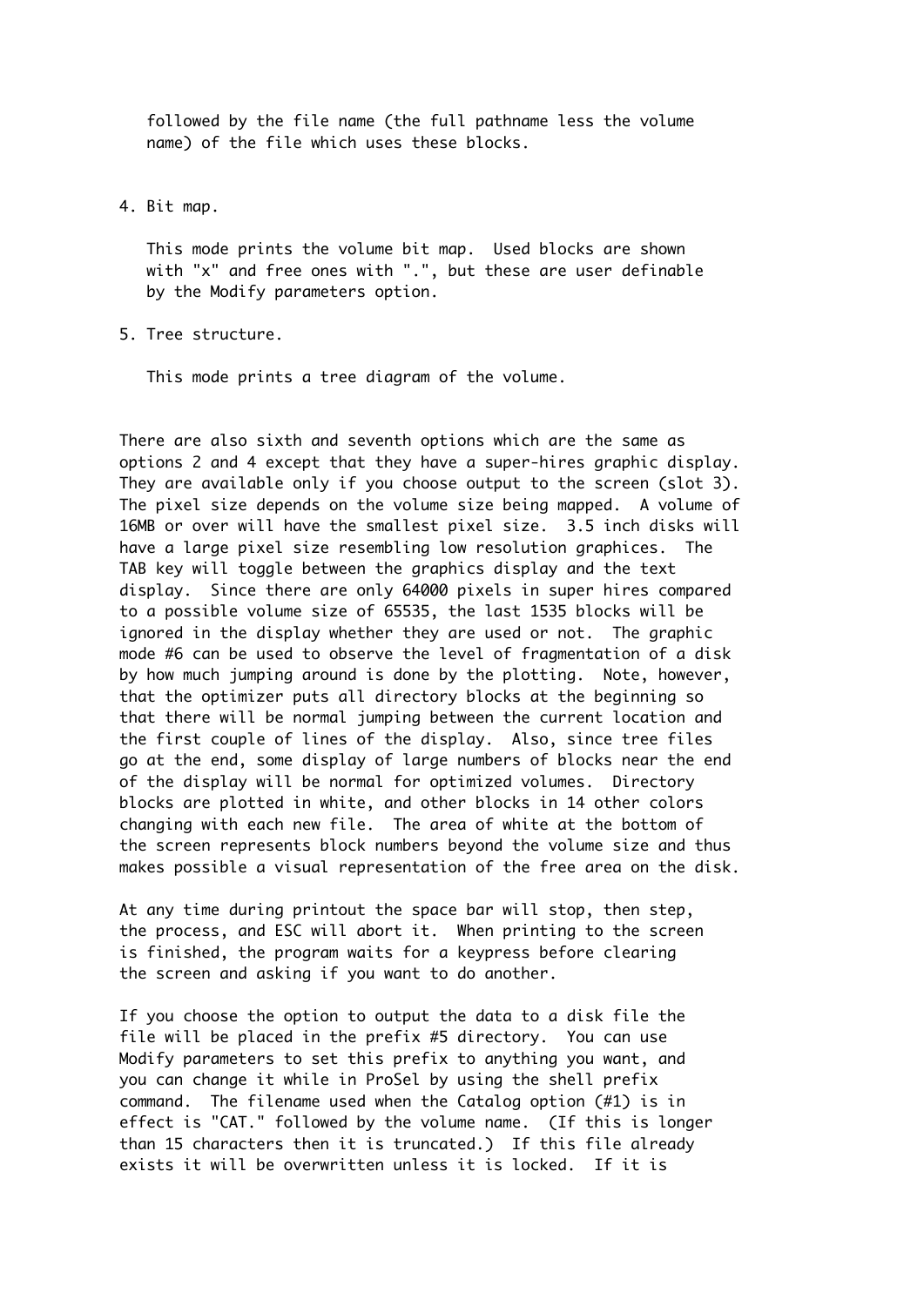followed by the file name (the full pathname less the volume name) of the file which uses these blocks.

4. Bit map.

   This mode prints the volume bit map. Used blocks are shown with "x" and free ones with ".", but these are user definable by the Modify parameters option.

5. Tree structure.

   This mode prints a tree diagram of the volume.

There are also sixth and seventh options which are the same as options 2 and 4 except that they have a super-hires graphic display. They are available only if you choose output to the screen (slot 3). The pixel size depends on the volume size being mapped. A volume of 16MB or over will have the smallest pixel size. 3.5 inch disks will have a large pixel size resembling low resolution graphices. The TAB key will toggle between the graphics display and the text display. Since there are only 64000 pixels in super hires compared to a possible volume size of 65535, the last 1535 blocks will be ignored in the display whether they are used or not. The graphic mode #6 can be used to observe the level of fragmentation of a disk by how much jumping around is done by the plotting. Note, however, that the optimizer puts all directory blocks at the beginning so that there will be normal jumping between the current location and the first couple of lines of the display. Also, since tree files go at the end, some display of large numbers of blocks near the end of the display will be normal for optimized volumes. Directory blocks are plotted in white, and other blocks in 14 other colors changing with each new file. The area of white at the bottom of the screen represents block numbers beyond the volume size and thus makes possible a visual representation of the free area on the disk.

At any time during printout the space bar will stop, then step, the process, and ESC will abort it. When printing to the screen is finished, the program waits for a keypress before clearing the screen and asking if you want to do another.

If you choose the option to output the data to a disk file the file will be placed in the prefix #5 directory. You can use Modify parameters to set this prefix to anything you want, and you can change it while in ProSel by using the shell prefix command. The filename used when the Catalog option (#1) is in effect is "CAT." followed by the volume name. (If this is longer than 15 characters then it is truncated.) If this file already exists it will be overwritten unless it is locked. If it is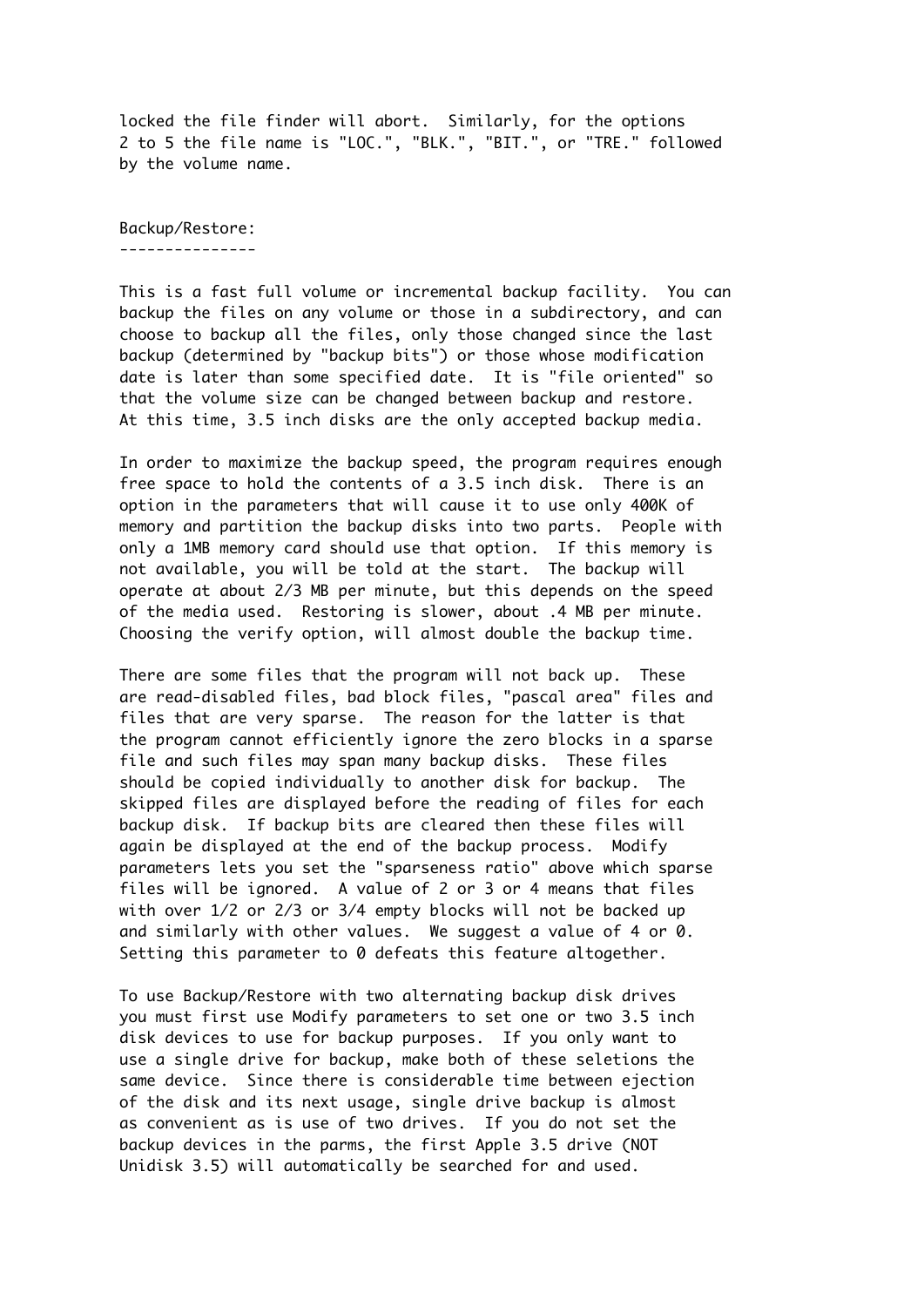locked the file finder will abort. Similarly, for the options 2 to 5 the file name is "LOC.", "BLK.", "BIT.", or "TRE." followed by the volume name.

## Backup/Restore:

This is a fast full volume or incremental backup facility. You can backup the files on any volume or those in a subdirectory, and can choose to backup all the files, only those changed since the last backup (determined by "backup bits") or those whose modification date is later than some specified date. It is "file oriented" so that the volume size can be changed between backup and restore. At this time, 3.5 inch disks are the only accepted backup media.

In order to maximize the backup speed, the program requires enough free space to hold the contents of a 3.5 inch disk. There is an option in the parameters that will cause it to use only 400K of memory and partition the backup disks into two parts. People with only a 1MB memory card should use that option. If this memory is not available, you will be told at the start. The backup will operate at about 2/3 MB per minute, but this depends on the speed of the media used. Restoring is slower, about .4 MB per minute. Choosing the verify option, will almost double the backup time.

There are some files that the program will not back up. These are read-disabled files, bad block files, "pascal area" files and files that are very sparse. The reason for the latter is that the program cannot efficiently ignore the zero blocks in a sparse file and such files may span many backup disks. These files should be copied individually to another disk for backup. The skipped files are displayed before the reading of files for each backup disk. If backup bits are cleared then these files will again be displayed at the end of the backup process. Modify parameters lets you set the "sparseness ratio" above which sparse files will be ignored. A value of 2 or 3 or 4 means that files with over 1/2 or 2/3 or 3/4 empty blocks will not be backed up and similarly with other values. We suggest a value of 4 or 0. Setting this parameter to 0 defeats this feature altogether.

To use Backup/Restore with two alternating backup disk drives you must first use Modify parameters to set one or two 3.5 inch disk devices to use for backup purposes. If you only want to use a single drive for backup, make both of these seletions the same device. Since there is considerable time between ejection of the disk and its next usage, single drive backup is almost as convenient as is use of two drives. If you do not set the backup devices in the parms, the first Apple 3.5 drive (NOT Unidisk 3.5) will automatically be searched for and used.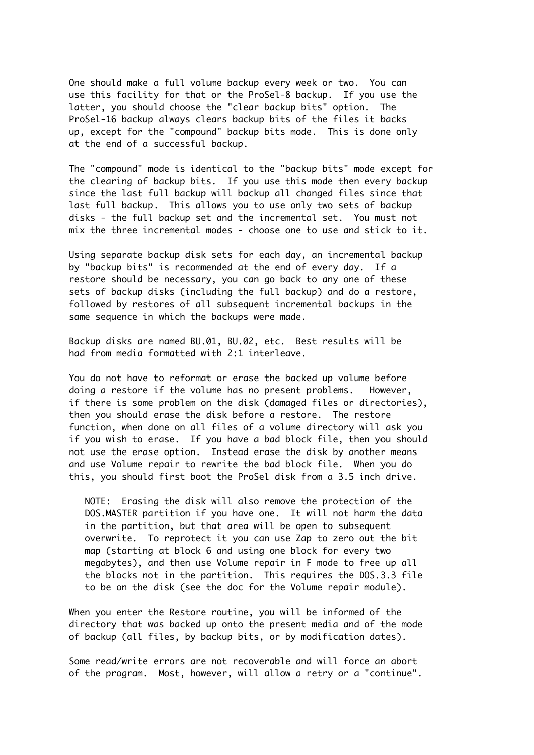One should make a full volume backup every week or two. You can use this facility for that or the ProSel-8 backup. If you use the latter, you should choose the "clear backup bits" option. The ProSel-16 backup always clears backup bits of the files it backs up, except for the "compound" backup bits mode. This is done only at the end of a successful backup.

The "compound" mode is identical to the "backup bits" mode except for the clearing of backup bits. If you use this mode then every backup since the last full backup will backup all changed files since that last full backup. This allows you to use only two sets of backup disks - the full backup set and the incremental set. You must not mix the three incremental modes - choose one to use and stick to it.

Using separate backup disk sets for each day, an incremental backup by "backup bits" is recommended at the end of every day. If a restore should be necessary, you can go back to any one of these sets of backup disks (including the full backup) and do a restore, followed by restores of all subsequent incremental backups in the same sequence in which the backups were made.

Backup disks are named BU.01, BU.02, etc. Best results will be had from media formatted with 2:1 interleave.

You do not have to reformat or erase the backed up volume before doing a restore if the volume has no present problems. However, if there is some problem on the disk (damaged files or directories), then you should erase the disk before a restore. The restore function, when done on all files of a volume directory will ask you if you wish to erase. If you have a bad block file, then you should not use the erase option. Instead erase the disk by another means and use Volume repair to rewrite the bad block file. When you do this, you should first boot the ProSel disk from a 3.5 inch drive.

> NOTE: Erasing the disk will also remove the protection of the DOS.MASTER partition if you have one. It will not harm the data in the partition, but that area will be open to subsequent overwrite. To reprotect it you can use Zap to zero out the bit map (starting at block 6 and using one block for every two megabytes), and then use Volume repair in F mode to free up all the blocks not in the partition. This requires the DOS.3.3 file to be on the disk (see the doc for the Volume repair module).

When you enter the Restore routine, you will be informed of the directory that was backed up onto the present media and of the mode of backup (all files, by backup bits, or by modification dates).

Some read/write errors are not recoverable and will force an abort of the program. Most, however, will allow a retry or a "continue".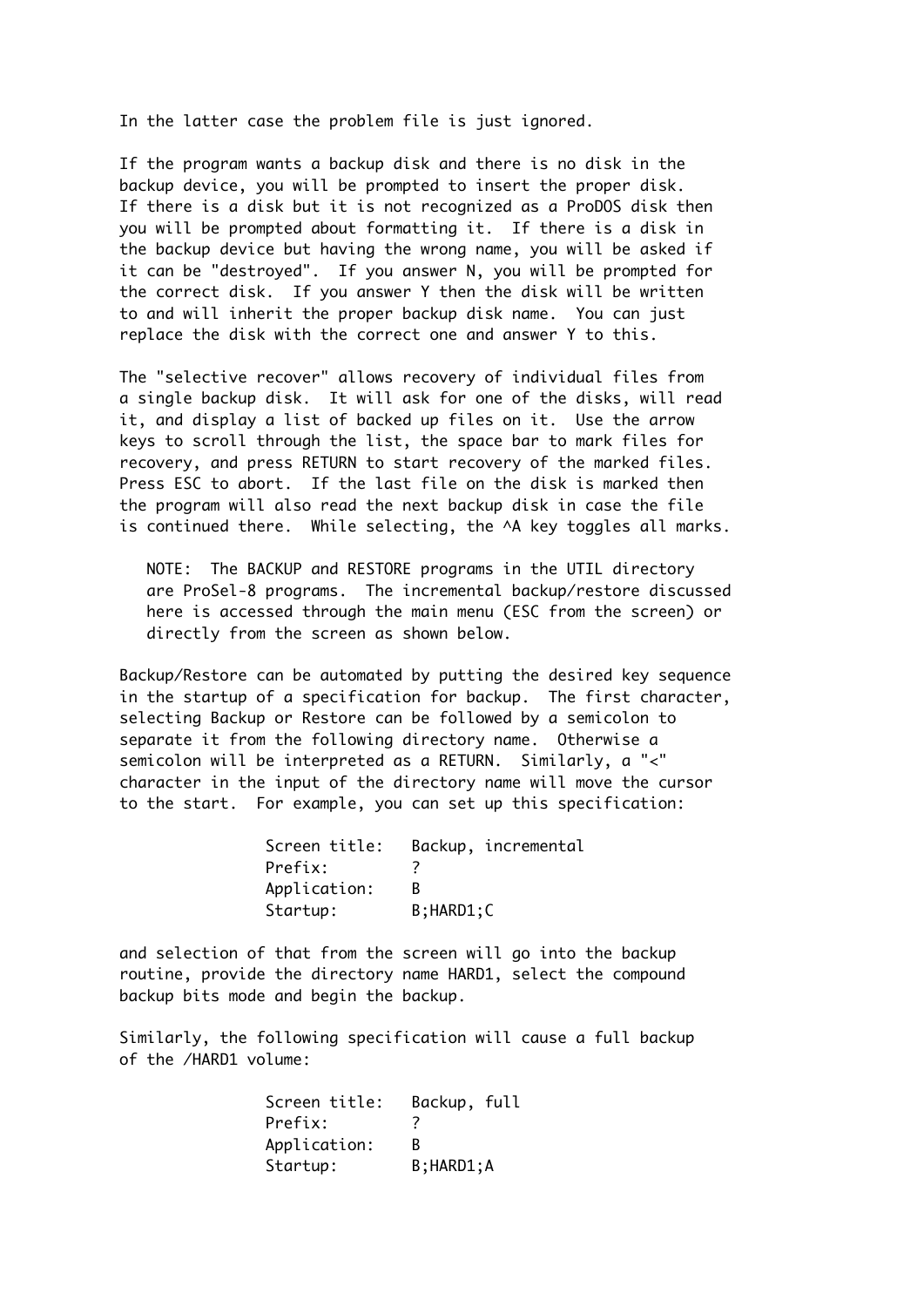In the latter case the problem file is just ignored.

If the program wants a backup disk and there is no disk in the backup device, you will be prompted to insert the proper disk. If there is a disk but it is not recognized as a ProDOS disk then you will be prompted about formatting it. If there is a disk in the backup device but having the wrong name, you will be asked if it can be "destroyed". If you answer N, you will be prompted for the correct disk. If you answer Y then the disk will be written to and will inherit the proper backup disk name. You can just replace the disk with the correct one and answer Y to this.

The "selective recover" allows recovery of individual files from a single backup disk. It will ask for one of the disks, will read it, and display a list of backed up files on it. Use the arrow keys to scroll through the list, the space bar to mark files for recovery, and press RETURN to start recovery of the marked files. Press ESC to abort. If the last file on the disk is marked then the program will also read the next backup disk in case the file is continued there. While selecting, the ^A key toggles all marks.

> NOTE: The BACKUP and RESTORE programs in the UTIL directory are ProSel-8 programs. The incremental backup/restore discussed here is accessed through the main menu (ESC from the screen) or directly from the screen as shown below.

Backup/Restore can be automated by putting the desired key sequence in the startup of a specification for backup. The first character, selecting Backup or Restore can be followed by a semicolon to separate it from the following directory name. Otherwise a semicolon will be interpreted as a RETURN. Similarly, a "<" character in the input of the directory name will move the cursor to the start. For example, you can set up this specification:

```
Screen title:   Backup, incremental
Prefix:         ?
Application:    B
Startup:        B;HARD1;C
```

and selection of that from the screen will go into the backup routine, provide the directory name HARD1, select the compound backup bits mode and begin the backup.

Similarly, the following specification will cause a full backup of the /HARD1 volume:

```
Screen title:   Backup, full
Prefix:         ?
Application:    B
Startup:        B;HARD1;A
```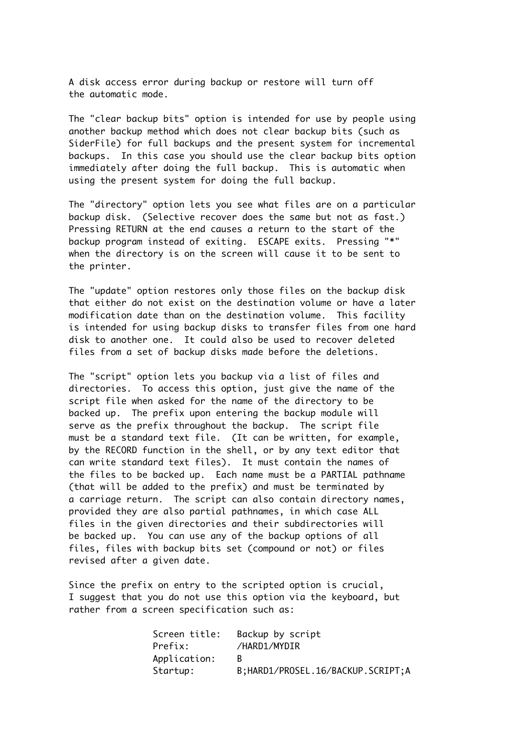A disk access error during backup or restore will turn off the automatic mode.

The "clear backup bits" option is intended for use by people using another backup method which does not clear backup bits (such as SiderFile) for full backups and the present system for incremental backups. In this case you should use the clear backup bits option immediately after doing the full backup. This is automatic when using the present system for doing the full backup.

The "directory" option lets you see what files are on a particular backup disk. (Selective recover does the same but not as fast.) Pressing RETURN at the end causes a return to the start of the backup program instead of exiting. ESCAPE exits. Pressing "*" when the directory is on the screen will cause it to be sent to the printer.

The "update" option restores only those files on the backup disk that either do not exist on the destination volume or have a later modification date than on the destination volume. This facility is intended for using backup disks to transfer files from one hard disk to another one. It could also be used to recover deleted files from a set of backup disks made before the deletions.

The "script" option lets you backup via a list of files and directories. To access this option, just give the name of the script file when asked for the name of the directory to be backed up. The prefix upon entering the backup module will serve as the prefix throughout the backup. The script file must be a standard text file. (It can be written, for example, by the RECORD function in the shell, or by any text editor that can write standard text files). It must contain the names of the files to be backed up. Each name must be a PARTIAL pathname (that will be added to the prefix) and must be terminated by a carriage return. The script can also contain directory names, provided they are also partial pathnames, in which case ALL files in the given directories and their subdirectories will be backed up. You can use any of the backup options of all files, files with backup bits set (compound or not) or files revised after a given date.

Since the prefix on entry to the scripted option is crucial, I suggest that you do not use this option via the keyboard, but rather from a screen specification such as:

```
Screen title:   Backup by script
Prefix:         /HARD1/MYDIR
Application:    B
Startup:        B;HARD1/PROSEL.16/BACKUP.SCRIPT;A
```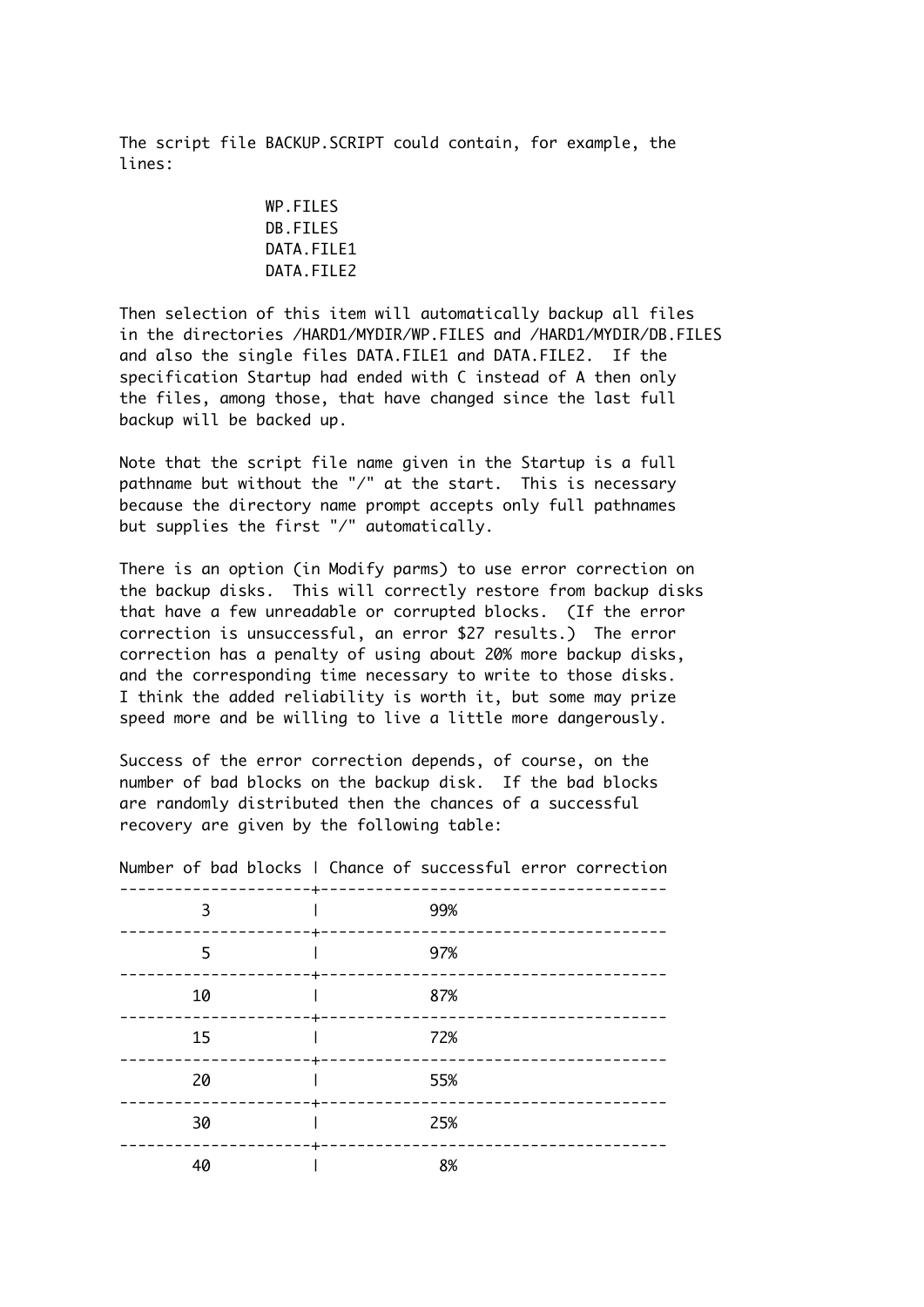The script file BACKUP.SCRIPT could contain, for example, the lines:

```
WP.FILES
DB.FILES
DATA.FILE1
DATA.FILE2
```

Then selection of this item will automatically backup all files in the directories /HARD1/MYDIR/WP.FILES and /HARD1/MYDIR/DB.FILES and also the single files DATA.FILE1 and DATA.FILE2. If the specification Startup had ended with C instead of A then only the files, among those, that have changed since the last full backup will be backed up.

Note that the script file name given in the Startup is a full pathname but without the "/" at the start. This is necessary because the directory name prompt accepts only full pathnames but supplies the first "/" automatically.

There is an option (in Modify parms) to use error correction on the backup disks. This will correctly restore from backup disks that have a few unreadable or corrupted blocks. (If the error correction is unsuccessful, an error $27 results.) The error correction has a penalty of using about 20% more backup disks, and the corresponding time necessary to write to those disks. I think the added reliability is worth it, but some may prize speed more and be willing to live a little more dangerously.

Success of the error correction depends, of course, on the number of bad blocks on the backup disk. If the bad blocks are randomly distributed then the chances of a successful recovery are given by the following table:

| Number of bad blocks | Chance of successful error correction |
|---|---|
| 3 | 99% |
| 5 | 97% |
| 10 | 87% |
| 15 | 72% |
| 20 | 55% |
| 30 | 25% |
| 40 | 8% |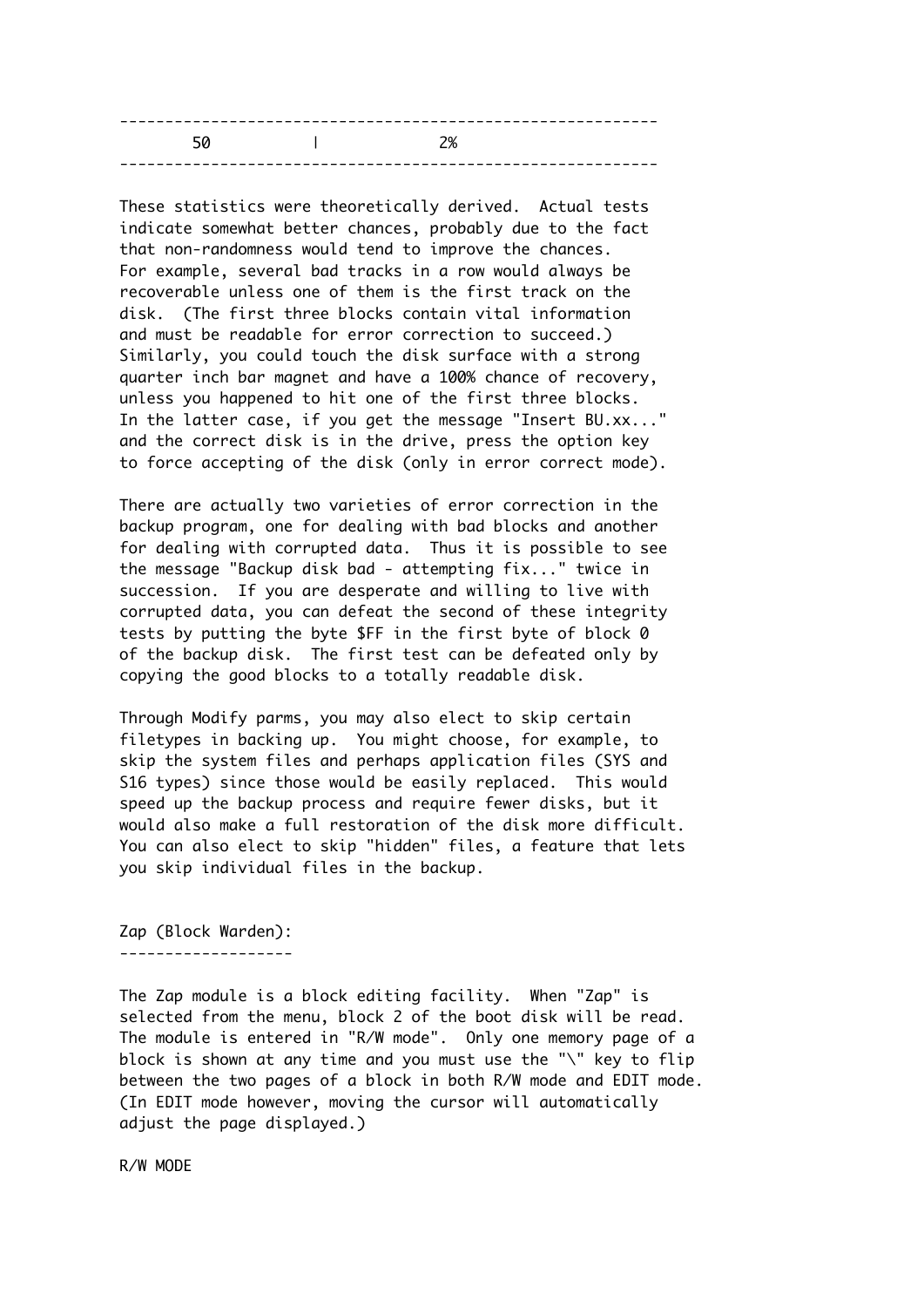| 50 | 2% |
|---|---|

These statistics were theoretically derived. Actual tests indicate somewhat better chances, probably due to the fact that non-randomness would tend to improve the chances. For example, several bad tracks in a row would always be recoverable unless one of them is the first track on the disk. (The first three blocks contain vital information and must be readable for error correction to succeed.) Similarly, you could touch the disk surface with a strong quarter inch bar magnet and have a 100% chance of recovery, unless you happened to hit one of the first three blocks. In the latter case, if you get the message "Insert BU.xx..." and the correct disk is in the drive, press the option key to force accepting of the disk (only in error correct mode).

There are actually two varieties of error correction in the backup program, one for dealing with bad blocks and another for dealing with corrupted data. Thus it is possible to see the message "Backup disk bad - attempting fix..." twice in succession. If you are desperate and willing to live with corrupted data, you can defeat the second of these integrity tests by putting the byte $FF in the first byte of block 0 of the backup disk. The first test can be defeated only by copying the good blocks to a totally readable disk.

Through Modify parms, you may also elect to skip certain filetypes in backing up. You might choose, for example, to skip the system files and perhaps application files (SYS and S16 types) since those would be easily replaced. This would speed up the backup process and require fewer disks, but it would also make a full restoration of the disk more difficult. You can also elect to skip "hidden" files, a feature that lets you skip individual files in the backup.

## Zap (Block Warden):

The Zap module is a block editing facility. When "Zap" is selected from the menu, block 2 of the boot disk will be read. The module is entered in "R/W mode". Only one memory page of a block is shown at any time and you must use the "\" key to flip between the two pages of a block in both R/W mode and EDIT mode. (In EDIT mode however, moving the cursor will automatically adjust the page displayed.)

R/W MODE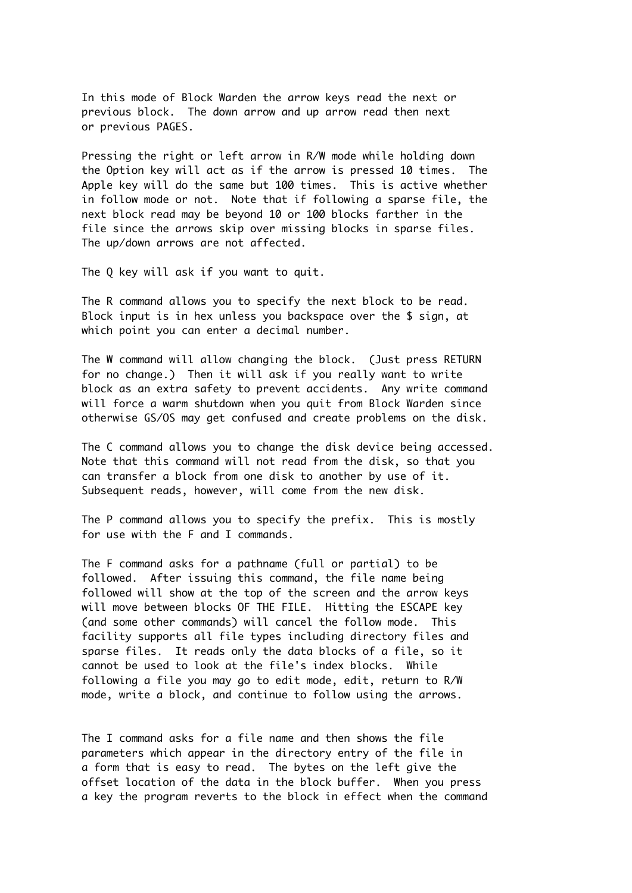In this mode of Block Warden the arrow keys read the next or previous block. The down arrow and up arrow read then next or previous PAGES.

Pressing the right or left arrow in R/W mode while holding down the Option key will act as if the arrow is pressed 10 times. The Apple key will do the same but 100 times. This is active whether in follow mode or not. Note that if following a sparse file, the next block read may be beyond 10 or 100 blocks farther in the file since the arrows skip over missing blocks in sparse files. The up/down arrows are not affected.

The Q key will ask if you want to quit.

The R command allows you to specify the next block to be read. Block input is in hex unless you backspace over the $ sign, at which point you can enter a decimal number.

The W command will allow changing the block. (Just press RETURN for no change.) Then it will ask if you really want to write block as an extra safety to prevent accidents. Any write command will force a warm shutdown when you quit from Block Warden since otherwise GS/OS may get confused and create problems on the disk.

The C command allows you to change the disk device being accessed. Note that this command will not read from the disk, so that you can transfer a block from one disk to another by use of it. Subsequent reads, however, will come from the new disk.

The P command allows you to specify the prefix. This is mostly for use with the F and I commands.

The F command asks for a pathname (full or partial) to be followed. After issuing this command, the file name being followed will show at the top of the screen and the arrow keys will move between blocks OF THE FILE. Hitting the ESCAPE key (and some other commands) will cancel the follow mode. This facility supports all file types including directory files and sparse files. It reads only the data blocks of a file, so it cannot be used to look at the file's index blocks. While following a file you may go to edit mode, edit, return to R/W mode, write a block, and continue to follow using the arrows.

The I command asks for a file name and then shows the file parameters which appear in the directory entry of the file in a form that is easy to read. The bytes on the left give the offset location of the data in the block buffer. When you press a key the program reverts to the block in effect when the command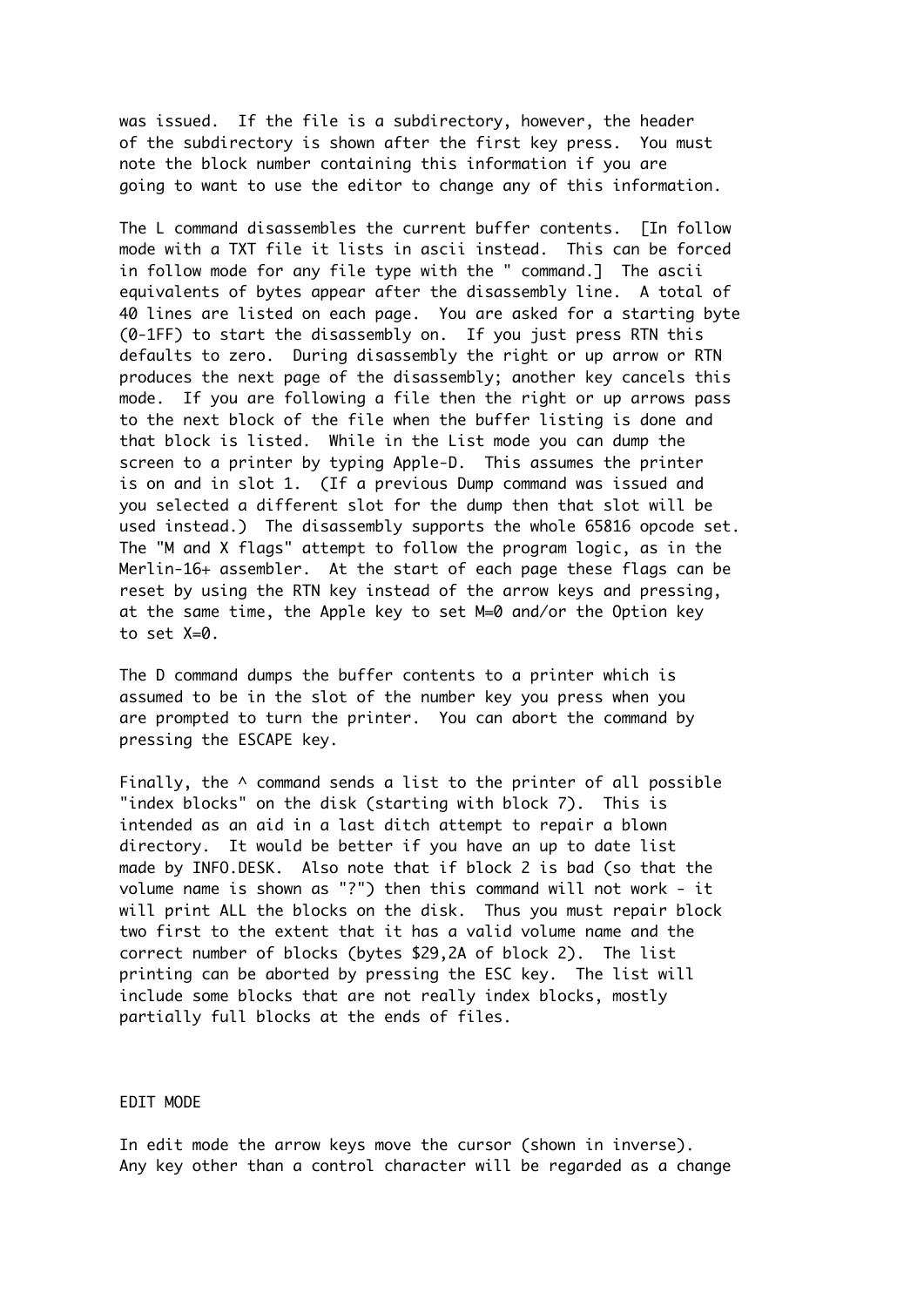was issued. If the file is a subdirectory, however, the header of the subdirectory is shown after the first key press. You must note the block number containing this information if you are going to want to use the editor to change any of this information.

The L command disassembles the current buffer contents. [In follow mode with a TXT file it lists in ascii instead. This can be forced in follow mode for any file type with the " command.] The ascii equivalents of bytes appear after the disassembly line. A total of 40 lines are listed on each page. You are asked for a starting byte (0-1FF) to start the disassembly on. If you just press RTN this defaults to zero. During disassembly the right or up arrow or RTN produces the next page of the disassembly; another key cancels this mode. If you are following a file then the right or up arrows pass to the next block of the file when the buffer listing is done and that block is listed. While in the List mode you can dump the screen to a printer by typing Apple-D. This assumes the printer is on and in slot 1. (If a previous Dump command was issued and you selected a different slot for the dump then that slot will be used instead.) The disassembly supports the whole 65816 opcode set. The "M and X flags" attempt to follow the program logic, as in the Merlin-16+ assembler. At the start of each page these flags can be reset by using the RTN key instead of the arrow keys and pressing, at the same time, the Apple key to set M=0 and/or the Option key to set X=0.

The D command dumps the buffer contents to a printer which is assumed to be in the slot of the number key you press when you are prompted to turn the printer. You can abort the command by pressing the ESCAPE key.

Finally, the ^ command sends a list to the printer of all possible "index blocks" on the disk (starting with block 7). This is intended as an aid in a last ditch attempt to repair a blown directory. It would be better if you have an up to date list made by INFO.DESK. Also note that if block 2 is bad (so that the volume name is shown as "?") then this command will not work - it will print ALL the blocks on the disk. Thus you must repair block two first to the extent that it has a valid volume name and the correct number of blocks (bytes $29,2A of block 2). The list printing can be aborted by pressing the ESC key. The list will include some blocks that are not really index blocks, mostly partially full blocks at the ends of files.

## EDIT MODE

In edit mode the arrow keys move the cursor (shown in inverse). Any key other than a control character will be regarded as a change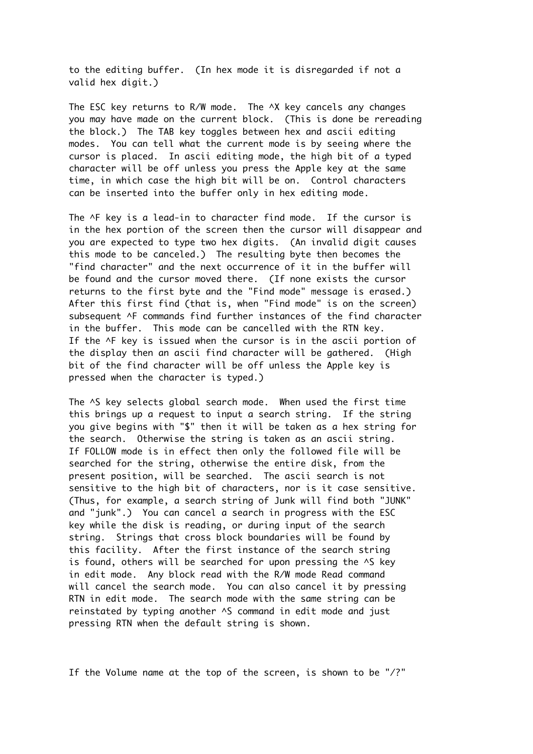to the editing buffer. (In hex mode it is disregarded if not a valid hex digit.)

The ESC key returns to R/W mode. The ^X key cancels any changes you may have made on the current block. (This is done be rereading the block.) The TAB key toggles between hex and ascii editing modes. You can tell what the current mode is by seeing where the cursor is placed. In ascii editing mode, the high bit of a typed character will be off unless you press the Apple key at the same time, in which case the high bit will be on. Control characters can be inserted into the buffer only in hex editing mode.

The ^F key is a lead-in to character find mode. If the cursor is in the hex portion of the screen then the cursor will disappear and you are expected to type two hex digits. (An invalid digit causes this mode to be canceled.) The resulting byte then becomes the "find character" and the next occurrence of it in the buffer will be found and the cursor moved there. (If none exists the cursor returns to the first byte and the "Find mode" message is erased.) After this first find (that is, when "Find mode" is on the screen) subsequent ^F commands find further instances of the find character in the buffer. This mode can be cancelled with the RTN key. If the ^F key is issued when the cursor is in the ascii portion of the display then an ascii find character will be gathered. (High bit of the find character will be off unless the Apple key is pressed when the character is typed.)

The ^S key selects global search mode. When used the first time this brings up a request to input a search string. If the string you give begins with "$" then it will be taken as a hex string for the search. Otherwise the string is taken as an ascii string. If FOLLOW mode is in effect then only the followed file will be searched for the string, otherwise the entire disk, from the present position, will be searched. The ascii search is not sensitive to the high bit of characters, nor is it case sensitive. (Thus, for example, a search string of Junk will find both "JUNK" and "junk".) You can cancel a search in progress with the ESC key while the disk is reading, or during input of the search string. Strings that cross block boundaries will be found by this facility. After the first instance of the search string is found, others will be searched for upon pressing the ^S key in edit mode. Any block read with the R/W mode Read command will cancel the search mode. You can also cancel it by pressing RTN in edit mode. The search mode with the same string can be reinstated by typing another ^S command in edit mode and just pressing RTN when the default string is shown.

If the Volume name at the top of the screen, is shown to be "/?"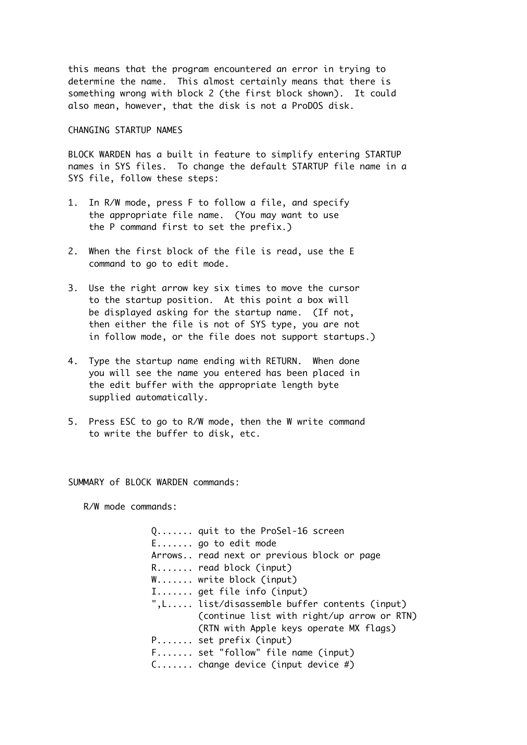this means that the program encountered an error in trying to determine the name. This almost certainly means that there is something wrong with block 2 (the first block shown). It could also mean, however, that the disk is not a ProDOS disk.

## CHANGING STARTUP NAMES

BLOCK WARDEN has a built in feature to simplify entering STARTUP names in SYS files. To change the default STARTUP file name in a SYS file, follow these steps:

1. In R/W mode, press F to follow a file, and specify the appropriate file name. (You may want to use the P command first to set the prefix.)

2. When the first block of the file is read, use the E command to go to edit mode.

3. Use the right arrow key six times to move the cursor to the startup position. At this point a box will be displayed asking for the startup name. (If not, then either the file is not of SYS type, you are not in follow mode, or the file does not support startups.)

4. Type the startup name ending with RETURN. When done you will see the name you entered has been placed in the edit buffer with the appropriate length byte supplied automatically.

5. Press ESC to go to R/W mode, then the W write command to write the buffer to disk, etc.

## SUMMARY of BLOCK WARDEN commands:

R/W mode commands:

```
Q....... quit to the ProSel-16 screen
E....... go to edit mode
Arrows.. read next or previous block or page
R....... read block (input)
W....... write block (input)
I....... get file info (input)
",L..... list/disassemble buffer contents (input)
         (continue list with right/up arrow or RTN)
         (RTN with Apple keys operate MX flags)
P....... set prefix (input)
F....... set "follow" file name (input)
C....... change device (input device #)
```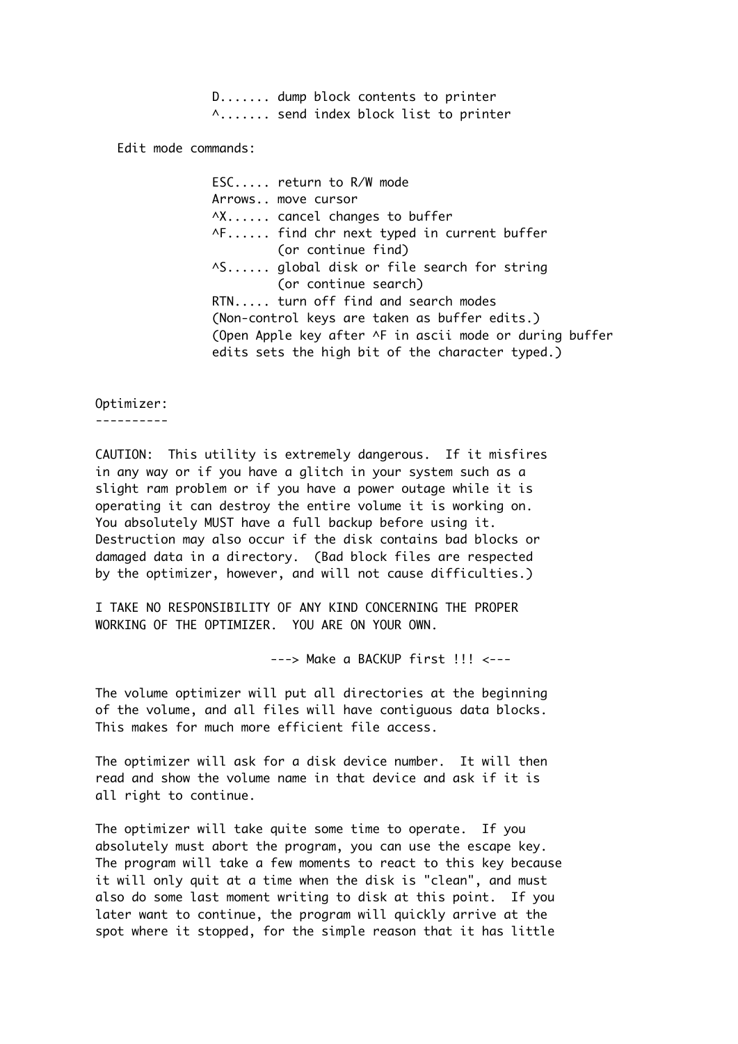```
D....... dump block contents to printer
^....... send index block list to printer
```

Edit mode commands:

```
ESC..... return to R/W mode
Arrows.. move cursor
^X...... cancel changes to buffer
^F...... find chr next typed in current buffer
         (or continue find)
^S...... global disk or file search for string
         (or continue search)
RTN..... turn off find and search modes
(Non-control keys are taken as buffer edits.)
(Open Apple key after ^F in ascii mode or during buffer
edits sets the high bit of the character typed.)
```

## Optimizer:

CAUTION: This utility is extremely dangerous. If it misfires in any way or if you have a glitch in your system such as a slight ram problem or if you have a power outage while it is operating it can destroy the entire volume it is working on. You absolutely MUST have a full backup before using it. Destruction may also occur if the disk contains bad blocks or damaged data in a directory. (Bad block files are respected by the optimizer, however, and will not cause difficulties.)

I TAKE NO RESPONSIBILITY OF ANY KIND CONCERNING THE PROPER WORKING OF THE OPTIMIZER. YOU ARE ON YOUR OWN.

---> Make a BACKUP first !!! <---

The volume optimizer will put all directories at the beginning of the volume, and all files will have contiguous data blocks. This makes for much more efficient file access.

The optimizer will ask for a disk device number. It will then read and show the volume name in that device and ask if it is all right to continue.

The optimizer will take quite some time to operate. If you absolutely must abort the program, you can use the escape key. The program will take a few moments to react to this key because it will only quit at a time when the disk is "clean", and must also do some last moment writing to disk at this point. If you later want to continue, the program will quickly arrive at the spot where it stopped, for the simple reason that it has little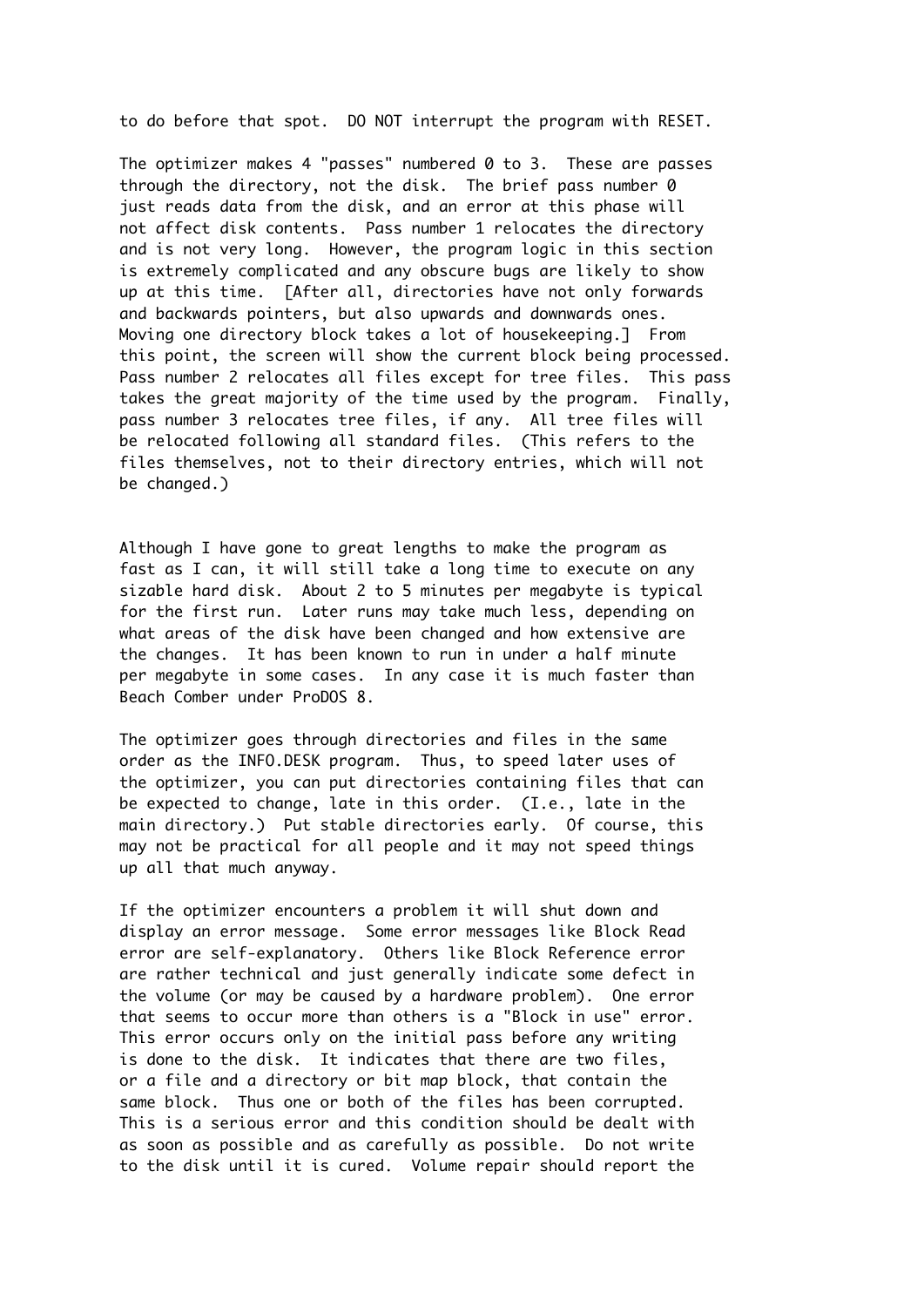to do before that spot. DO NOT interrupt the program with RESET.

The optimizer makes 4 "passes" numbered 0 to 3. These are passes through the directory, not the disk. The brief pass number 0 just reads data from the disk, and an error at this phase will not affect disk contents. Pass number 1 relocates the directory and is not very long. However, the program logic in this section is extremely complicated and any obscure bugs are likely to show up at this time. [After all, directories have not only forwards and backwards pointers, but also upwards and downwards ones. Moving one directory block takes a lot of housekeeping.] From this point, the screen will show the current block being processed. Pass number 2 relocates all files except for tree files. This pass takes the great majority of the time used by the program. Finally, pass number 3 relocates tree files, if any. All tree files will be relocated following all standard files. (This refers to the files themselves, not to their directory entries, which will not be changed.)

Although I have gone to great lengths to make the program as fast as I can, it will still take a long time to execute on any sizable hard disk. About 2 to 5 minutes per megabyte is typical for the first run. Later runs may take much less, depending on what areas of the disk have been changed and how extensive are the changes. It has been known to run in under a half minute per megabyte in some cases. In any case it is much faster than Beach Comber under ProDOS 8.

The optimizer goes through directories and files in the same order as the INFO.DESK program. Thus, to speed later uses of the optimizer, you can put directories containing files that can be expected to change, late in this order. (I.e., late in the main directory.) Put stable directories early. Of course, this may not be practical for all people and it may not speed things up all that much anyway.

If the optimizer encounters a problem it will shut down and display an error message. Some error messages like Block Read error are self-explanatory. Others like Block Reference error are rather technical and just generally indicate some defect in the volume (or may be caused by a hardware problem). One error that seems to occur more than others is a "Block in use" error. This error occurs only on the initial pass before any writing is done to the disk. It indicates that there are two files, or a file and a directory or bit map block, that contain the same block. Thus one or both of the files has been corrupted. This is a serious error and this condition should be dealt with as soon as possible and as carefully as possible. Do not write to the disk until it is cured. Volume repair should report the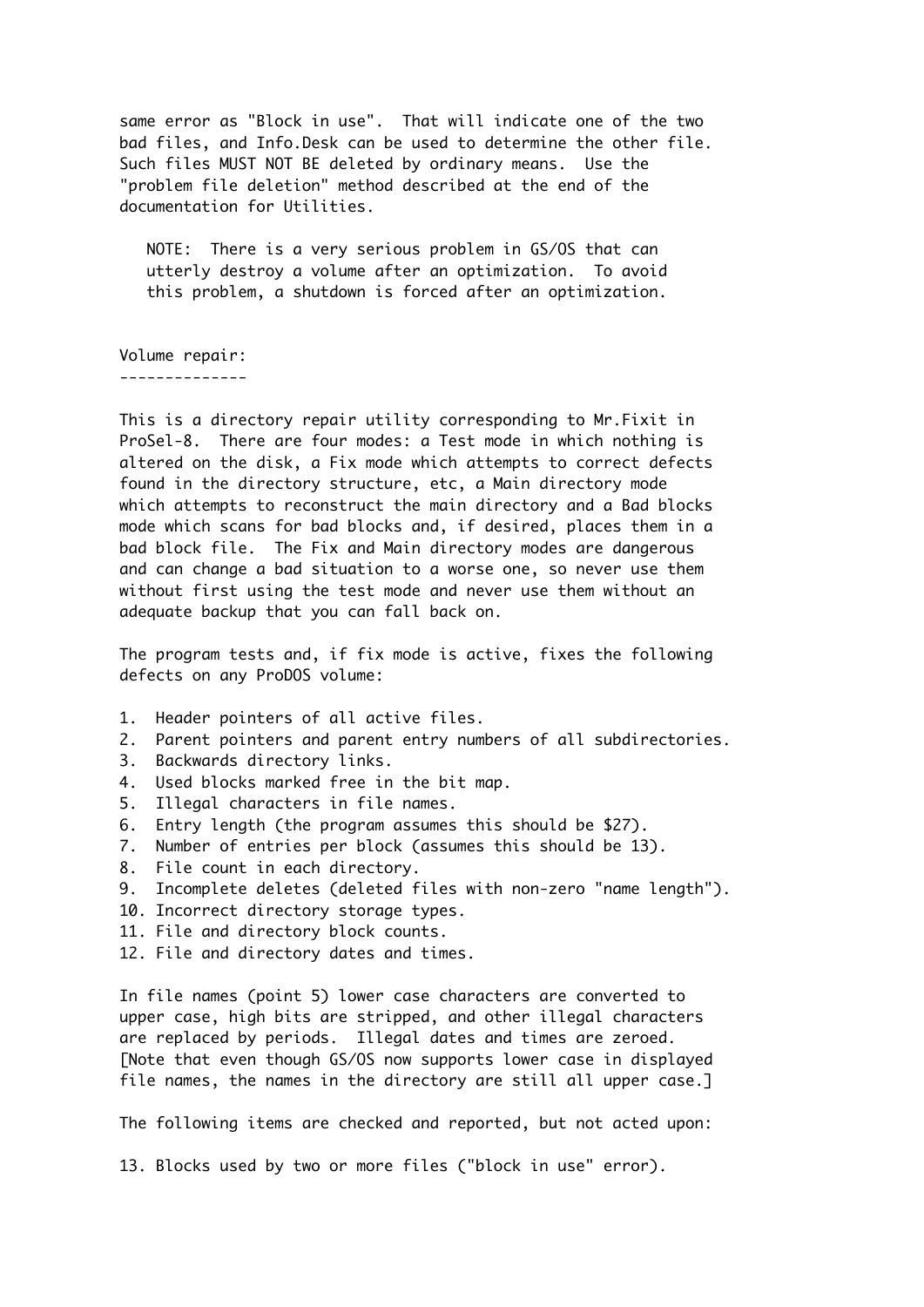same error as "Block in use". That will indicate one of the two bad files, and Info.Desk can be used to determine the other file. Such files MUST NOT BE deleted by ordinary means. Use the "problem file deletion" method described at the end of the documentation for Utilities.

> NOTE: There is a very serious problem in GS/OS that can utterly destroy a volume after an optimization. To avoid this problem, a shutdown is forced after an optimization.

## Volume repair:

This is a directory repair utility corresponding to Mr.Fixit in ProSel-8. There are four modes: a Test mode in which nothing is altered on the disk, a Fix mode which attempts to correct defects found in the directory structure, etc, a Main directory mode which attempts to reconstruct the main directory and a Bad blocks mode which scans for bad blocks and, if desired, places them in a bad block file. The Fix and Main directory modes are dangerous and can change a bad situation to a worse one, so never use them without first using the test mode and never use them without an adequate backup that you can fall back on.

The program tests and, if fix mode is active, fixes the following defects on any ProDOS volume:

1. Header pointers of all active files.
2. Parent pointers and parent entry numbers of all subdirectories.
3. Backwards directory links.
4. Used blocks marked free in the bit map.
5. Illegal characters in file names.
6. Entry length (the program assumes this should be $27).
7. Number of entries per block (assumes this should be 13).
8. File count in each directory.
9. Incomplete deletes (deleted files with non-zero "name length").
10. Incorrect directory storage types.
11. File and directory block counts.
12. File and directory dates and times.

In file names (point 5) lower case characters are converted to upper case, high bits are stripped, and other illegal characters are replaced by periods. Illegal dates and times are zeroed. [Note that even though GS/OS now supports lower case in displayed file names, the names in the directory are still all upper case.]

The following items are checked and reported, but not acted upon:

13. Blocks used by two or more files ("block in use" error).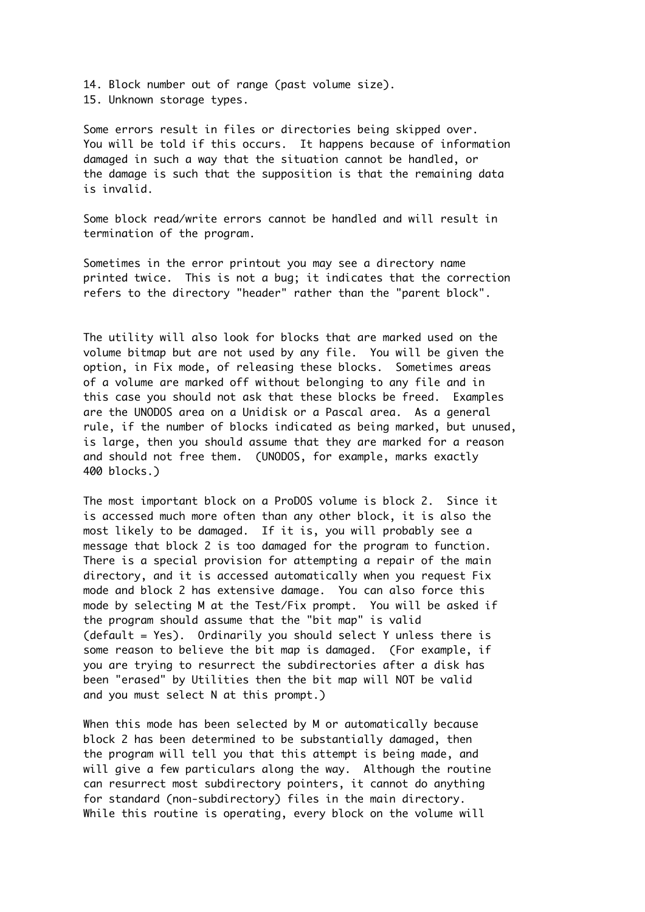14. Block number out of range (past volume size).
15. Unknown storage types.

Some errors result in files or directories being skipped over. You will be told if this occurs. It happens because of information damaged in such a way that the situation cannot be handled, or the damage is such that the supposition is that the remaining data is invalid.

Some block read/write errors cannot be handled and will result in termination of the program.

Sometimes in the error printout you may see a directory name printed twice. This is not a bug; it indicates that the correction refers to the directory "header" rather than the "parent block".

The utility will also look for blocks that are marked used on the volume bitmap but are not used by any file. You will be given the option, in Fix mode, of releasing these blocks. Sometimes areas of a volume are marked off without belonging to any file and in this case you should not ask that these blocks be freed. Examples are the UNODOS area on a Unidisk or a Pascal area. As a general rule, if the number of blocks indicated as being marked, but unused, is large, then you should assume that they are marked for a reason and should not free them. (UNODOS, for example, marks exactly 400 blocks.)

The most important block on a ProDOS volume is block 2. Since it is accessed much more often than any other block, it is also the most likely to be damaged. If it is, you will probably see a message that block 2 is too damaged for the program to function. There is a special provision for attempting a repair of the main directory, and it is accessed automatically when you request Fix mode and block 2 has extensive damage. You can also force this mode by selecting M at the Test/Fix prompt. You will be asked if the program should assume that the "bit map" is valid (default = Yes). Ordinarily you should select Y unless there is some reason to believe the bit map is damaged. (For example, if you are trying to resurrect the subdirectories after a disk has been "erased" by Utilities then the bit map will NOT be valid and you must select N at this prompt.)

When this mode has been selected by M or automatically because block 2 has been determined to be substantially damaged, then the program will tell you that this attempt is being made, and will give a few particulars along the way. Although the routine can resurrect most subdirectory pointers, it cannot do anything for standard (non-subdirectory) files in the main directory. While this routine is operating, every block on the volume will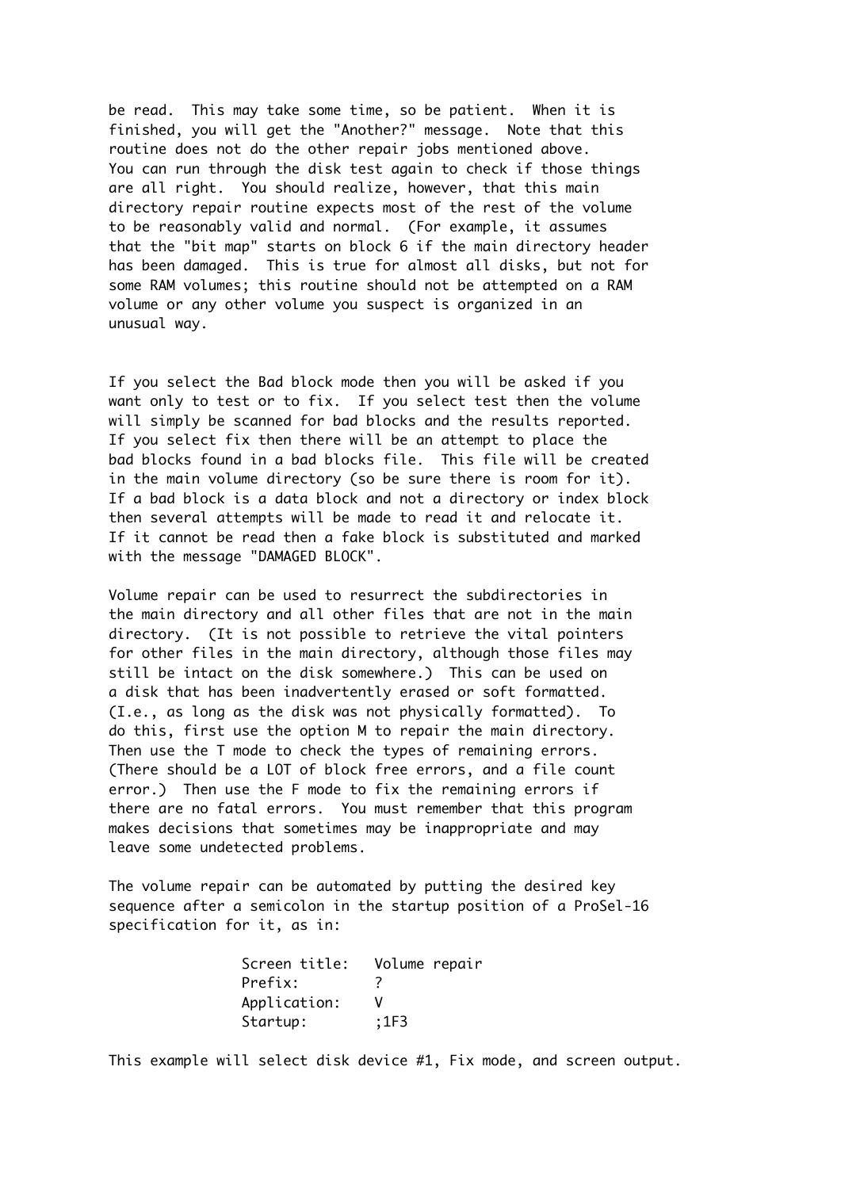be read. This may take some time, so be patient. When it is finished, you will get the "Another?" message. Note that this routine does not do the other repair jobs mentioned above. You can run through the disk test again to check if those things are all right. You should realize, however, that this main directory repair routine expects most of the rest of the volume to be reasonably valid and normal. (For example, it assumes that the "bit map" starts on block 6 if the main directory header has been damaged. This is true for almost all disks, but not for some RAM volumes; this routine should not be attempted on a RAM volume or any other volume you suspect is organized in an unusual way.

If you select the Bad block mode then you will be asked if you want only to test or to fix. If you select test then the volume will simply be scanned for bad blocks and the results reported. If you select fix then there will be an attempt to place the bad blocks found in a bad blocks file. This file will be created in the main volume directory (so be sure there is room for it). If a bad block is a data block and not a directory or index block then several attempts will be made to read it and relocate it. If it cannot be read then a fake block is substituted and marked with the message "DAMAGED BLOCK".

Volume repair can be used to resurrect the subdirectories in the main directory and all other files that are not in the main directory. (It is not possible to retrieve the vital pointers for other files in the main directory, although those files may still be intact on the disk somewhere.) This can be used on a disk that has been inadvertently erased or soft formatted. (I.e., as long as the disk was not physically formatted). To do this, first use the option M to repair the main directory. Then use the T mode to check the types of remaining errors. (There should be a LOT of block free errors, and a file count error.) Then use the F mode to fix the remaining errors if there are no fatal errors. You must remember that this program makes decisions that sometimes may be inappropriate and may leave some undetected problems.

The volume repair can be automated by putting the desired key sequence after a semicolon in the startup position of a ProSel-16 specification for it, as in:

```
Screen title:   Volume repair
Prefix:         ?
Application:    V
Startup:        ;1F3
```

This example will select disk device #1, Fix mode, and screen output.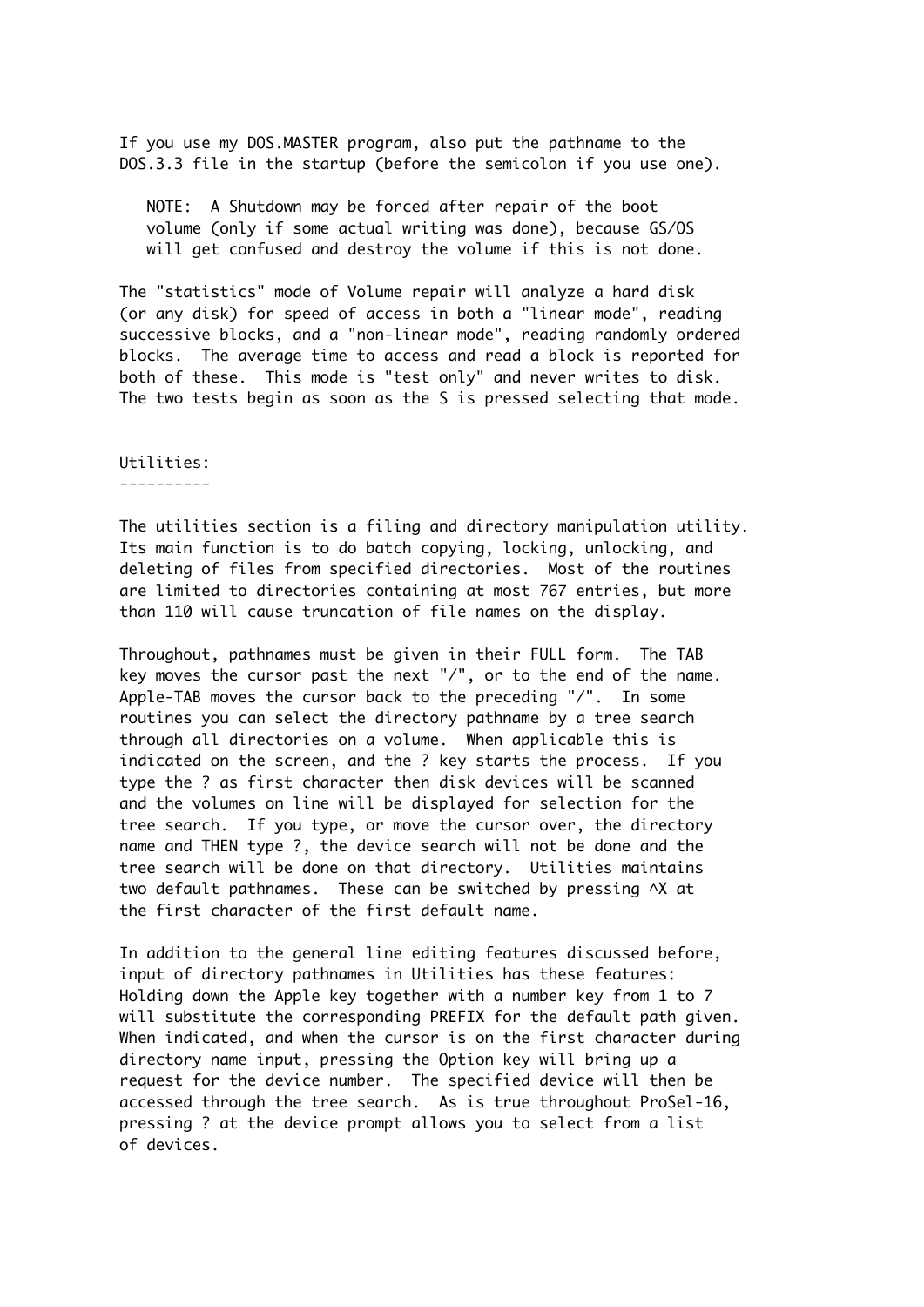If you use my DOS.MASTER program, also put the pathname to the DOS.3.3 file in the startup (before the semicolon if you use one).

> NOTE: A Shutdown may be forced after repair of the boot volume (only if some actual writing was done), because GS/OS will get confused and destroy the volume if this is not done.

The "statistics" mode of Volume repair will analyze a hard disk (or any disk) for speed of access in both a "linear mode", reading successive blocks, and a "non-linear mode", reading randomly ordered blocks. The average time to access and read a block is reported for both of these. This mode is "test only" and never writes to disk. The two tests begin as soon as the S is pressed selecting that mode.

## Utilities:

The utilities section is a filing and directory manipulation utility. Its main function is to do batch copying, locking, unlocking, and deleting of files from specified directories. Most of the routines are limited to directories containing at most 767 entries, but more than 110 will cause truncation of file names on the display.

Throughout, pathnames must be given in their FULL form. The TAB key moves the cursor past the next "/", or to the end of the name. Apple-TAB moves the cursor back to the preceding "/". In some routines you can select the directory pathname by a tree search through all directories on a volume. When applicable this is indicated on the screen, and the ? key starts the process. If you type the ? as first character then disk devices will be scanned and the volumes on line will be displayed for selection for the tree search. If you type, or move the cursor over, the directory name and THEN type ?, the device search will not be done and the tree search will be done on that directory. Utilities maintains two default pathnames. These can be switched by pressing ^X at the first character of the first default name.

In addition to the general line editing features discussed before, input of directory pathnames in Utilities has these features: Holding down the Apple key together with a number key from 1 to 7 will substitute the corresponding PREFIX for the default path given. When indicated, and when the cursor is on the first character during directory name input, pressing the Option key will bring up a request for the device number. The specified device will then be accessed through the tree search. As is true throughout ProSel-16, pressing ? at the device prompt allows you to select from a list of devices.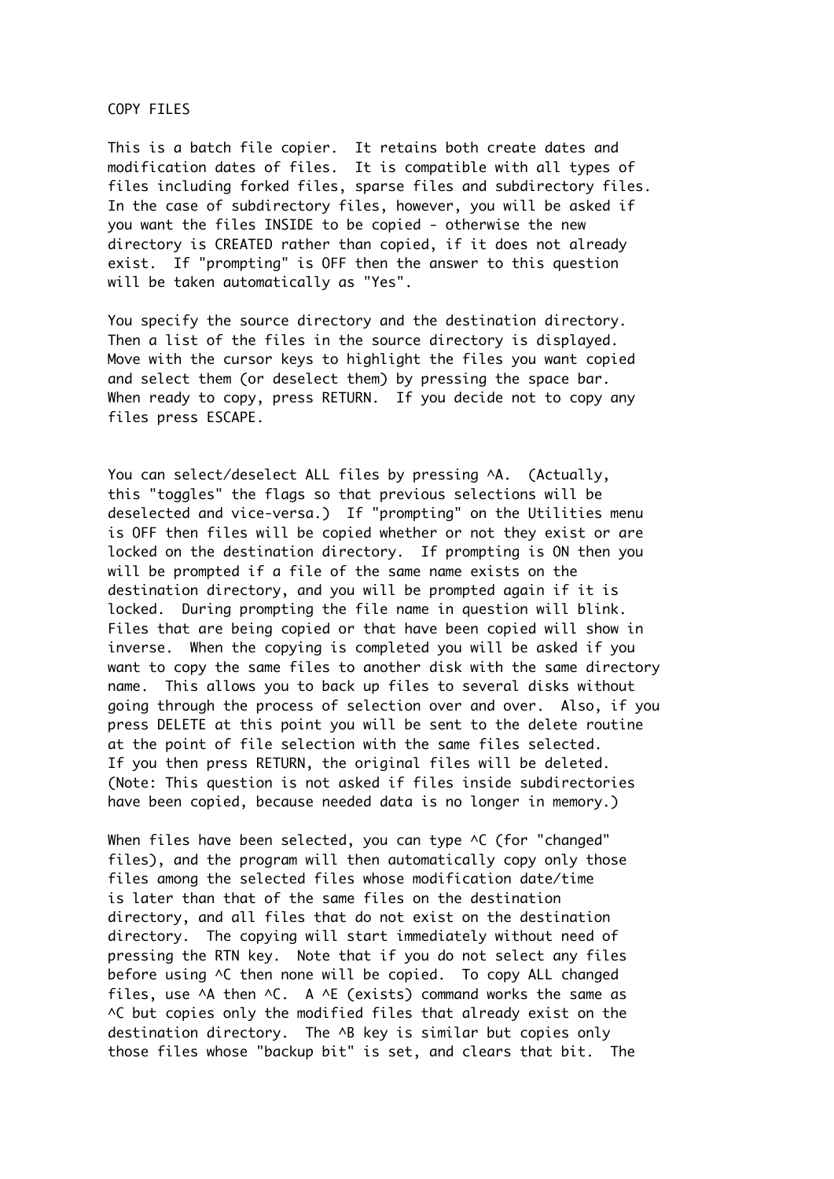# COPY FILES

This is a batch file copier. It retains both create dates and modification dates of files. It is compatible with all types of files including forked files, sparse files and subdirectory files. In the case of subdirectory files, however, you will be asked if you want the files INSIDE to be copied - otherwise the new directory is CREATED rather than copied, if it does not already exist. If "prompting" is OFF then the answer to this question will be taken automatically as "Yes".

You specify the source directory and the destination directory. Then a list of the files in the source directory is displayed. Move with the cursor keys to highlight the files you want copied and select them (or deselect them) by pressing the space bar. When ready to copy, press RETURN. If you decide not to copy any files press ESCAPE.

You can select/deselect ALL files by pressing ^A. (Actually, this "toggles" the flags so that previous selections will be deselected and vice-versa.) If "prompting" on the Utilities menu is OFF then files will be copied whether or not they exist or are locked on the destination directory. If prompting is ON then you will be prompted if a file of the same name exists on the destination directory, and you will be prompted again if it is locked. During prompting the file name in question will blink. Files that are being copied or that have been copied will show in inverse. When the copying is completed you will be asked if you want to copy the same files to another disk with the same directory name. This allows you to back up files to several disks without going through the process of selection over and over. Also, if you press DELETE at this point you will be sent to the delete routine at the point of file selection with the same files selected. If you then press RETURN, the original files will be deleted. (Note: This question is not asked if files inside subdirectories have been copied, because needed data is no longer in memory.)

When files have been selected, you can type ^C (for "changed" files), and the program will then automatically copy only those files among the selected files whose modification date/time is later than that of the same files on the destination directory, and all files that do not exist on the destination directory. The copying will start immediately without need of pressing the RTN key. Note that if you do not select any files before using ^C then none will be copied. To copy ALL changed files, use ^A then ^C. A ^E (exists) command works the same as ^C but copies only the modified files that already exist on the destination directory. The ^B key is similar but copies only those files whose "backup bit" is set, and clears that bit. The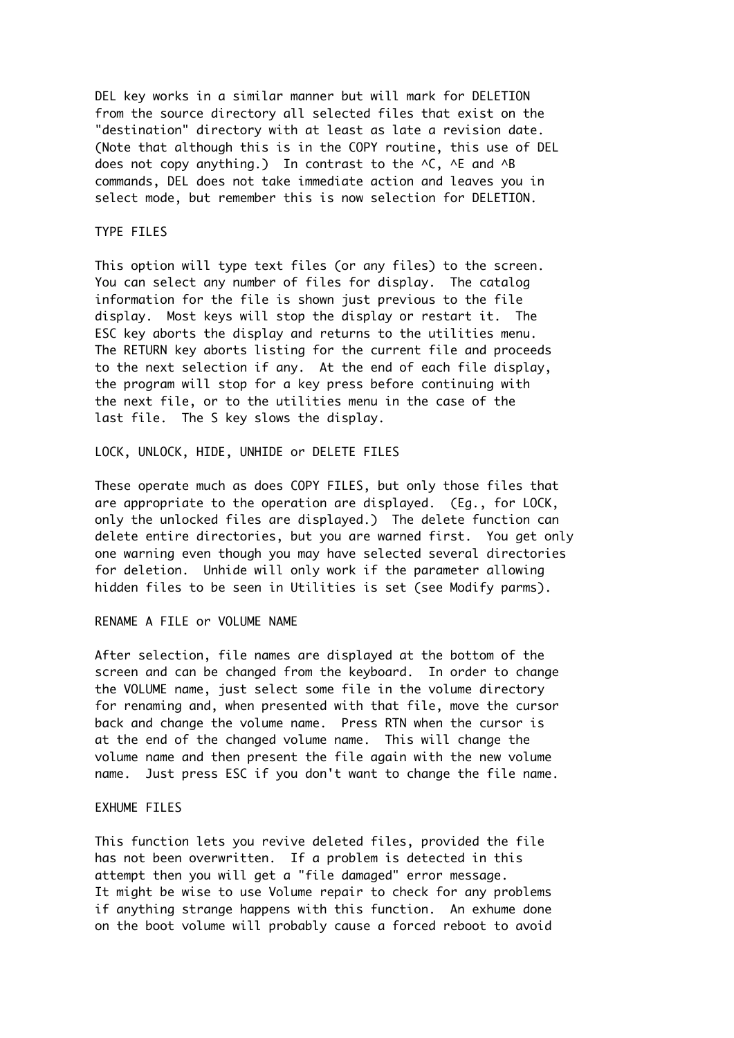DEL key works in a similar manner but will mark for DELETION from the source directory all selected files that exist on the "destination" directory with at least as late a revision date. (Note that although this is in the COPY routine, this use of DEL does not copy anything.) In contrast to the ^C, ^E and ^B commands, DEL does not take immediate action and leaves you in select mode, but remember this is now selection for DELETION.

## TYPE FILES

This option will type text files (or any files) to the screen. You can select any number of files for display. The catalog information for the file is shown just previous to the file display. Most keys will stop the display or restart it. The ESC key aborts the display and returns to the utilities menu. The RETURN key aborts listing for the current file and proceeds to the next selection if any. At the end of each file display, the program will stop for a key press before continuing with the next file, or to the utilities menu in the case of the last file. The S key slows the display.

## LOCK, UNLOCK, HIDE, UNHIDE or DELETE FILES

These operate much as does COPY FILES, but only those files that are appropriate to the operation are displayed. (Eg., for LOCK, only the unlocked files are displayed.) The delete function can delete entire directories, but you are warned first. You get only one warning even though you may have selected several directories for deletion. Unhide will only work if the parameter allowing hidden files to be seen in Utilities is set (see Modify parms).

## RENAME A FILE or VOLUME NAME

After selection, file names are displayed at the bottom of the screen and can be changed from the keyboard. In order to change the VOLUME name, just select some file in the volume directory for renaming and, when presented with that file, move the cursor back and change the volume name. Press RTN when the cursor is at the end of the changed volume name. This will change the volume name and then present the file again with the new volume name. Just press ESC if you don't want to change the file name.

## EXHUME FILES

This function lets you revive deleted files, provided the file has not been overwritten. If a problem is detected in this attempt then you will get a "file damaged" error message. It might be wise to use Volume repair to check for any problems if anything strange happens with this function. An exhume done on the boot volume will probably cause a forced reboot to avoid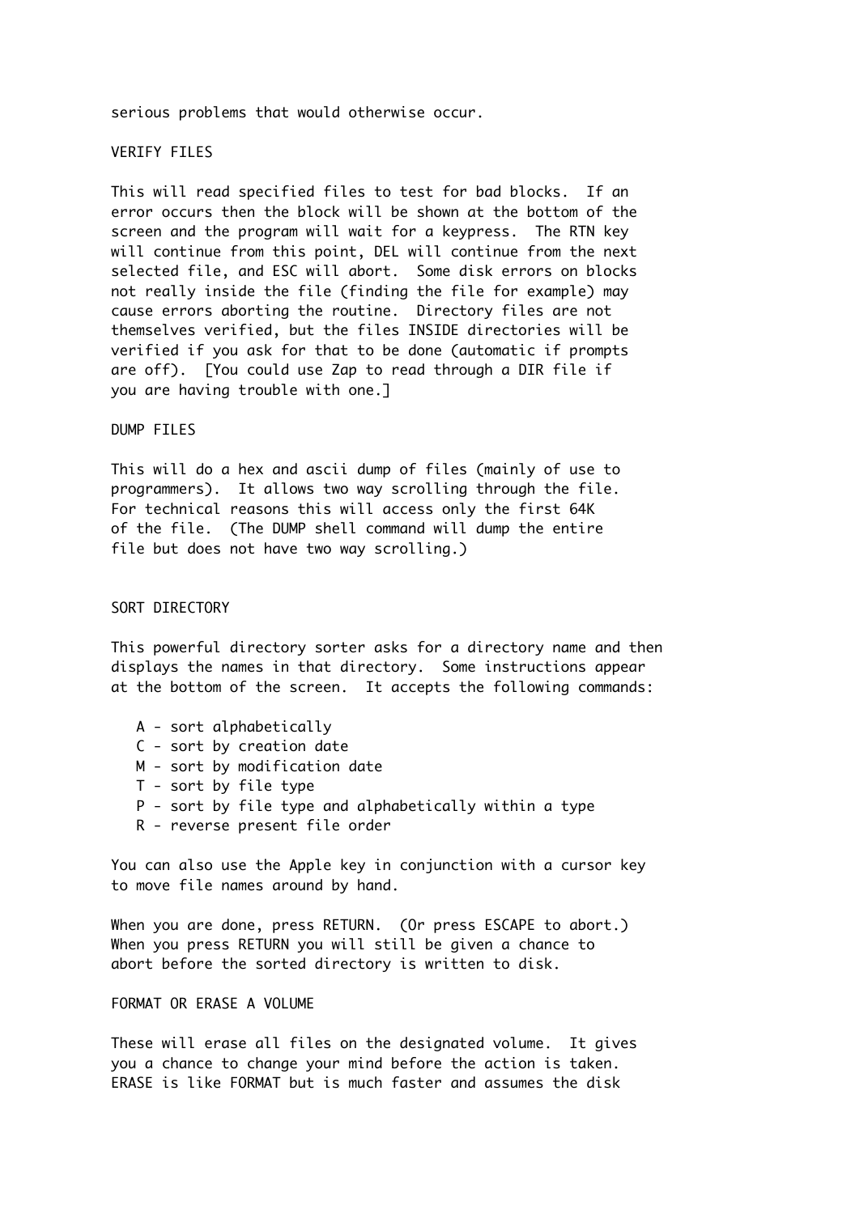serious problems that would otherwise occur.

## VERIFY FILES

This will read specified files to test for bad blocks. If an error occurs then the block will be shown at the bottom of the screen and the program will wait for a keypress. The RTN key will continue from this point, DEL will continue from the next selected file, and ESC will abort. Some disk errors on blocks not really inside the file (finding the file for example) may cause errors aborting the routine. Directory files are not themselves verified, but the files INSIDE directories will be verified if you ask for that to be done (automatic if prompts are off). [You could use Zap to read through a DIR file if you are having trouble with one.]

## DUMP FILES

This will do a hex and ascii dump of files (mainly of use to programmers). It allows two way scrolling through the file. For technical reasons this will access only the first 64K of the file. (The DUMP shell command will dump the entire file but does not have two way scrolling.)

## SORT DIRECTORY

This powerful directory sorter asks for a directory name and then displays the names in that directory. Some instructions appear at the bottom of the screen. It accepts the following commands:

- A - sort alphabetically
- C - sort by creation date
- M - sort by modification date
- T - sort by file type
- P - sort by file type and alphabetically within a type
- R - reverse present file order

You can also use the Apple key in conjunction with a cursor key to move file names around by hand.

When you are done, press RETURN. (Or press ESCAPE to abort.) When you press RETURN you will still be given a chance to abort before the sorted directory is written to disk.

## FORMAT OR ERASE A VOLUME

These will erase all files on the designated volume. It gives you a chance to change your mind before the action is taken. ERASE is like FORMAT but is much faster and assumes the disk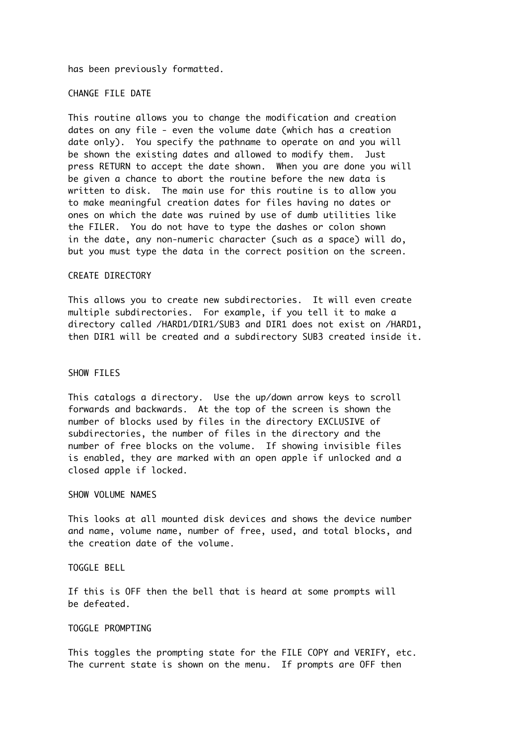has been previously formatted.

## CHANGE FILE DATE

This routine allows you to change the modification and creation dates on any file - even the volume date (which has a creation date only). You specify the pathname to operate on and you will be shown the existing dates and allowed to modify them. Just press RETURN to accept the date shown. When you are done you will be given a chance to abort the routine before the new data is written to disk. The main use for this routine is to allow you to make meaningful creation dates for files having no dates or ones on which the date was ruined by use of dumb utilities like the FILER. You do not have to type the dashes or colon shown in the date, any non-numeric character (such as a space) will do, but you must type the data in the correct position on the screen.

## CREATE DIRECTORY

This allows you to create new subdirectories. It will even create multiple subdirectories. For example, if you tell it to make a directory called /HARD1/DIR1/SUB3 and DIR1 does not exist on /HARD1, then DIR1 will be created and a subdirectory SUB3 created inside it.

## SHOW FILES

This catalogs a directory. Use the up/down arrow keys to scroll forwards and backwards. At the top of the screen is shown the number of blocks used by files in the directory EXCLUSIVE of subdirectories, the number of files in the directory and the number of free blocks on the volume. If showing invisible files is enabled, they are marked with an open apple if unlocked and a closed apple if locked.

## SHOW VOLUME NAMES

This looks at all mounted disk devices and shows the device number and name, volume name, number of free, used, and total blocks, and the creation date of the volume.

## TOGGLE BELL

If this is OFF then the bell that is heard at some prompts will be defeated.

## TOGGLE PROMPTING

This toggles the prompting state for the FILE COPY and VERIFY, etc. The current state is shown on the menu. If prompts are OFF then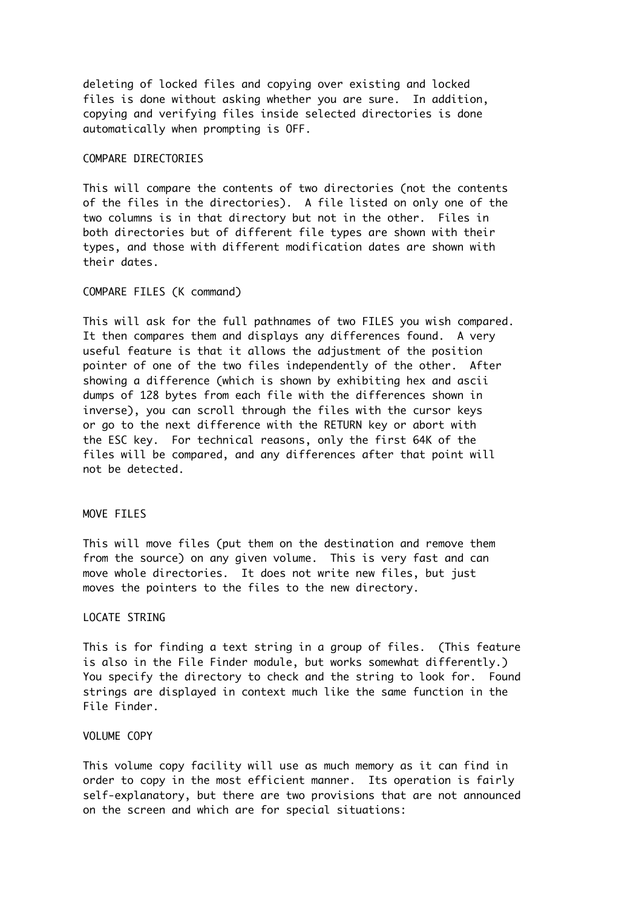deleting of locked files and copying over existing and locked files is done without asking whether you are sure. In addition, copying and verifying files inside selected directories is done automatically when prompting is OFF.

## COMPARE DIRECTORIES

This will compare the contents of two directories (not the contents of the files in the directories). A file listed on only one of the two columns is in that directory but not in the other. Files in both directories but of different file types are shown with their types, and those with different modification dates are shown with their dates.

## COMPARE FILES (K command)

This will ask for the full pathnames of two FILES you wish compared. It then compares them and displays any differences found. A very useful feature is that it allows the adjustment of the position pointer of one of the two files independently of the other. After showing a difference (which is shown by exhibiting hex and ascii dumps of 128 bytes from each file with the differences shown in inverse), you can scroll through the files with the cursor keys or go to the next difference with the RETURN key or abort with the ESC key. For technical reasons, only the first 64K of the files will be compared, and any differences after that point will not be detected.

## MOVE FILES

This will move files (put them on the destination and remove them from the source) on any given volume. This is very fast and can move whole directories. It does not write new files, but just moves the pointers to the files to the new directory.

## LOCATE STRING

This is for finding a text string in a group of files. (This feature is also in the File Finder module, but works somewhat differently.) You specify the directory to check and the string to look for. Found strings are displayed in context much like the same function in the File Finder.

## VOLUME COPY

This volume copy facility will use as much memory as it can find in order to copy in the most efficient manner. Its operation is fairly self-explanatory, but there are two provisions that are not announced on the screen and which are for special situations: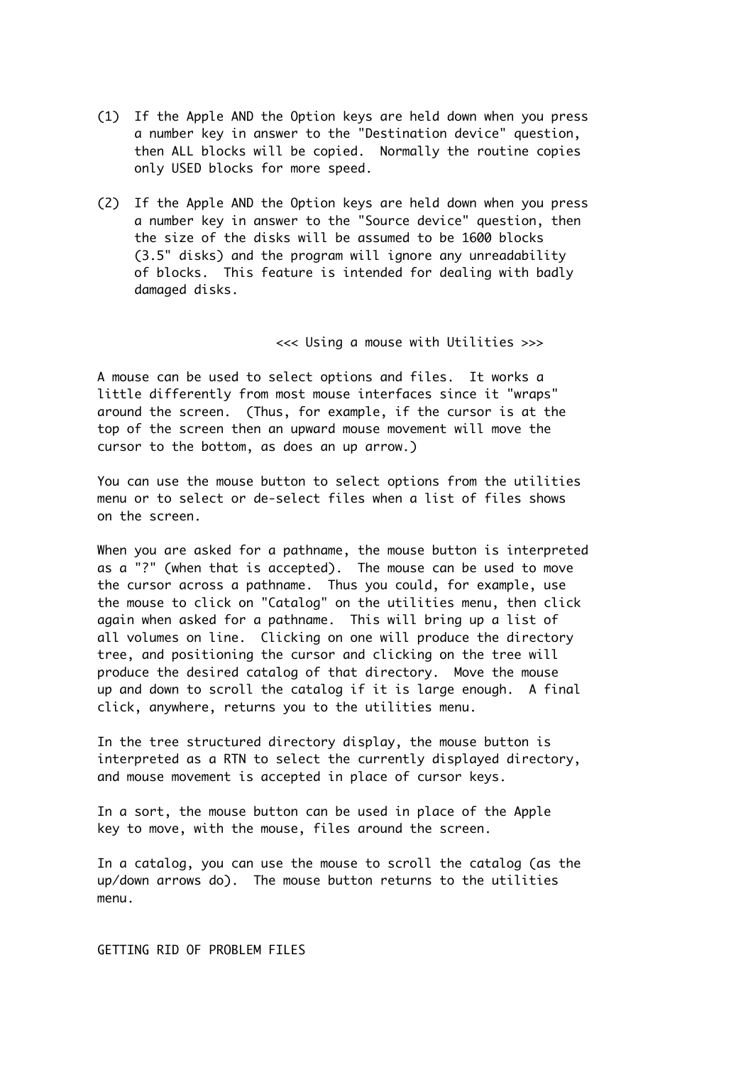(1) If the Apple AND the Option keys are held down when you press a number key in answer to the "Destination device" question, then ALL blocks will be copied. Normally the routine copies only USED blocks for more speed.

(2) If the Apple AND the Option keys are held down when you press a number key in answer to the "Source device" question, then the size of the disks will be assumed to be 1600 blocks (3.5" disks) and the program will ignore any unreadability of blocks. This feature is intended for dealing with badly damaged disks.

### <<< Using a mouse with Utilities >>>

A mouse can be used to select options and files. It works a little differently from most mouse interfaces since it "wraps" around the screen. (Thus, for example, if the cursor is at the top of the screen then an upward mouse movement will move the cursor to the bottom, as does an up arrow.)

You can use the mouse button to select options from the utilities menu or to select or de-select files when a list of files shows on the screen.

When you are asked for a pathname, the mouse button is interpreted as a "?" (when that is accepted). The mouse can be used to move the cursor across a pathname. Thus you could, for example, use the mouse to click on "Catalog" on the utilities menu, then click again when asked for a pathname. This will bring up a list of all volumes on line. Clicking on one will produce the directory tree, and positioning the cursor and clicking on the tree will produce the desired catalog of that directory. Move the mouse up and down to scroll the catalog if it is large enough. A final click, anywhere, returns you to the utilities menu.

In the tree structured directory display, the mouse button is interpreted as a RTN to select the currently displayed directory, and mouse movement is accepted in place of cursor keys.

In a sort, the mouse button can be used in place of the Apple key to move, with the mouse, files around the screen.

In a catalog, you can use the mouse to scroll the catalog (as the up/down arrows do). The mouse button returns to the utilities menu.

## GETTING RID OF PROBLEM FILES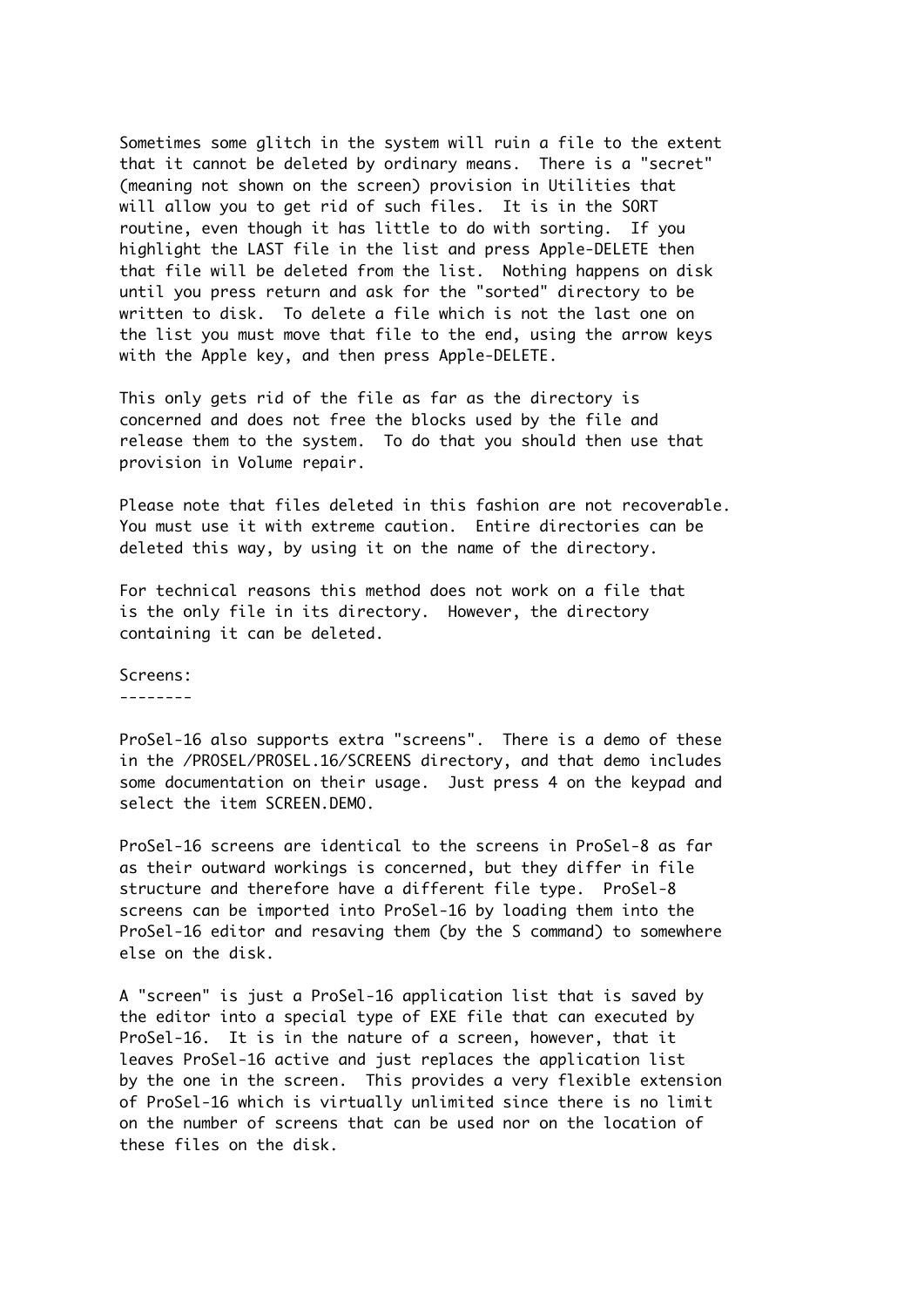Sometimes some glitch in the system will ruin a file to the extent that it cannot be deleted by ordinary means. There is a "secret" (meaning not shown on the screen) provision in Utilities that will allow you to get rid of such files. It is in the SORT routine, even though it has little to do with sorting. If you highlight the LAST file in the list and press Apple-DELETE then that file will be deleted from the list. Nothing happens on disk until you press return and ask for the "sorted" directory to be written to disk. To delete a file which is not the last one on the list you must move that file to the end, using the arrow keys with the Apple key, and then press Apple-DELETE.

This only gets rid of the file as far as the directory is concerned and does not free the blocks used by the file and release them to the system. To do that you should then use that provision in Volume repair.

Please note that files deleted in this fashion are not recoverable. You must use it with extreme caution. Entire directories can be deleted this way, by using it on the name of the directory.

For technical reasons this method does not work on a file that is the only file in its directory. However, the directory containing it can be deleted.

## Screens:

ProSel-16 also supports extra "screens". There is a demo of these in the /PROSEL/PROSEL.16/SCREENS directory, and that demo includes some documentation on their usage. Just press 4 on the keypad and select the item SCREEN.DEMO.

ProSel-16 screens are identical to the screens in ProSel-8 as far as their outward workings is concerned, but they differ in file structure and therefore have a different file type. ProSel-8 screens can be imported into ProSel-16 by loading them into the ProSel-16 editor and resaving them (by the S command) to somewhere else on the disk.

A "screen" is just a ProSel-16 application list that is saved by the editor into a special type of EXE file that can executed by ProSel-16. It is in the nature of a screen, however, that it leaves ProSel-16 active and just replaces the application list by the one in the screen. This provides a very flexible extension of ProSel-16 which is virtually unlimited since there is no limit on the number of screens that can be used nor on the location of these files on the disk.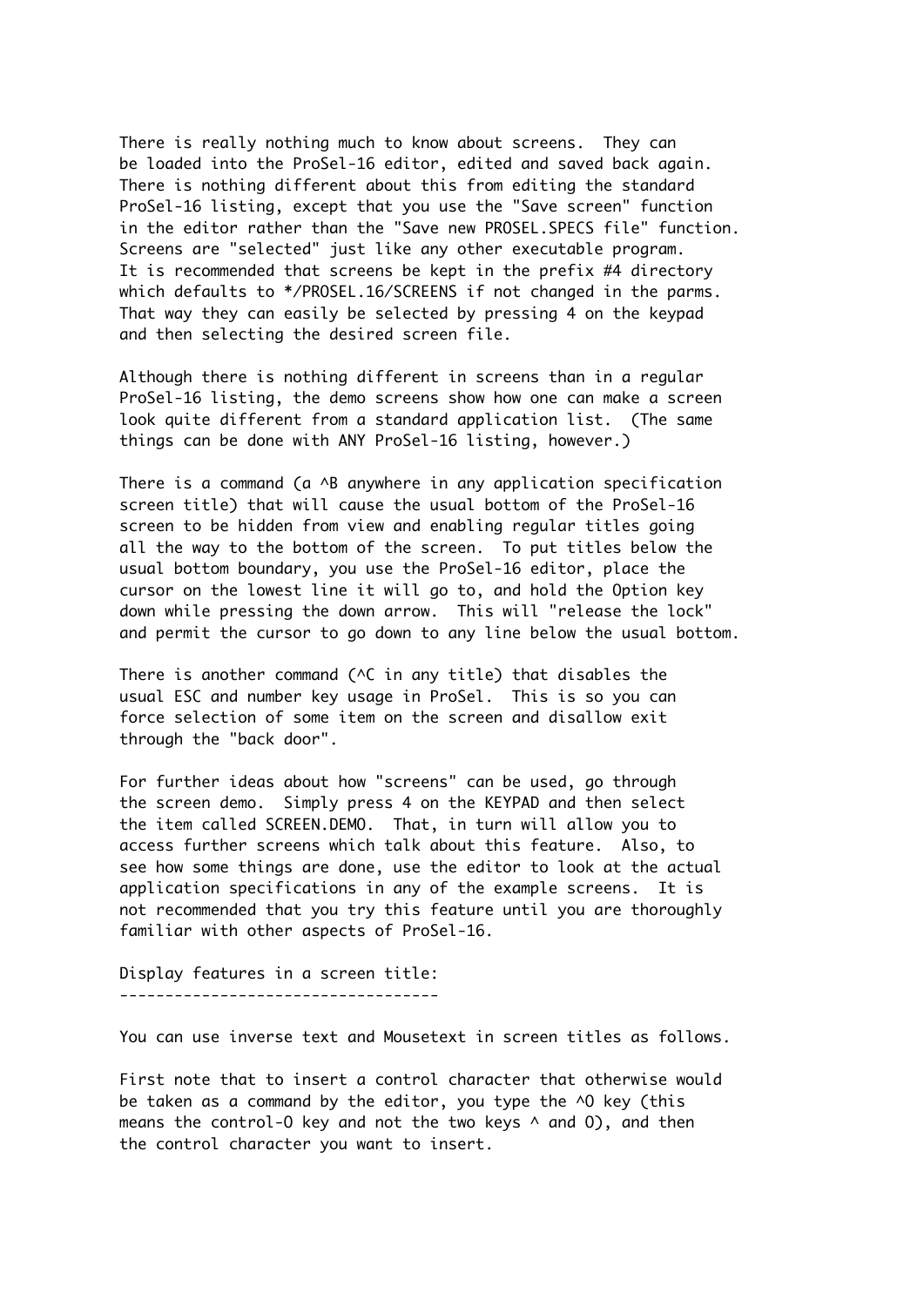There is really nothing much to know about screens. They can be loaded into the ProSel-16 editor, edited and saved back again. There is nothing different about this from editing the standard ProSel-16 listing, except that you use the "Save screen" function in the editor rather than the "Save new PROSEL.SPECS file" function. Screens are "selected" just like any other executable program. It is recommended that screens be kept in the prefix #4 directory which defaults to */PROSEL.16/SCREENS if not changed in the parms. That way they can easily be selected by pressing 4 on the keypad and then selecting the desired screen file.

Although there is nothing different in screens than in a regular ProSel-16 listing, the demo screens show how one can make a screen look quite different from a standard application list. (The same things can be done with ANY ProSel-16 listing, however.)

There is a command (a ^B anywhere in any application specification screen title) that will cause the usual bottom of the ProSel-16 screen to be hidden from view and enabling regular titles going all the way to the bottom of the screen. To put titles below the usual bottom boundary, you use the ProSel-16 editor, place the cursor on the lowest line it will go to, and hold the Option key down while pressing the down arrow. This will "release the lock" and permit the cursor to go down to any line below the usual bottom.

There is another command (^C in any title) that disables the usual ESC and number key usage in ProSel. This is so you can force selection of some item on the screen and disallow exit through the "back door".

For further ideas about how "screens" can be used, go through the screen demo. Simply press 4 on the KEYPAD and then select the item called SCREEN.DEMO. That, in turn will allow you to access further screens which talk about this feature. Also, to see how some things are done, use the editor to look at the actual application specifications in any of the example screens. It is not recommended that you try this feature until you are thoroughly familiar with other aspects of ProSel-16.

## Display features in a screen title:

You can use inverse text and Mousetext in screen titles as follows.

First note that to insert a control character that otherwise would be taken as a command by the editor, you type the ^O key (this means the control-O key and not the two keys ^ and O), and then the control character you want to insert.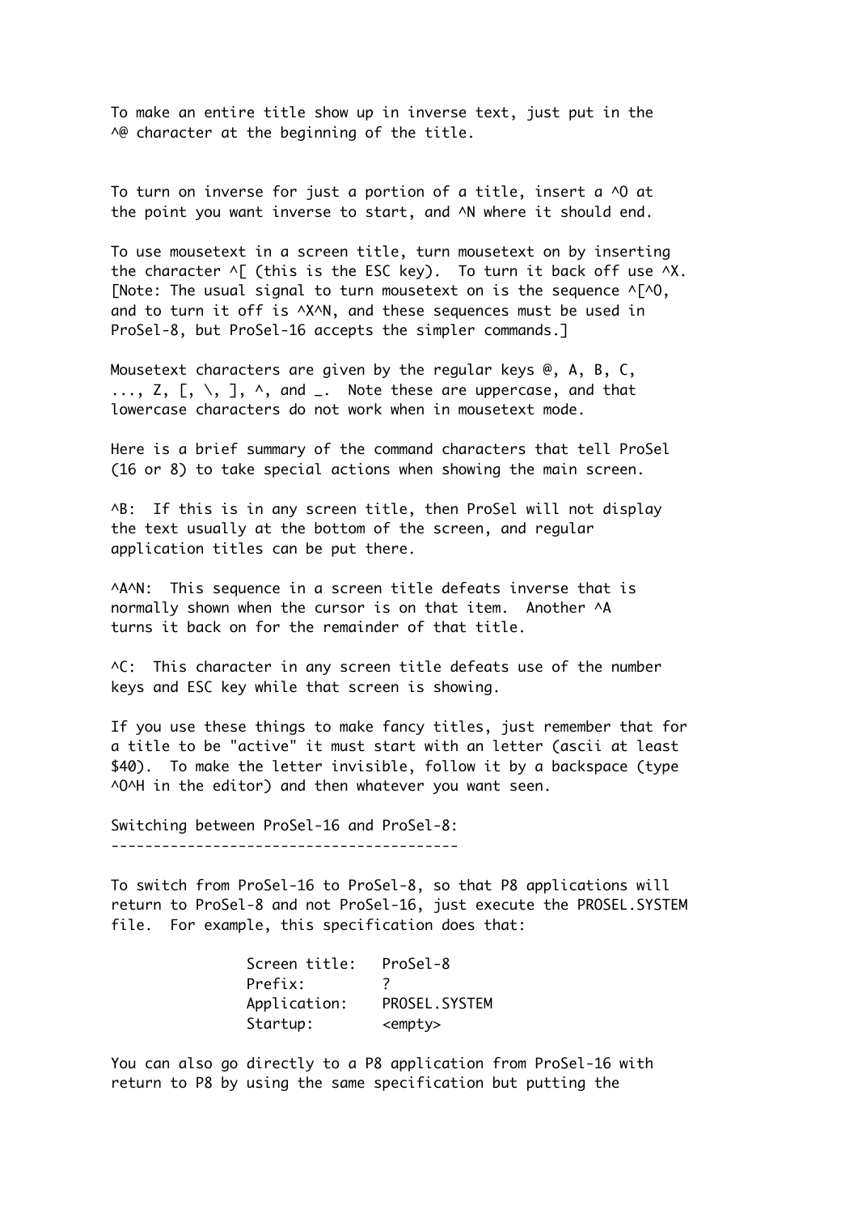To make an entire title show up in inverse text, just put in the ^@ character at the beginning of the title.

To turn on inverse for just a portion of a title, insert a ^O at the point you want inverse to start, and ^N where it should end.

To use mousetext in a screen title, turn mousetext on by inserting the character ^[ (this is the ESC key). To turn it back off use ^X. [Note: The usual signal to turn mousetext on is the sequence ^[^O, and to turn it off is ^X^N, and these sequences must be used in ProSel-8, but ProSel-16 accepts the simpler commands.]

Mousetext characters are given by the regular keys @, A, B, C, ..., Z, [, \, ], ^, and _. Note these are uppercase, and that lowercase characters do not work when in mousetext mode.

Here is a brief summary of the command characters that tell ProSel (16 or 8) to take special actions when showing the main screen.

^B: If this is in any screen title, then ProSel will not display the text usually at the bottom of the screen, and regular application titles can be put there.

^A^N: This sequence in a screen title defeats inverse that is normally shown when the cursor is on that item. Another ^A turns it back on for the remainder of that title.

^C: This character in any screen title defeats use of the number keys and ESC key while that screen is showing.

If you use these things to make fancy titles, just remember that for a title to be "active" it must start with an letter (ascii at least $40). To make the letter invisible, follow it by a backspace (type ^O^H in the editor) and then whatever you want seen.

## Switching between ProSel-16 and ProSel-8:

To switch from ProSel-16 to ProSel-8, so that P8 applications will return to ProSel-8 and not ProSel-16, just execute the PROSEL.SYSTEM file. For example, this specification does that:

```
Screen title:   ProSel-8
Prefix:         ?
Application:    PROSEL.SYSTEM
Startup:        <empty>
```

You can also go directly to a P8 application from ProSel-16 with return to P8 by using the same specification but putting the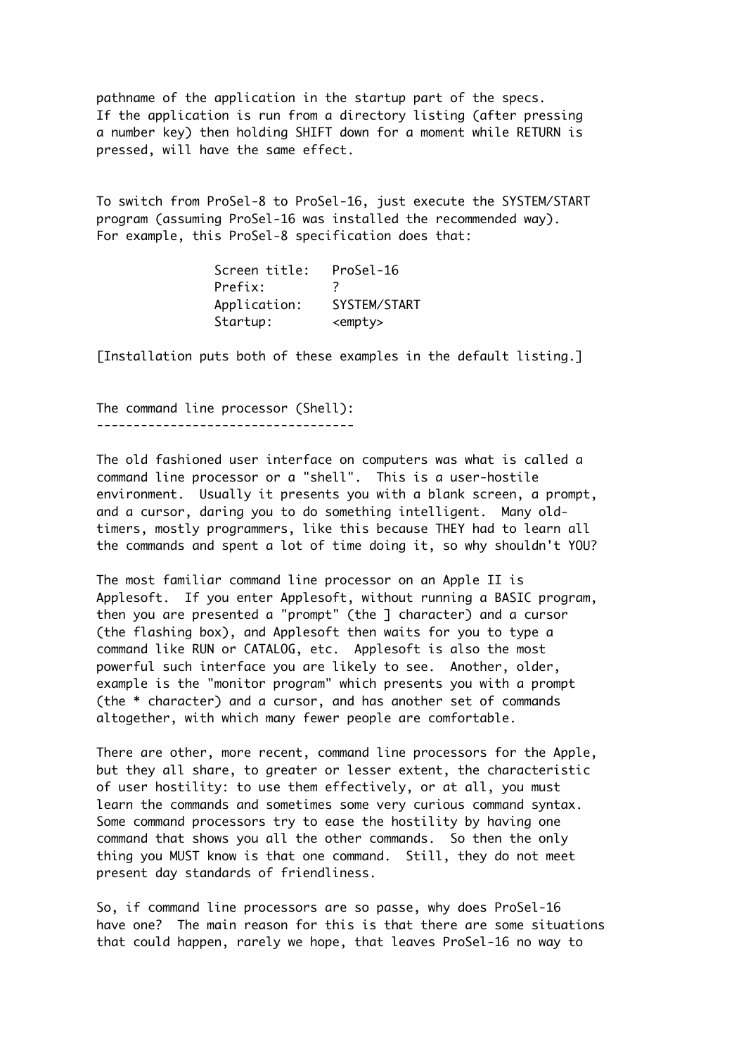pathname of the application in the startup part of the specs. If the application is run from a directory listing (after pressing a number key) then holding SHIFT down for a moment while RETURN is pressed, will have the same effect.

To switch from ProSel-8 to ProSel-16, just execute the SYSTEM/START program (assuming ProSel-16 was installed the recommended way). For example, this ProSel-8 specification does that:

```
Screen title:   ProSel-16
Prefix:         ?
Application:    SYSTEM/START
Startup:        <empty>
```

[Installation puts both of these examples in the default listing.]

## The command line processor (Shell):

The old fashioned user interface on computers was what is called a command line processor or a "shell". This is a user-hostile environment. Usually it presents you with a blank screen, a prompt, and a cursor, daring you to do something intelligent. Many old-timers, mostly programmers, like this because THEY had to learn all the commands and spent a lot of time doing it, so why shouldn't YOU?

The most familiar command line processor on an Apple II is Applesoft. If you enter Applesoft, without running a BASIC program, then you are presented a "prompt" (the ] character) and a cursor (the flashing box), and Applesoft then waits for you to type a command like RUN or CATALOG, etc. Applesoft is also the most powerful such interface you are likely to see. Another, older, example is the "monitor program" which presents you with a prompt (the * character) and a cursor, and has another set of commands altogether, with which many fewer people are comfortable.

There are other, more recent, command line processors for the Apple, but they all share, to greater or lesser extent, the characteristic of user hostility: to use them effectively, or at all, you must learn the commands and sometimes some very curious command syntax. Some command processors try to ease the hostility by having one command that shows you all the other commands. So then the only thing you MUST know is that one command. Still, they do not meet present day standards of friendliness.

So, if command line processors are so passe, why does ProSel-16 have one? The main reason for this is that there are some situations that could happen, rarely we hope, that leaves ProSel-16 no way to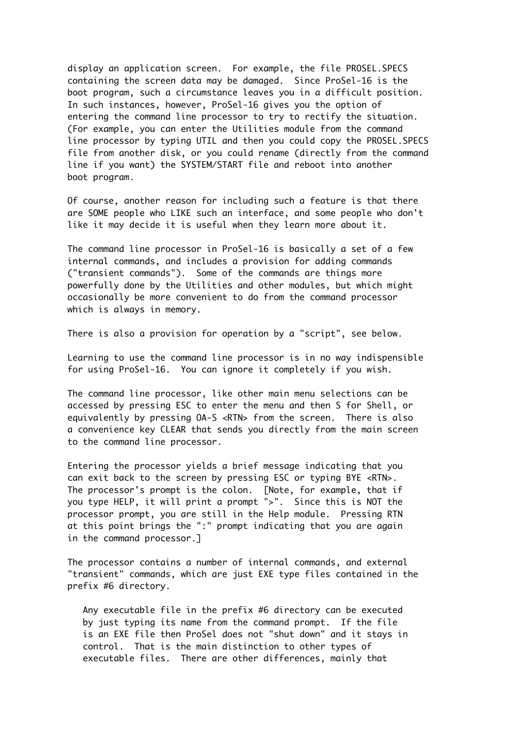display an application screen. For example, the file PROSEL.SPECS containing the screen data may be damaged. Since ProSel-16 is the boot program, such a circumstance leaves you in a difficult position. In such instances, however, ProSel-16 gives you the option of entering the command line processor to try to rectify the situation. (For example, you can enter the Utilities module from the command line processor by typing UTIL and then you could copy the PROSEL.SPECS file from another disk, or you could rename (directly from the command line if you want) the SYSTEM/START file and reboot into another boot program.

Of course, another reason for including such a feature is that there are SOME people who LIKE such an interface, and some people who don't like it may decide it is useful when they learn more about it.

The command line processor in ProSel-16 is basically a set of a few internal commands, and includes a provision for adding commands ("transient commands"). Some of the commands are things more powerfully done by the Utilities and other modules, but which might occasionally be more convenient to do from the command processor which is always in memory.

There is also a provision for operation by a "script", see below.

Learning to use the command line processor is in no way indispensible for using ProSel-16. You can ignore it completely if you wish.

The command line processor, like other main menu selections can be accessed by pressing ESC to enter the menu and then S for Shell, or equivalently by pressing OA-S <RTN> from the screen. There is also a convenience key CLEAR that sends you directly from the main screen to the command line processor.

Entering the processor yields a brief message indicating that you can exit back to the screen by pressing ESC or typing BYE <RTN>. The processor's prompt is the colon. [Note, for example, that if you type HELP, it will print a prompt ">". Since this is NOT the processor prompt, you are still in the Help module. Pressing RTN at this point brings the ":" prompt indicating that you are again in the command processor.]

The processor contains a number of internal commands, and external "transient" commands, which are just EXE type files contained in the prefix #6 directory.

Any executable file in the prefix #6 directory can be executed by just typing its name from the command prompt. If the file is an EXE file then ProSel does not "shut down" and it stays in control. That is the main distinction to other types of executable files. There are other differences, mainly that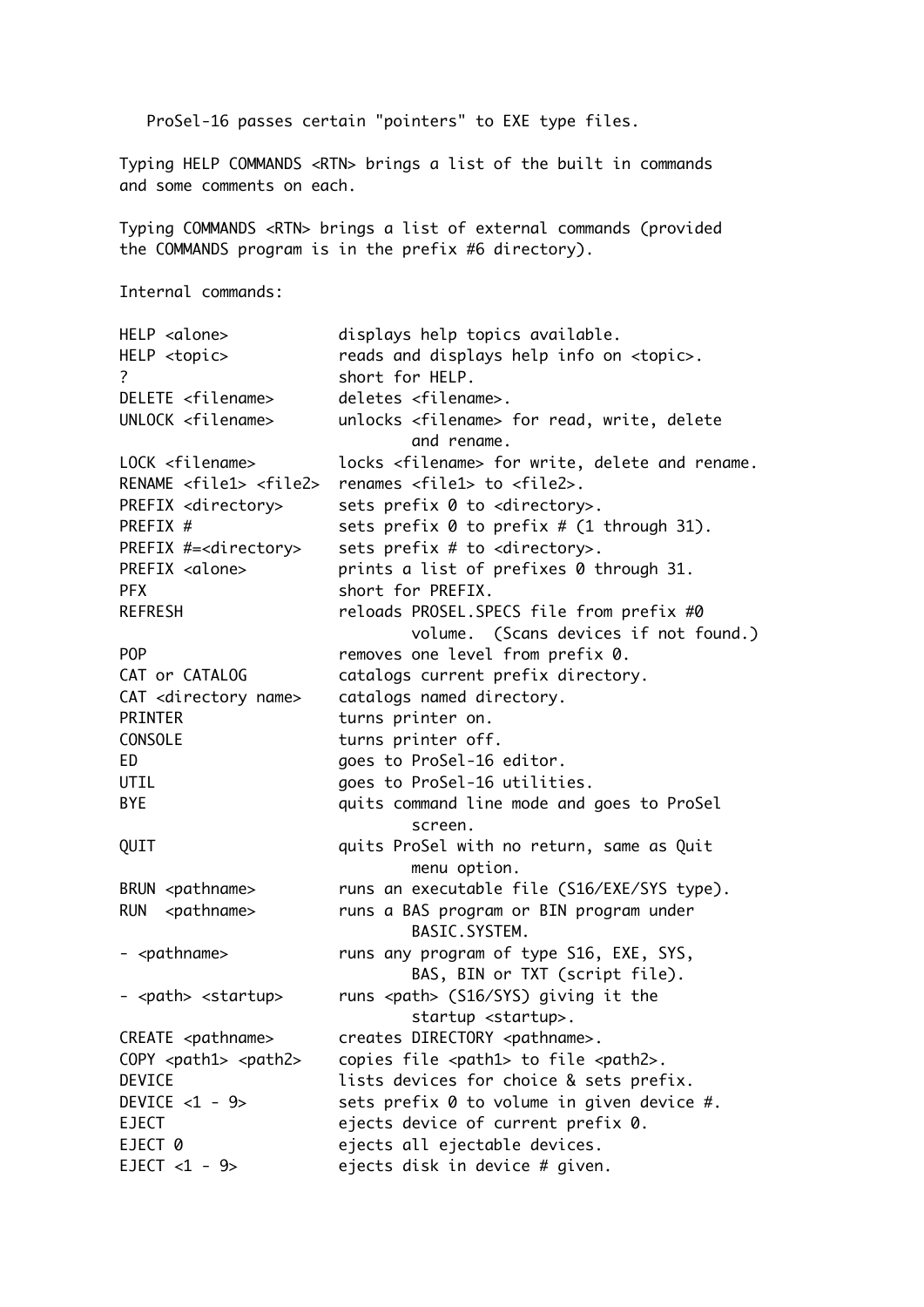ProSel-16 passes certain "pointers" to EXE type files.

Typing HELP COMMANDS <RTN> brings a list of the built in commands and some comments on each.

Typing COMMANDS <RTN> brings a list of external commands (provided the COMMANDS program is in the prefix #6 directory).

Internal commands:

```
HELP <alone>            displays help topics available.
HELP <topic>            reads and displays help info on <topic>.
?                       short for HELP.
DELETE <filename>       deletes <filename>.
UNLOCK <filename>       unlocks <filename> for read, write, delete
                                and rename.
LOCK <filename>         locks <filename> for write, delete and rename.
RENAME <file1> <file2>  renames <file1> to <file2>.
PREFIX <directory>      sets prefix 0 to <directory>.
PREFIX #                sets prefix 0 to prefix # (1 through 31).
PREFIX #=<directory>    sets prefix # to <directory>.
PREFIX <alone>          prints a list of prefixes 0 through 31.
PFX                     short for PREFIX.
REFRESH                 reloads PROSEL.SPECS file from prefix #0
                                volume.  (Scans devices if not found.)
POP                     removes one level from prefix 0.
CAT or CATALOG          catalogs current prefix directory.
CAT <directory name>    catalogs named directory.
PRINTER                 turns printer on.
CONSOLE                 turns printer off.
ED                      goes to ProSel-16 editor.
UTIL                    goes to ProSel-16 utilities.
BYE                     quits command line mode and goes to ProSel
                                screen.
QUIT                    quits ProSel with no return, same as Quit
                                menu option.
BRUN <pathname>         runs an executable file (S16/EXE/SYS type).
RUN  <pathname>         runs a BAS program or BIN program under
                                BASIC.SYSTEM.
- <pathname>            runs any program of type S16, EXE, SYS,
                                BAS, BIN or TXT (script file).
- <path> <startup>      runs <path> (S16/SYS) giving it the
                                startup <startup>.
CREATE <pathname>       creates DIRECTORY <pathname>.
COPY <path1> <path2>    copies file <path1> to file <path2>.
DEVICE                  lists devices for choice & sets prefix.
DEVICE <1 - 9>          sets prefix 0 to volume in given device #.
EJECT                   ejects device of current prefix 0.
EJECT 0                 ejects all ejectable devices.
EJECT <1 - 9>           ejects disk in device # given.
```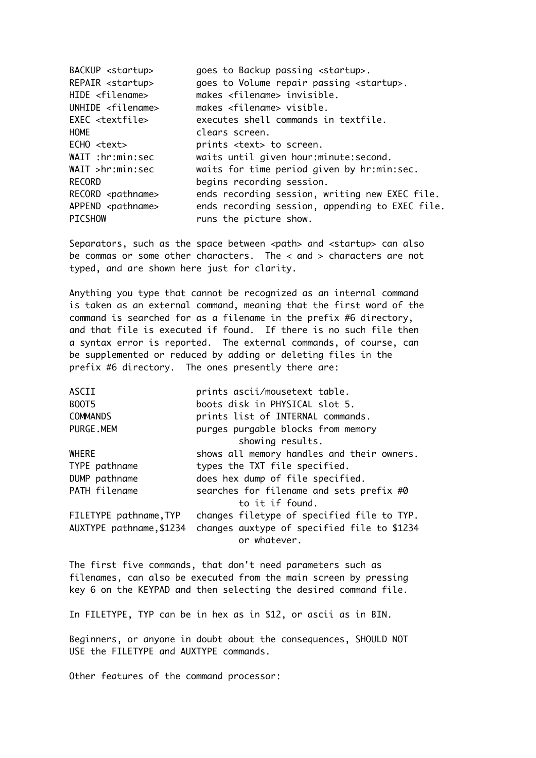```
BACKUP <startup>        goes to Backup passing <startup>.
REPAIR <startup>        goes to Volume repair passing <startup>.
HIDE <filename>         makes <filename> invisible.
UNHIDE <filename>       makes <filename> visible.
EXEC <textfile>         executes shell commands in textfile.
HOME                    clears screen.
ECHO <text>             prints <text> to screen.
WAIT :hr:min:sec        waits until given hour:minute:second.
WAIT >hr:min:sec        waits for time period given by hr:min:sec.
RECORD                  begins recording session.
RECORD <pathname>       ends recording session, writing new EXEC file.
APPEND <pathname>       ends recording session, appending to EXEC file.
PICSHOW                 runs the picture show.
```

Separators, such as the space between <path> and <startup> can also be commas or some other characters. The < and > characters are not typed, and are shown here just for clarity.

Anything you type that cannot be recognized as an internal command is taken as an external command, meaning that the first word of the command is searched for as a filename in the prefix #6 directory, and that file is executed if found. If there is no such file then a syntax error is reported. The external commands, of course, can be supplemented or reduced by adding or deleting files in the prefix #6 directory. The ones presently there are:

```
ASCII                   prints ascii/mousetext table.
BOOT5                   boots disk in PHYSICAL slot 5.
COMMANDS                prints list of INTERNAL commands.
PURGE.MEM               purges purgable blocks from memory
                                showing results.
WHERE                   shows all memory handles and their owners.
TYPE pathname           types the TXT file specified.
DUMP pathname           does hex dump of file specified.
PATH filename           searches for filename and sets prefix #0
                                to it if found.
FILETYPE pathname,TYP   changes filetype of specified file to TYP.
AUXTYPE pathname,$1234  changes auxtype of specified file to $1234
                                or whatever.
```

The first five commands, that don't need parameters such as filenames, can also be executed from the main screen by pressing key 6 on the KEYPAD and then selecting the desired command file.

In FILETYPE, TYP can be in hex as in $12, or ascii as in BIN.

Beginners, or anyone in doubt about the consequences, SHOULD NOT USE the FILETYPE and AUXTYPE commands.

Other features of the command processor: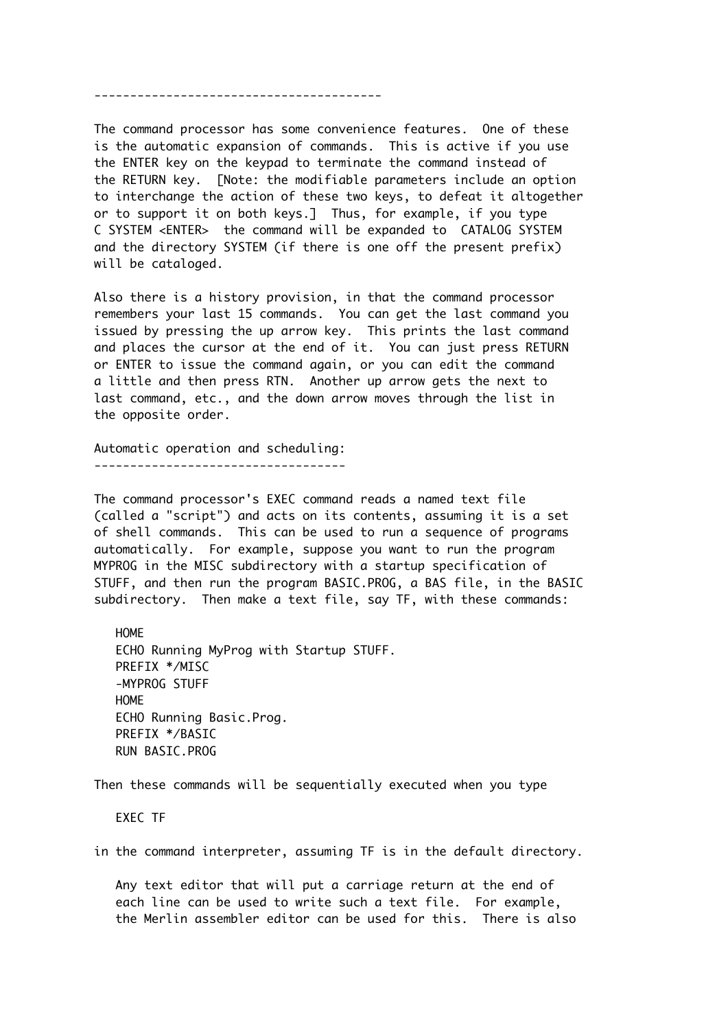---------------------------------------

The command processor has some convenience features. One of these is the automatic expansion of commands. This is active if you use the ENTER key on the keypad to terminate the command instead of the RETURN key. [Note: the modifiable parameters include an option to interchange the action of these two keys, to defeat it altogether or to support it on both keys.] Thus, for example, if you type C SYSTEM <ENTER> the command will be expanded to CATALOG SYSTEM and the directory SYSTEM (if there is one off the present prefix) will be cataloged.

Also there is a history provision, in that the command processor remembers your last 15 commands. You can get the last command you issued by pressing the up arrow key. This prints the last command and places the cursor at the end of it. You can just press RETURN or ENTER to issue the command again, or you can edit the command a little and then press RTN. Another up arrow gets the next to last command, etc., and the down arrow moves through the list in the opposite order.

## Automatic operation and scheduling:

The command processor's EXEC command reads a named text file (called a "script") and acts on its contents, assuming it is a set of shell commands. This can be used to run a sequence of programs automatically. For example, suppose you want to run the program MYPROG in the MISC subdirectory with a startup specification of STUFF, and then run the program BASIC.PROG, a BAS file, in the BASIC subdirectory. Then make a text file, say TF, with these commands:

```
HOME
ECHO Running MyProg with Startup STUFF.
PREFIX */MISC
-MYPROG STUFF
HOME
ECHO Running Basic.Prog.
PREFIX */BASIC
RUN BASIC.PROG
```

Then these commands will be sequentially executed when you type

```
EXEC TF
```

in the command interpreter, assuming TF is in the default directory.

Any text editor that will put a carriage return at the end of each line can be used to write such a text file. For example, the Merlin assembler editor can be used for this. There is also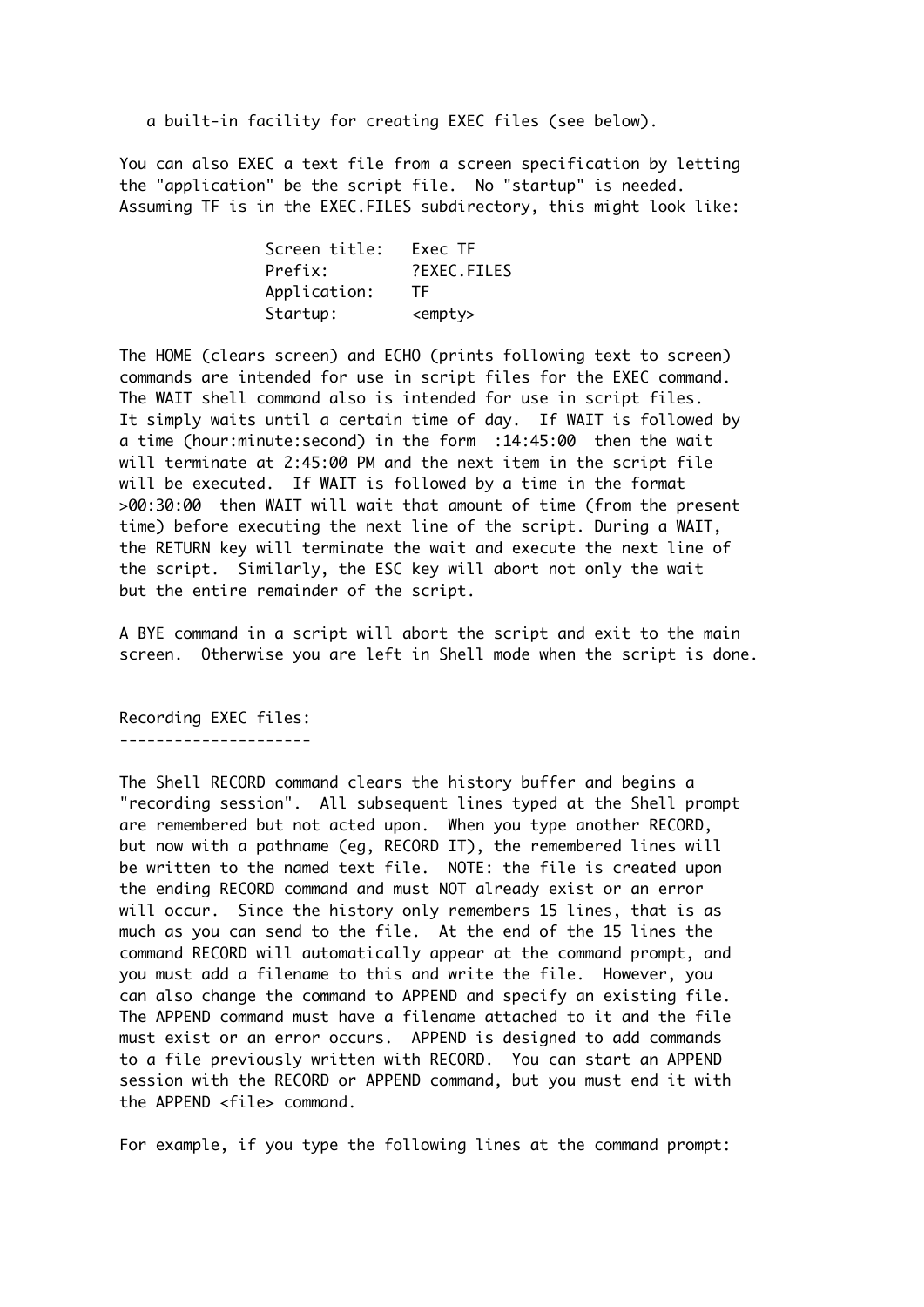a built-in facility for creating EXEC files (see below).

You can also EXEC a text file from a screen specification by letting the "application" be the script file. No "startup" is needed. Assuming TF is in the EXEC.FILES subdirectory, this might look like:

```
Screen title:   Exec TF
Prefix:         ?EXEC.FILES
Application:    TF
Startup:        <empty>
```

The HOME (clears screen) and ECHO (prints following text to screen) commands are intended for use in script files for the EXEC command. The WAIT shell command also is intended for use in script files. It simply waits until a certain time of day. If WAIT is followed by a time (hour:minute:second) in the form :14:45:00 then the wait will terminate at 2:45:00 PM and the next item in the script file will be executed. If WAIT is followed by a time in the format >00:30:00 then WAIT will wait that amount of time (from the present time) before executing the next line of the script. During a WAIT, the RETURN key will terminate the wait and execute the next line of the script. Similarly, the ESC key will abort not only the wait but the entire remainder of the script.

A BYE command in a script will abort the script and exit to the main screen. Otherwise you are left in Shell mode when the script is done.

## Recording EXEC files:

The Shell RECORD command clears the history buffer and begins a "recording session". All subsequent lines typed at the Shell prompt are remembered but not acted upon. When you type another RECORD, but now with a pathname (eg, RECORD IT), the remembered lines will be written to the named text file. NOTE: the file is created upon the ending RECORD command and must NOT already exist or an error will occur. Since the history only remembers 15 lines, that is as much as you can send to the file. At the end of the 15 lines the command RECORD will automatically appear at the command prompt, and you must add a filename to this and write the file. However, you can also change the command to APPEND and specify an existing file. The APPEND command must have a filename attached to it and the file must exist or an error occurs. APPEND is designed to add commands to a file previously written with RECORD. You can start an APPEND session with the RECORD or APPEND command, but you must end it with the APPEND <file> command.

For example, if you type the following lines at the command prompt: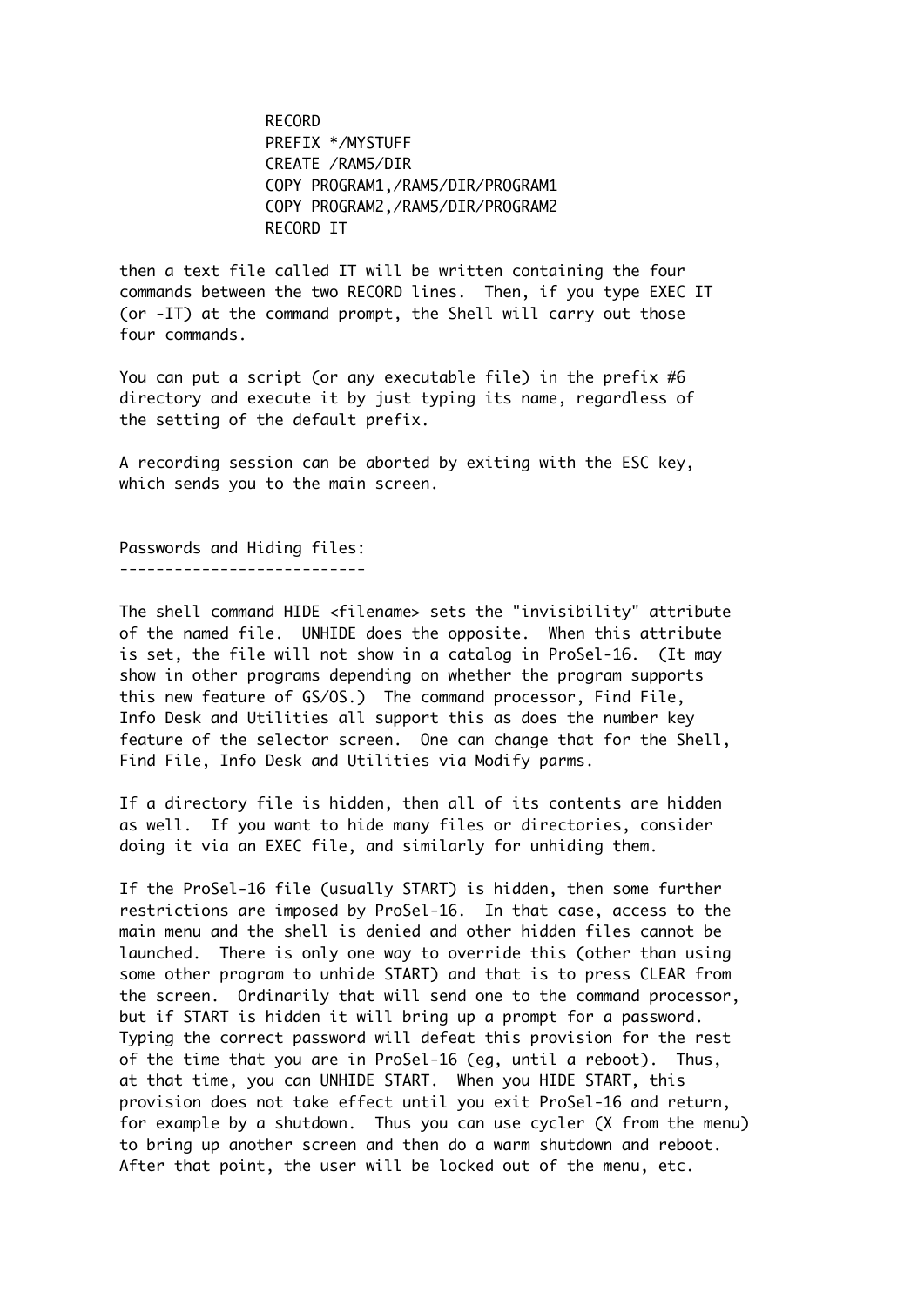```
RECORD
PREFIX */MYSTUFF
CREATE /RAM5/DIR
COPY PROGRAM1,/RAM5/DIR/PROGRAM1
COPY PROGRAM2,/RAM5/DIR/PROGRAM2
RECORD IT
```

then a text file called IT will be written containing the four commands between the two RECORD lines. Then, if you type EXEC IT (or -IT) at the command prompt, the Shell will carry out those four commands.

You can put a script (or any executable file) in the prefix #6 directory and execute it by just typing its name, regardless of the setting of the default prefix.

A recording session can be aborted by exiting with the ESC key, which sends you to the main screen.

## Passwords and Hiding files:

The shell command HIDE <filename> sets the "invisibility" attribute of the named file. UNHIDE does the opposite. When this attribute is set, the file will not show in a catalog in ProSel-16. (It may show in other programs depending on whether the program supports this new feature of GS/OS.) The command processor, Find File, Info Desk and Utilities all support this as does the number key feature of the selector screen. One can change that for the Shell, Find File, Info Desk and Utilities via Modify parms.

If a directory file is hidden, then all of its contents are hidden as well. If you want to hide many files or directories, consider doing it via an EXEC file, and similarly for unhiding them.

If the ProSel-16 file (usually START) is hidden, then some further restrictions are imposed by ProSel-16. In that case, access to the main menu and the shell is denied and other hidden files cannot be launched. There is only one way to override this (other than using some other program to unhide START) and that is to press CLEAR from the screen. Ordinarily that will send one to the command processor, but if START is hidden it will bring up a prompt for a password. Typing the correct password will defeat this provision for the rest of the time that you are in ProSel-16 (eg, until a reboot). Thus, at that time, you can UNHIDE START. When you HIDE START, this provision does not take effect until you exit ProSel-16 and return, for example by a shutdown. Thus you can use cycler (X from the menu) to bring up another screen and then do a warm shutdown and reboot. After that point, the user will be locked out of the menu, etc.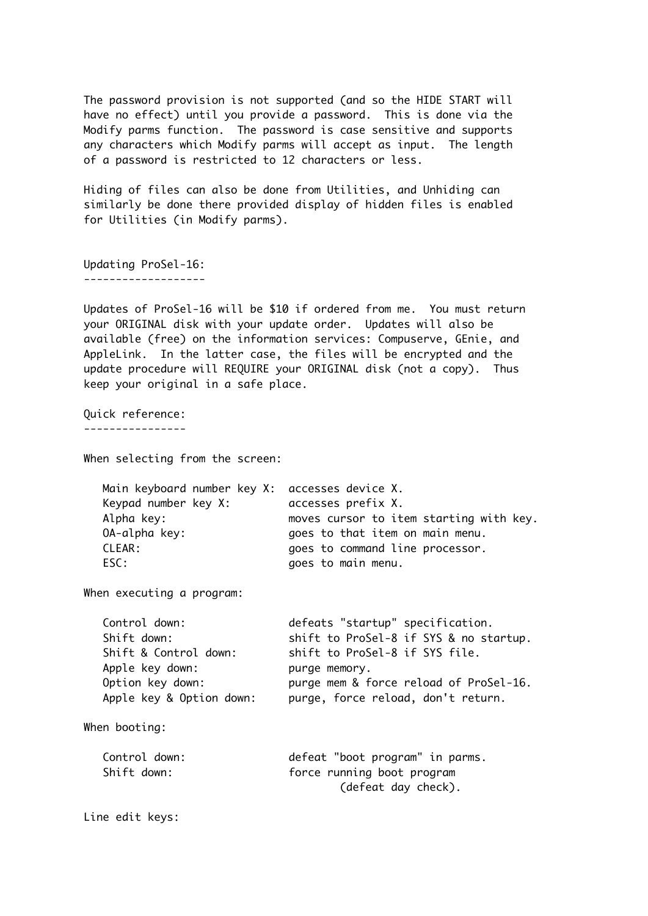The password provision is not supported (and so the HIDE START will have no effect) until you provide a password. This is done via the Modify parms function. The password is case sensitive and supports any characters which Modify parms will accept as input. The length of a password is restricted to 12 characters or less.

Hiding of files can also be done from Utilities, and Unhiding can similarly be done there provided display of hidden files is enabled for Utilities (in Modify parms).

## Updating ProSel-16:

Updates of ProSel-16 will be $10 if ordered from me. You must return your ORIGINAL disk with your update order. Updates will also be available (free) on the information services: Compuserve, GEnie, and AppleLink. In the latter case, the files will be encrypted and the update procedure will REQUIRE your ORIGINAL disk (not a copy). Thus keep your original in a safe place.

## Quick reference:

When selecting from the screen:

```
   Main keyboard number key X:  accesses device X.
   Keypad number key X:         accesses prefix X.
   Alpha key:                   moves cursor to item starting with key.
   OA-alpha key:                goes to that item on main menu.
   CLEAR:                       goes to command line processor.
   ESC:                         goes to main menu.
```

When executing a program:

```
   Control down:                defeats "startup" specification.
   Shift down:                  shift to ProSel-8 if SYS & no startup.
   Shift & Control down:        shift to ProSel-8 if SYS file.
   Apple key down:              purge memory.
   Option key down:             purge mem & force reload of ProSel-16.
   Apple key & Option down:     purge, force reload, don't return.
```

When booting:

```
   Control down:                defeat "boot program" in parms.
   Shift down:                  force running boot program
                                        (defeat day check).
```

Line edit keys: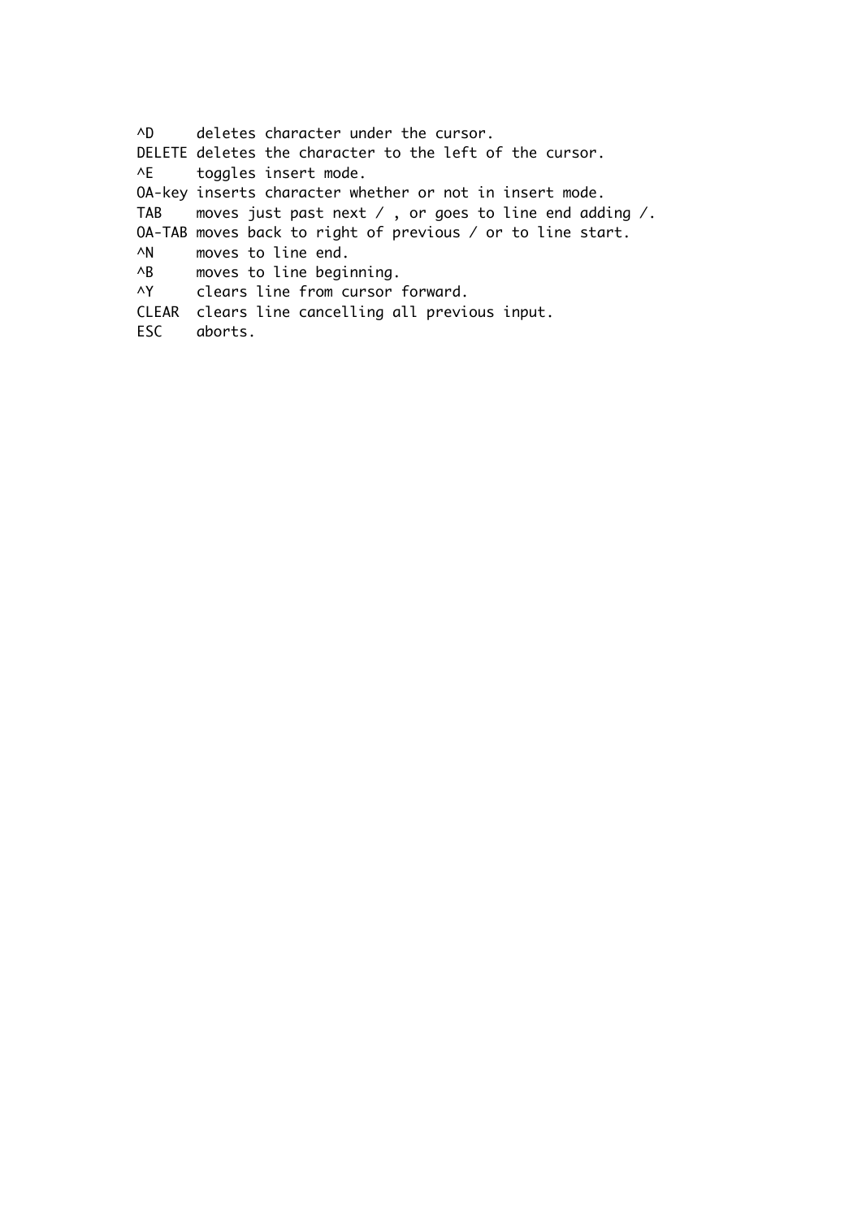```
^D     deletes character under the cursor.
DELETE deletes the character to the left of the cursor.
^E     toggles insert mode.
OA-key inserts character whether or not in insert mode.
TAB    moves just past next / , or goes to line end adding /.
OA-TAB moves back to right of previous / or to line start.
^N     moves to line end.
^B     moves to line beginning.
^Y     clears line from cursor forward.
CLEAR  clears line cancelling all previous input.
ESC    aborts.
```